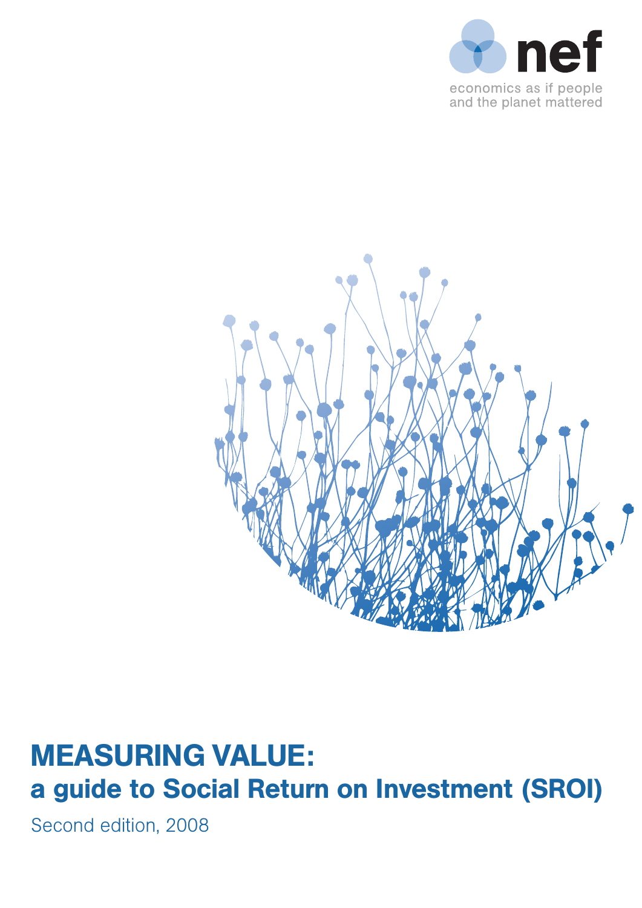nef

economics as if people and the planet mattered

# MEASURING VALUE:

## a guide to Social Return on Investment (SROI)

Second edition, 2008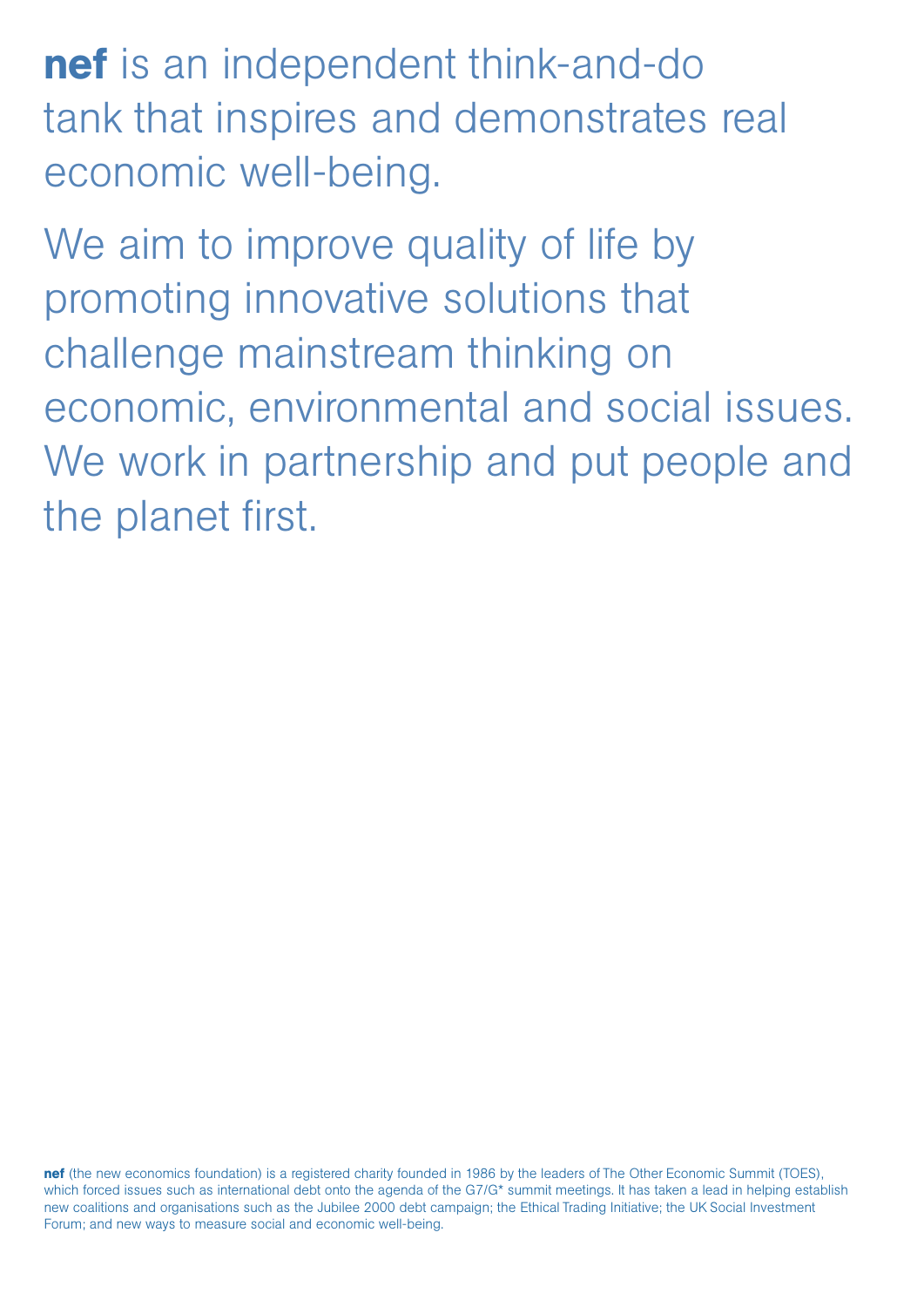**nef** is an independent think-and-do tank that inspires and demonstrates real economic well-being.

We aim to improve quality of life by promoting innovative solutions that challenge mainstream thinking on economic, environmental and social issues. We work in partnership and put people and the planet first.

**nef** (the new economics foundation) is a registered charity founded in 1986 by the leaders of The Other Economic Summit (TOES), which forced issues such as international debt onto the agenda of the G7/G* summit meetings. It has taken a lead in helping establish new coalitions and organisations such as the Jubilee 2000 debt campaign; the Ethical Trading Initiative; the UK Social Investment Forum; and new ways to measure social and economic well-being.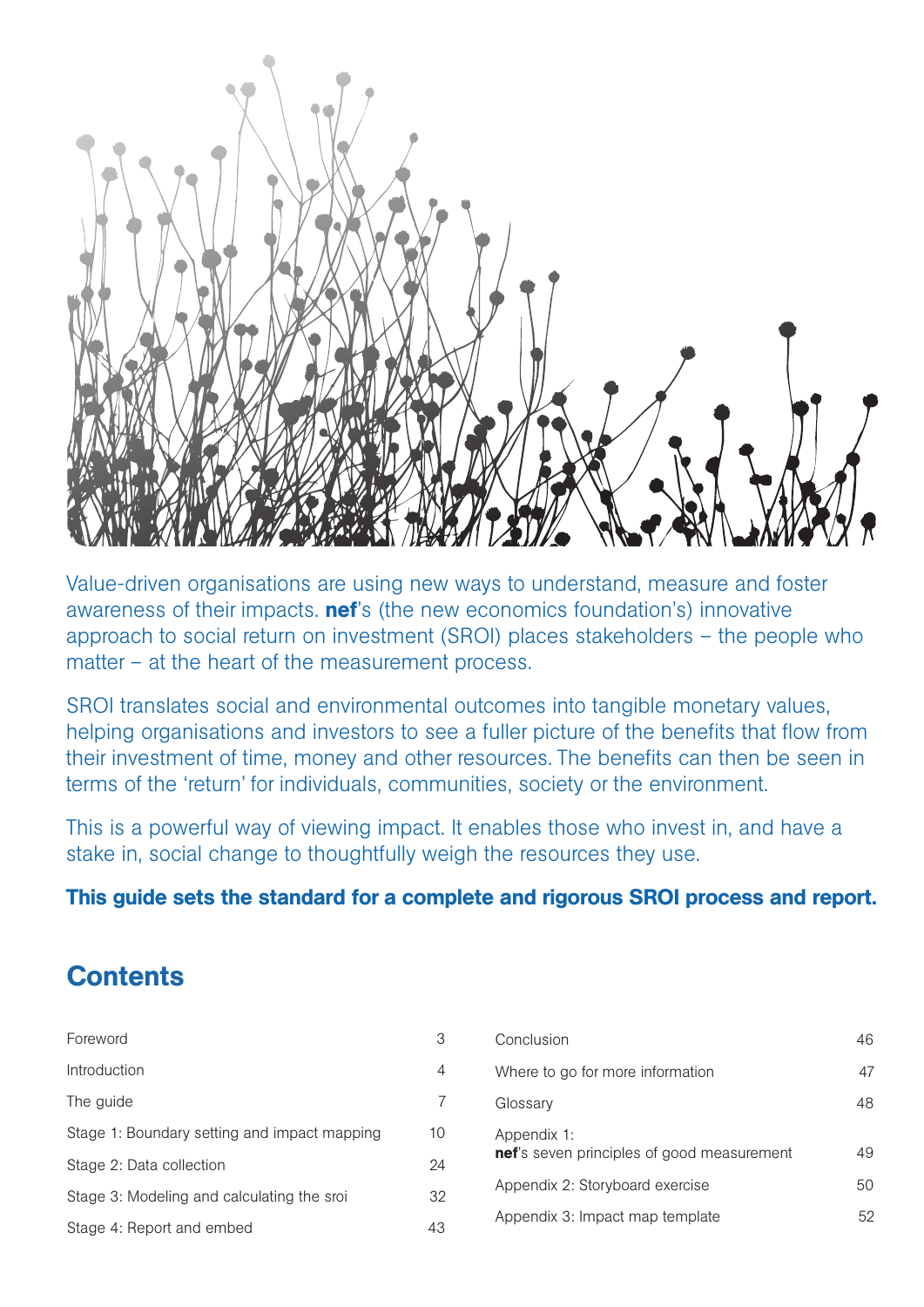Value-driven organisations are using new ways to understand, measure and foster awareness of their impacts. **nef**'s (the new economics foundation's) innovative approach to social return on investment (SROI) places stakeholders – the people who matter – at the heart of the measurement process.

SROI translates social and environmental outcomes into tangible monetary values, helping organisations and investors to see a fuller picture of the benefits that flow from their investment of time, money and other resources. The benefits can then be seen in terms of the 'return' for individuals, communities, society or the environment.

This is a powerful way of viewing impact. It enables those who invest in, and have a stake in, social change to thoughtfully weigh the resources they use.

**This guide sets the standard for a complete and rigorous SROI process and report.**

## Contents

| | |
|---|---|
| Foreword | 3 |
| Introduction | 4 |
| The guide | 7 |
| Stage 1: Boundary setting and impact mapping | 10 |
| Stage 2: Data collection | 24 |
| Stage 3: Modeling and calculating the sroi | 32 |
| Stage 4: Report and embed | 43 |
| Conclusion | 46 |
| Where to go for more information | 47 |
| Glossary | 48 |
| Appendix 1: **nef**'s seven principles of good measurement | 49 |
| Appendix 2: Storyboard exercise | 50 |
| Appendix 3: Impact map template | 52 |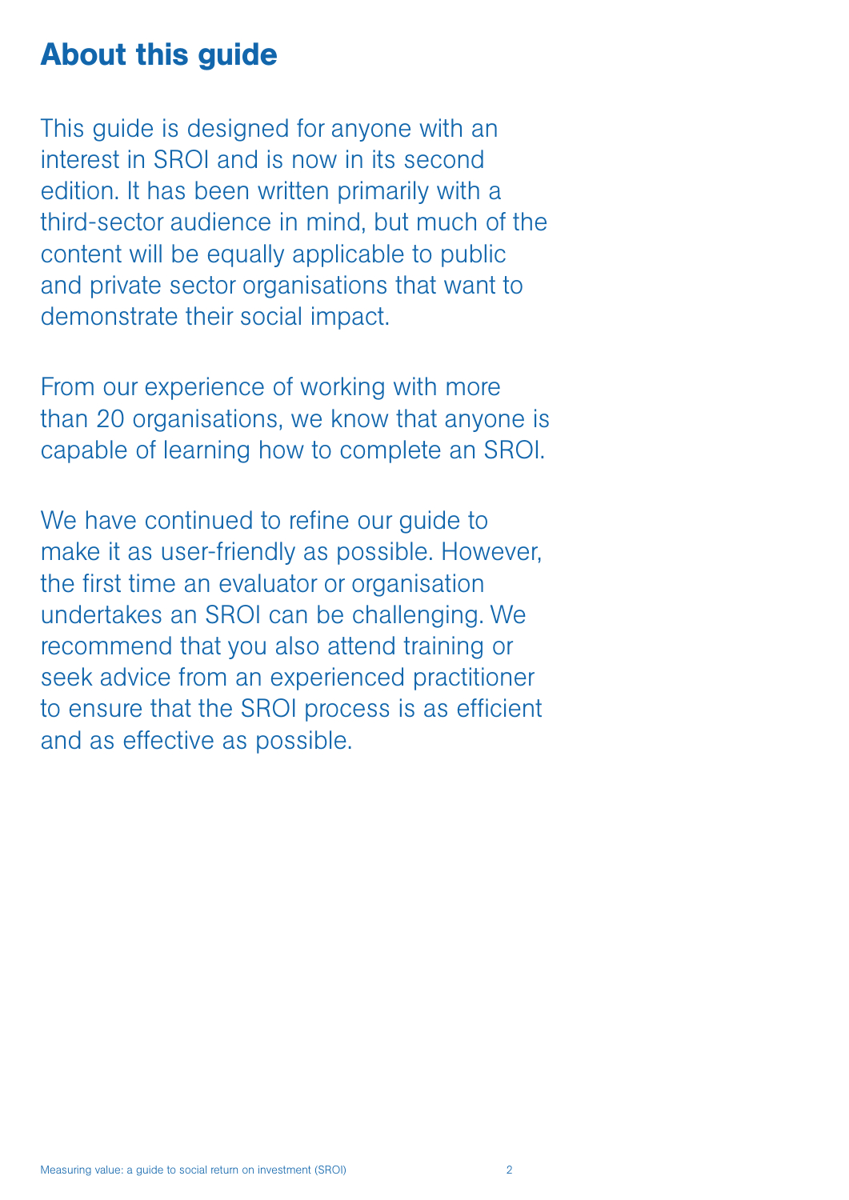## About this guide

This guide is designed for anyone with an interest in SROI and is now in its second edition. It has been written primarily with a third-sector audience in mind, but much of the content will be equally applicable to public and private sector organisations that want to demonstrate their social impact.

From our experience of working with more than 20 organisations, we know that anyone is capable of learning how to complete an SROI.

We have continued to refine our guide to make it as user-friendly as possible. However, the first time an evaluator or organisation undertakes an SROI can be challenging. We recommend that you also attend training or seek advice from an experienced practitioner to ensure that the SROI process is as efficient and as effective as possible.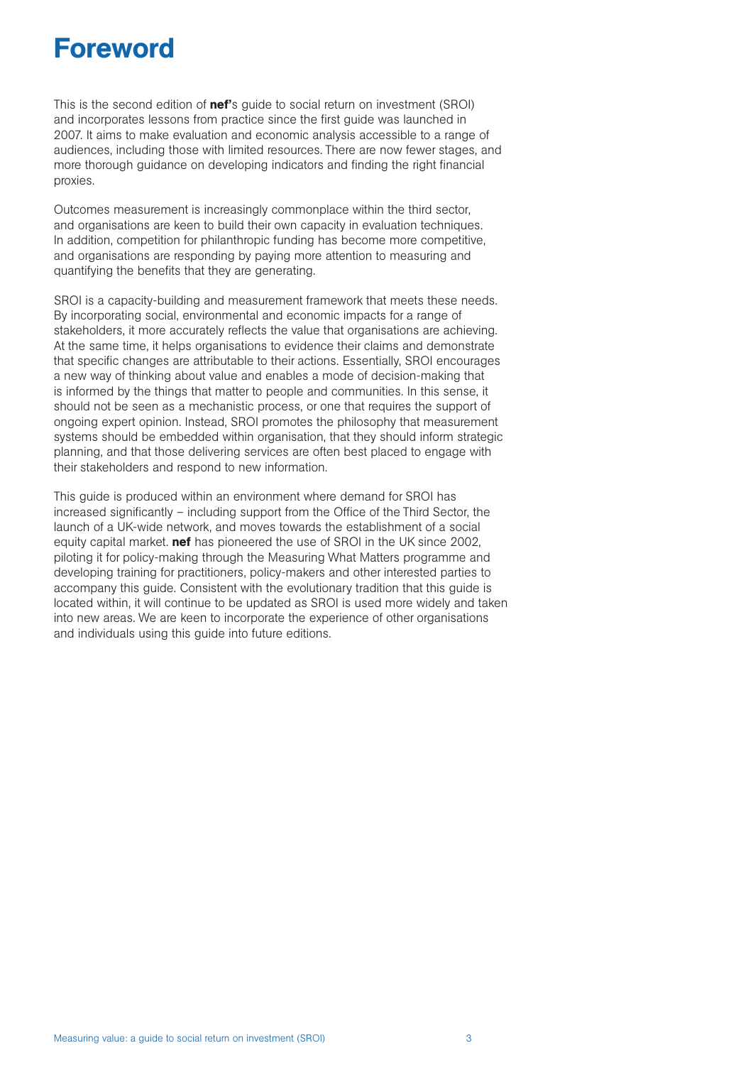# Foreword

This is the second edition of **nef**'s guide to social return on investment (SROI) and incorporates lessons from practice since the first guide was launched in 2007. It aims to make evaluation and economic analysis accessible to a range of audiences, including those with limited resources. There are now fewer stages, and more thorough guidance on developing indicators and finding the right financial proxies.

Outcomes measurement is increasingly commonplace within the third sector, and organisations are keen to build their own capacity in evaluation techniques. In addition, competition for philanthropic funding has become more competitive, and organisations are responding by paying more attention to measuring and quantifying the benefits that they are generating.

SROI is a capacity-building and measurement framework that meets these needs. By incorporating social, environmental and economic impacts for a range of stakeholders, it more accurately reflects the value that organisations are achieving. At the same time, it helps organisations to evidence their claims and demonstrate that specific changes are attributable to their actions. Essentially, SROI encourages a new way of thinking about value and enables a mode of decision-making that is informed by the things that matter to people and communities. In this sense, it should not be seen as a mechanistic process, or one that requires the support of ongoing expert opinion. Instead, SROI promotes the philosophy that measurement systems should be embedded within organisation, that they should inform strategic planning, and that those delivering services are often best placed to engage with their stakeholders and respond to new information.

This guide is produced within an environment where demand for SROI has increased significantly – including support from the Office of the Third Sector, the launch of a UK-wide network, and moves towards the establishment of a social equity capital market. **nef** has pioneered the use of SROI in the UK since 2002, piloting it for policy-making through the Measuring What Matters programme and developing training for practitioners, policy-makers and other interested parties to accompany this guide. Consistent with the evolutionary tradition that this guide is located within, it will continue to be updated as SROI is used more widely and taken into new areas. We are keen to incorporate the experience of other organisations and individuals using this guide into future editions.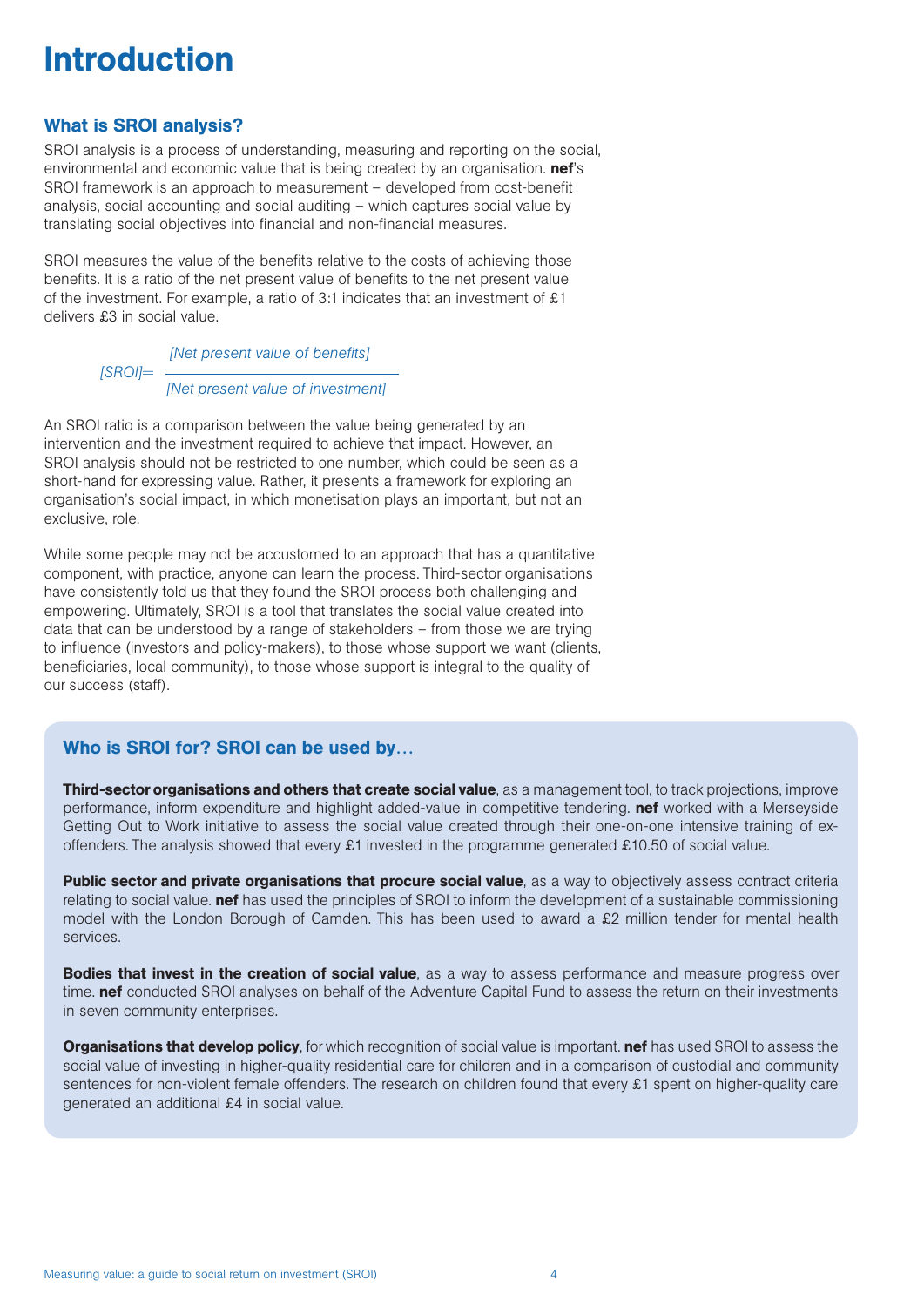# Introduction

## What is SROI analysis?

SROI analysis is a process of understanding, measuring and reporting on the social, environmental and economic value that is being created by an organisation. **nef**'s SROI framework is an approach to measurement – developed from cost-benefit analysis, social accounting and social auditing – which captures social value by translating social objectives into financial and non-financial measures.

SROI measures the value of the benefits relative to the costs of achieving those benefits. It is a ratio of the net present value of benefits to the net present value of the investment. For example, a ratio of 3:1 indicates that an investment of £1 delivers £3 in social value.

$$[SROI] = \frac{[\text{Net present value of benefits}]}{[\text{Net present value of investment}]}$$

An SROI ratio is a comparison between the value being generated by an intervention and the investment required to achieve that impact. However, an SROI analysis should not be restricted to one number, which could be seen as a short-hand for expressing value. Rather, it presents a framework for exploring an organisation's social impact, in which monetisation plays an important, but not an exclusive, role.

While some people may not be accustomed to an approach that has a quantitative component, with practice, anyone can learn the process. Third-sector organisations have consistently told us that they found the SROI process both challenging and empowering. Ultimately, SROI is a tool that translates the social value created into data that can be understood by a range of stakeholders – from those we are trying to influence (investors and policy-makers), to those whose support we want (clients, beneficiaries, local community), to those whose support is integral to the quality of our success (staff).

### Who is SROI for? SROI can be used by…

**Third-sector organisations and others that create social value**, as a management tool, to track projections, improve performance, inform expenditure and highlight added-value in competitive tendering. **nef** worked with a Merseyside Getting Out to Work initiative to assess the social value created through their one-on-one intensive training of ex-offenders. The analysis showed that every £1 invested in the programme generated £10.50 of social value.

**Public sector and private organisations that procure social value**, as a way to objectively assess contract criteria relating to social value. **nef** has used the principles of SROI to inform the development of a sustainable commissioning model with the London Borough of Camden. This has been used to award a £2 million tender for mental health services.

**Bodies that invest in the creation of social value**, as a way to assess performance and measure progress over time. **nef** conducted SROI analyses on behalf of the Adventure Capital Fund to assess the return on their investments in seven community enterprises.

**Organisations that develop policy**, for which recognition of social value is important. **nef** has used SROI to assess the social value of investing in higher-quality residential care for children and in a comparison of custodial and community sentences for non-violent female offenders. The research on children found that every £1 spent on higher-quality care generated an additional £4 in social value.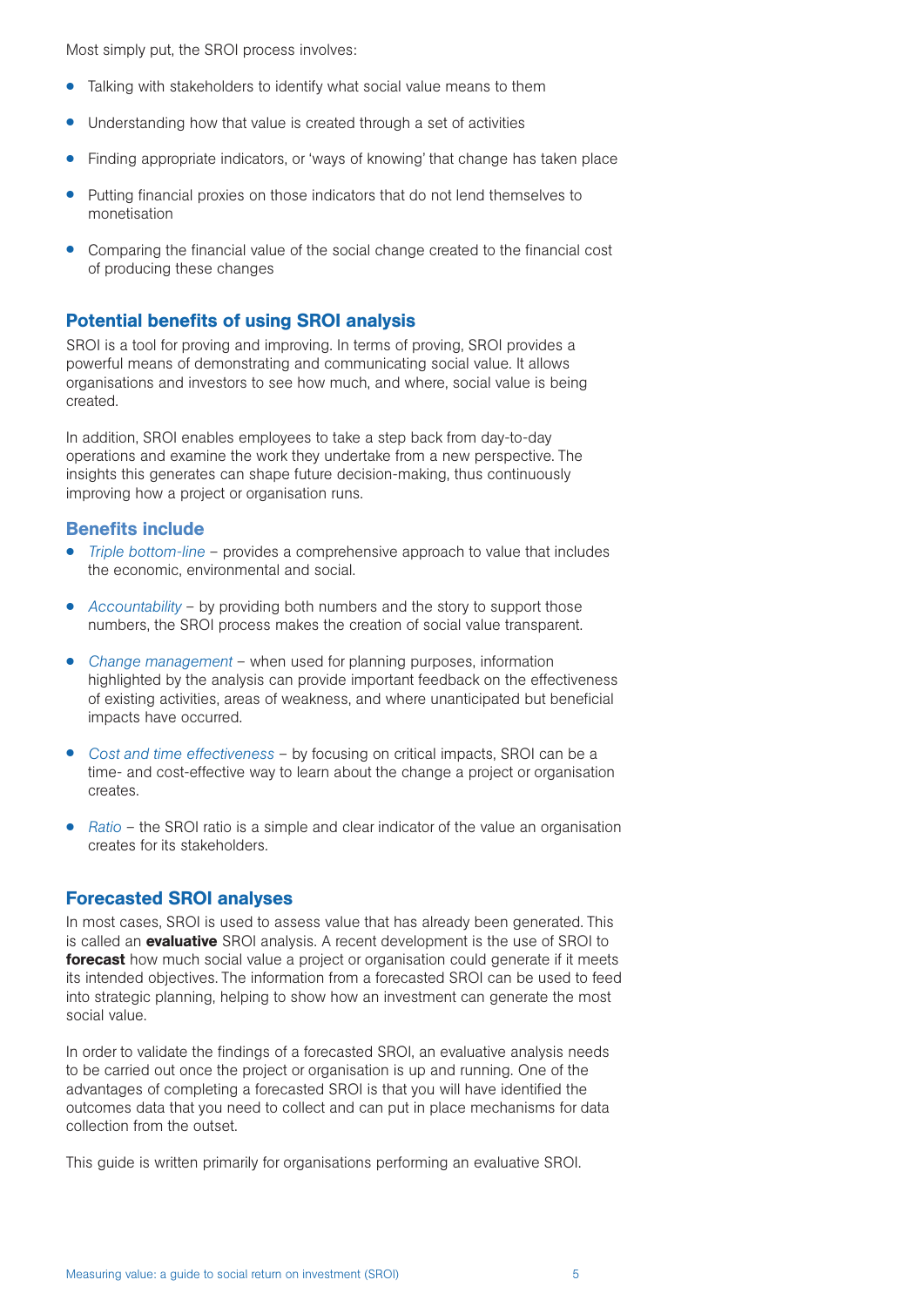Most simply put, the SROI process involves:

- Talking with stakeholders to identify what social value means to them
- Understanding how that value is created through a set of activities
- Finding appropriate indicators, or 'ways of knowing' that change has taken place
- Putting financial proxies on those indicators that do not lend themselves to monetisation
- Comparing the financial value of the social change created to the financial cost of producing these changes

## Potential benefits of using SROI analysis

SROI is a tool for proving and improving. In terms of proving, SROI provides a powerful means of demonstrating and communicating social value. It allows organisations and investors to see how much, and where, social value is being created.

In addition, SROI enables employees to take a step back from day-to-day operations and examine the work they undertake from a new perspective. The insights this generates can shape future decision-making, thus continuously improving how a project or organisation runs.

### Benefits include

- *Triple bottom-line* – provides a comprehensive approach to value that includes the economic, environmental and social.
- *Accountability* – by providing both numbers and the story to support those numbers, the SROI process makes the creation of social value transparent.
- *Change management* – when used for planning purposes, information highlighted by the analysis can provide important feedback on the effectiveness of existing activities, areas of weakness, and where unanticipated but beneficial impacts have occurred.
- *Cost and time effectiveness* – by focusing on critical impacts, SROI can be a time- and cost-effective way to learn about the change a project or organisation creates.
- *Ratio* – the SROI ratio is a simple and clear indicator of the value an organisation creates for its stakeholders.

## Forecasted SROI analyses

In most cases, SROI is used to assess value that has already been generated. This is called an **evaluative** SROI analysis. A recent development is the use of SROI to **forecast** how much social value a project or organisation could generate if it meets its intended objectives. The information from a forecasted SROI can be used to feed into strategic planning, helping to show how an investment can generate the most social value.

In order to validate the findings of a forecasted SROI, an evaluative analysis needs to be carried out once the project or organisation is up and running. One of the advantages of completing a forecasted SROI is that you will have identified the outcomes data that you need to collect and can put in place mechanisms for data collection from the outset.

This guide is written primarily for organisations performing an evaluative SROI.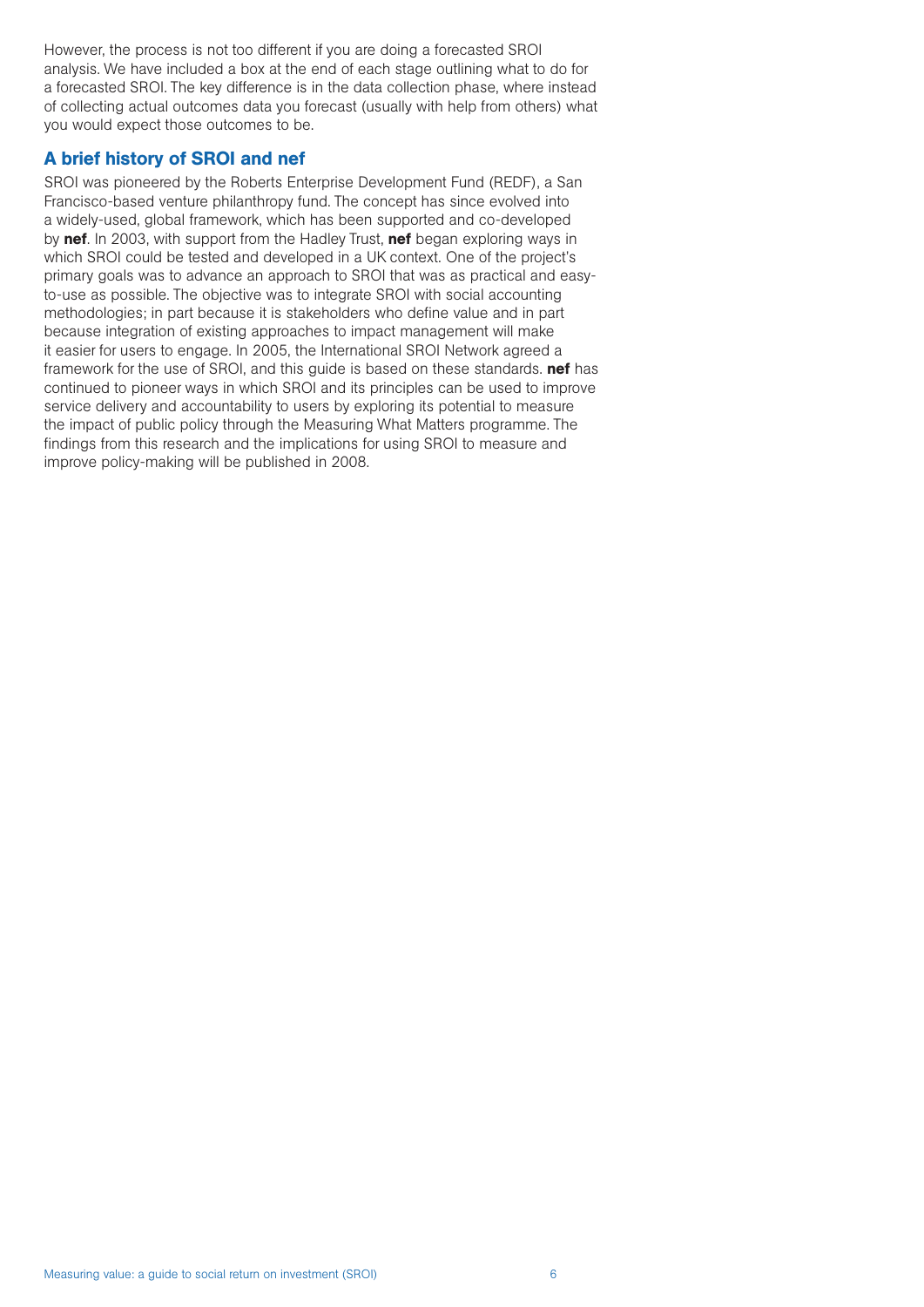However, the process is not too different if you are doing a forecasted SROI analysis. We have included a box at the end of each stage outlining what to do for a forecasted SROI. The key difference is in the data collection phase, where instead of collecting actual outcomes data you forecast (usually with help from others) what you would expect those outcomes to be.

## A brief history of SROI and nef

SROI was pioneered by the Roberts Enterprise Development Fund (REDF), a San Francisco-based venture philanthropy fund. The concept has since evolved into a widely-used, global framework, which has been supported and co-developed by **nef**. In 2003, with support from the Hadley Trust, **nef** began exploring ways in which SROI could be tested and developed in a UK context. One of the project's primary goals was to advance an approach to SROI that was as practical and easy-to-use as possible. The objective was to integrate SROI with social accounting methodologies; in part because it is stakeholders who define value and in part because integration of existing approaches to impact management will make it easier for users to engage. In 2005, the International SROI Network agreed a framework for the use of SROI, and this guide is based on these standards. **nef** has continued to pioneer ways in which SROI and its principles can be used to improve service delivery and accountability to users by exploring its potential to measure the impact of public policy through the Measuring What Matters programme. The findings from this research and the implications for using SROI to measure and improve policy-making will be published in 2008.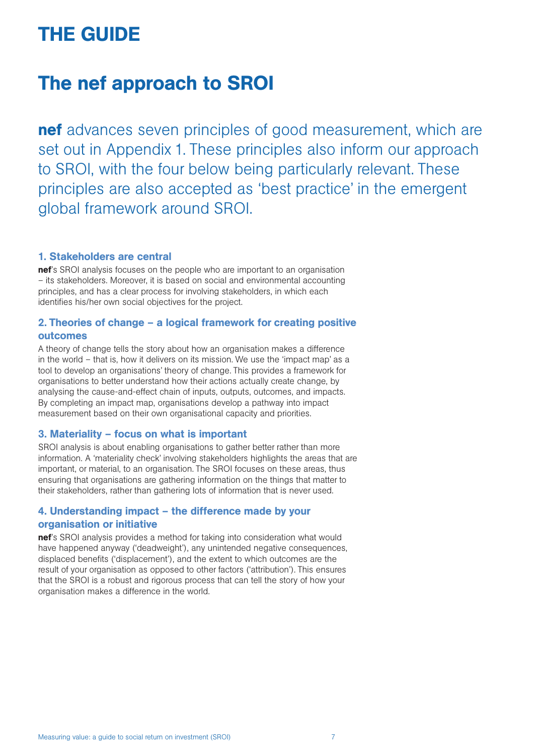# THE GUIDE

## The nef approach to SROI

**nef** advances seven principles of good measurement, which are set out in Appendix 1. These principles also inform our approach to SROI, with the four below being particularly relevant. These principles are also accepted as 'best practice' in the emergent global framework around SROI.

### 1. Stakeholders are central

**nef**'s SROI analysis focuses on the people who are important to an organisation – its stakeholders. Moreover, it is based on social and environmental accounting principles, and has a clear process for involving stakeholders, in which each identifies his/her own social objectives for the project.

### 2. Theories of change – a logical framework for creating positive outcomes

A theory of change tells the story about how an organisation makes a difference in the world – that is, how it delivers on its mission. We use the 'impact map' as a tool to develop an organisations' theory of change. This provides a framework for organisations to better understand how their actions actually create change, by analysing the cause-and-effect chain of inputs, outputs, outcomes, and impacts. By completing an impact map, organisations develop a pathway into impact measurement based on their own organisational capacity and priorities.

### 3. Materiality – focus on what is important

SROI analysis is about enabling organisations to gather better rather than more information. A 'materiality check' involving stakeholders highlights the areas that are important, or material, to an organisation. The SROI focuses on these areas, thus ensuring that organisations are gathering information on the things that matter to their stakeholders, rather than gathering lots of information that is never used.

### 4. Understanding impact – the difference made by your organisation or initiative

**nef**'s SROI analysis provides a method for taking into consideration what would have happened anyway ('deadweight'), any unintended negative consequences, displaced benefits ('displacement'), and the extent to which outcomes are the result of your organisation as opposed to other factors ('attribution'). This ensures that the SROI is a robust and rigorous process that can tell the story of how your organisation makes a difference in the world.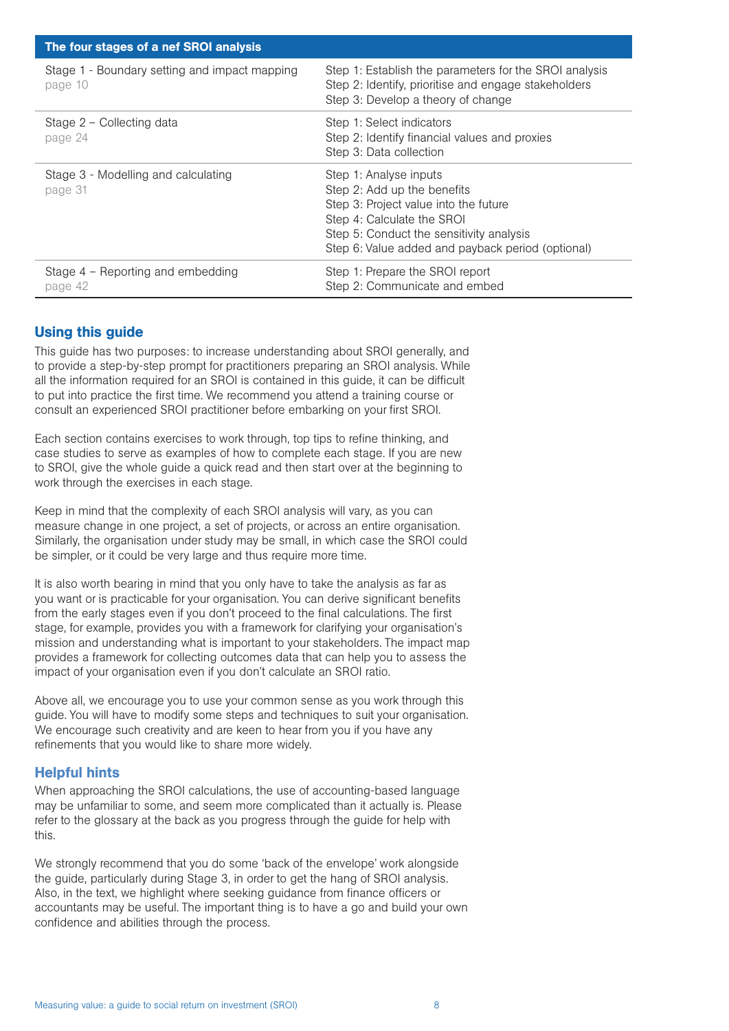| The four stages of a nef SROI analysis | |
|---|---|
| Stage 1 - Boundary setting and impact mapping<br>page 10 | Step 1: Establish the parameters for the SROI analysis<br>Step 2: Identify, prioritise and engage stakeholders<br>Step 3: Develop a theory of change |
| Stage 2 – Collecting data<br>page 24 | Step 1: Select indicators<br>Step 2: Identify financial values and proxies<br>Step 3: Data collection |
| Stage 3 - Modelling and calculating<br>page 31 | Step 1: Analyse inputs<br>Step 2: Add up the benefits<br>Step 3: Project value into the future<br>Step 4: Calculate the SROI<br>Step 5: Conduct the sensitivity analysis<br>Step 6: Value added and payback period (optional) |
| Stage 4 – Reporting and embedding<br>page 42 | Step 1: Prepare the SROI report<br>Step 2: Communicate and embed |

## Using this guide

This guide has two purposes: to increase understanding about SROI generally, and to provide a step-by-step prompt for practitioners preparing an SROI analysis. While all the information required for an SROI is contained in this guide, it can be difficult to put into practice the first time. We recommend you attend a training course or consult an experienced SROI practitioner before embarking on your first SROI.

Each section contains exercises to work through, top tips to refine thinking, and case studies to serve as examples of how to complete each stage. If you are new to SROI, give the whole guide a quick read and then start over at the beginning to work through the exercises in each stage.

Keep in mind that the complexity of each SROI analysis will vary, as you can measure change in one project, a set of projects, or across an entire organisation. Similarly, the organisation under study may be small, in which case the SROI could be simpler, or it could be very large and thus require more time.

It is also worth bearing in mind that you only have to take the analysis as far as you want or is practicable for your organisation. You can derive significant benefits from the early stages even if you don't proceed to the final calculations. The first stage, for example, provides you with a framework for clarifying your organisation's mission and understanding what is important to your stakeholders. The impact map provides a framework for collecting outcomes data that can help you to assess the impact of your organisation even if you don't calculate an SROI ratio.

Above all, we encourage you to use your common sense as you work through this guide. You will have to modify some steps and techniques to suit your organisation. We encourage such creativity and are keen to hear from you if you have any refinements that you would like to share more widely.

### Helpful hints

When approaching the SROI calculations, the use of accounting-based language may be unfamiliar to some, and seem more complicated than it actually is. Please refer to the glossary at the back as you progress through the guide for help with this.

We strongly recommend that you do some 'back of the envelope' work alongside the guide, particularly during Stage 3, in order to get the hang of SROI analysis. Also, in the text, we highlight where seeking guidance from finance officers or accountants may be useful. The important thing is to have a go and build your own confidence and abilities through the process.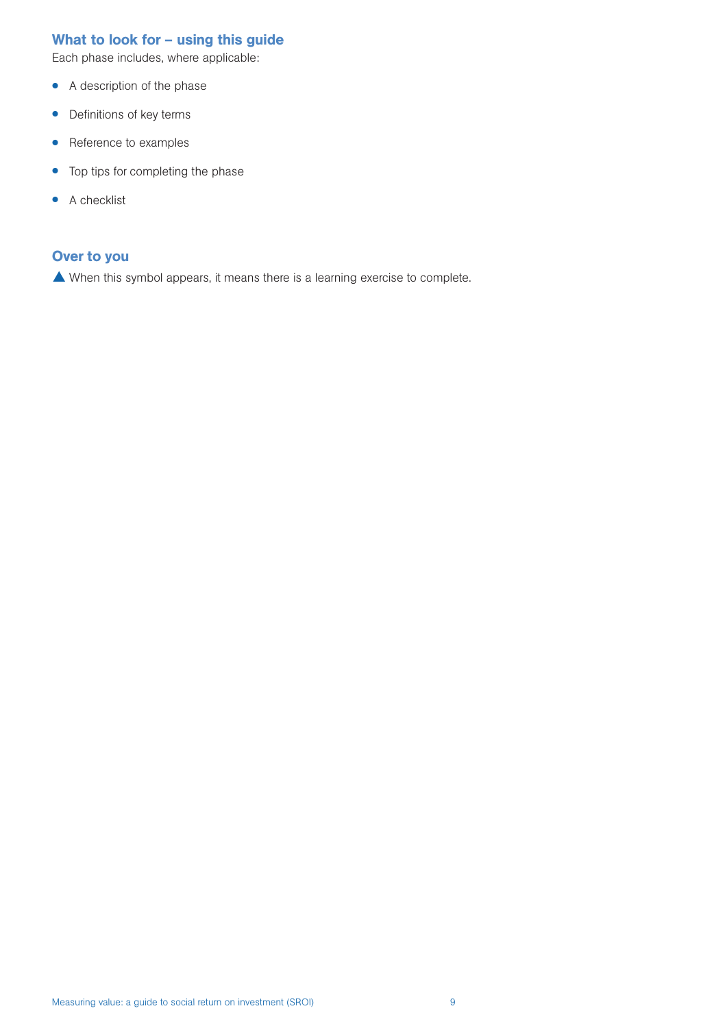## What to look for – using this guide

Each phase includes, where applicable:

- A description of the phase
- Definitions of key terms
- Reference to examples
- Top tips for completing the phase
- A checklist

## Over to you

▲ When this symbol appears, it means there is a learning exercise to complete.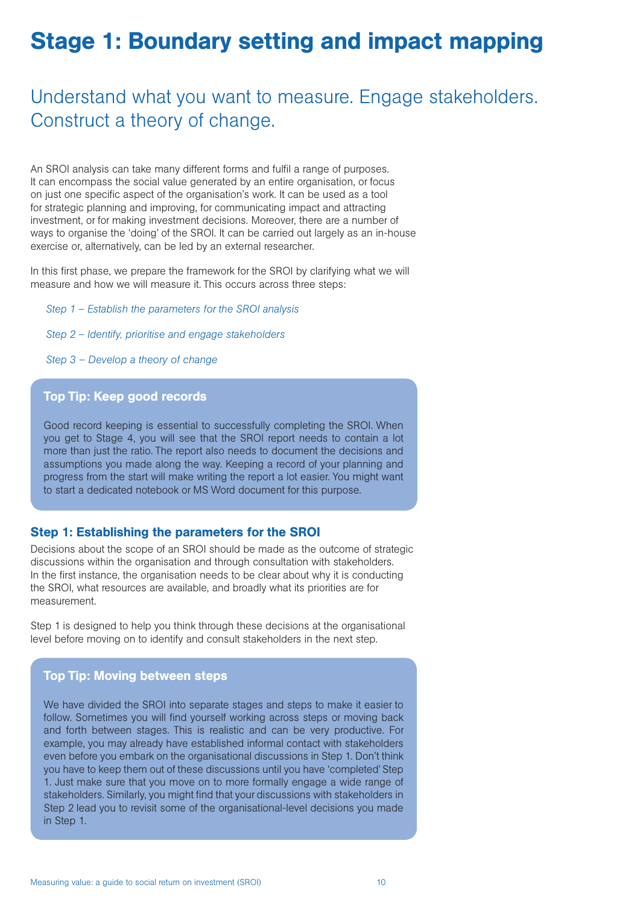# Stage 1: Boundary setting and impact mapping

## Understand what you want to measure. Engage stakeholders. Construct a theory of change.

An SROI analysis can take many different forms and fulfil a range of purposes. It can encompass the social value generated by an entire organisation, or focus on just one specific aspect of the organisation's work. It can be used as a tool for strategic planning and improving, for communicating impact and attracting investment, or for making investment decisions. Moreover, there are a number of ways to organise the 'doing' of the SROI. It can be carried out largely as an in-house exercise or, alternatively, can be led by an external researcher.

In this first phase, we prepare the framework for the SROI by clarifying what we will measure and how we will measure it. This occurs across three steps:

*Step 1 – Establish the parameters for the SROI analysis*

*Step 2 – Identify, prioritise and engage stakeholders*

*Step 3 – Develop a theory of change*

> **Top Tip: Keep good records**
>
> Good record keeping is essential to successfully completing the SROI. When you get to Stage 4, you will see that the SROI report needs to contain a lot more than just the ratio. The report also needs to document the decisions and assumptions you made along the way. Keeping a record of your planning and progress from the start will make writing the report a lot easier. You might want to start a dedicated notebook or MS Word document for this purpose.

### Step 1: Establishing the parameters for the SROI

Decisions about the scope of an SROI should be made as the outcome of strategic discussions within the organisation and through consultation with stakeholders. In the first instance, the organisation needs to be clear about why it is conducting the SROI, what resources are available, and broadly what its priorities are for measurement.

Step 1 is designed to help you think through these decisions at the organisational level before moving on to identify and consult stakeholders in the next step.

> **Top Tip: Moving between steps**
>
> We have divided the SROI into separate stages and steps to make it easier to follow. Sometimes you will find yourself working across steps or moving back and forth between stages. This is realistic and can be very productive. For example, you may already have established informal contact with stakeholders even before you embark on the organisational discussions in Step 1. Don't think you have to keep them out of these discussions until you have 'completed' Step 1. Just make sure that you move on to more formally engage a wide range of stakeholders. Similarly, you might find that your discussions with stakeholders in Step 2 lead you to revisit some of the organisational-level decisions you made in Step 1.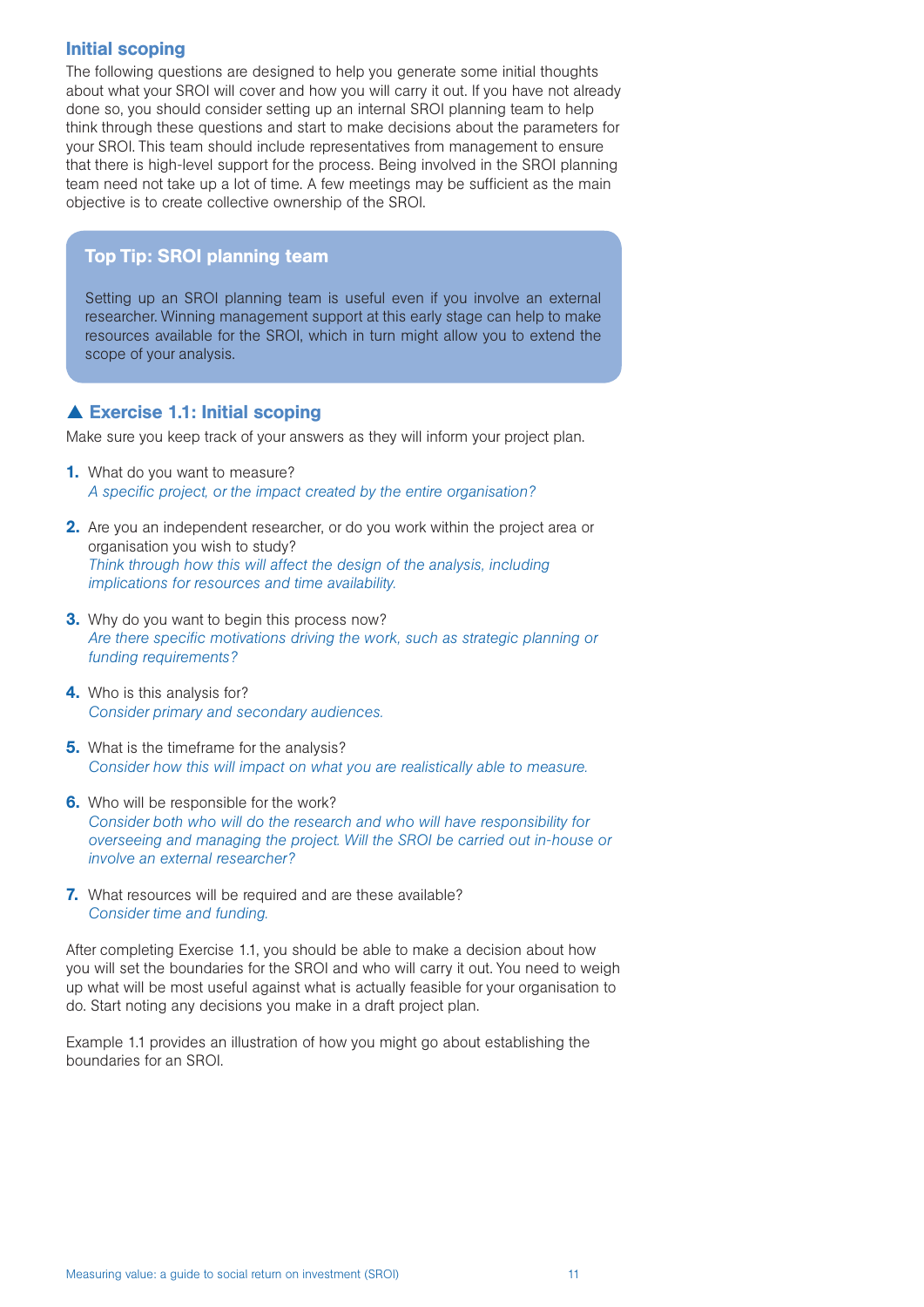## Initial scoping

The following questions are designed to help you generate some initial thoughts about what your SROI will cover and how you will carry it out. If you have not already done so, you should consider setting up an internal SROI planning team to help think through these questions and start to make decisions about the parameters for your SROI. This team should include representatives from management to ensure that there is high-level support for the process. Being involved in the SROI planning team need not take up a lot of time. A few meetings may be sufficient as the main objective is to create collective ownership of the SROI.

> **Top Tip: SROI planning team**
>
> Setting up an SROI planning team is useful even if you involve an external researcher. Winning management support at this early stage can help to make resources available for the SROI, which in turn might allow you to extend the scope of your analysis.

### ▲ Exercise 1.1: Initial scoping

Make sure you keep track of your answers as they will inform your project plan.

1. What do you want to measure?
   *A specific project, or the impact created by the entire organisation?*

2. Are you an independent researcher, or do you work within the project area or organisation you wish to study?
   *Think through how this will affect the design of the analysis, including implications for resources and time availability.*

3. Why do you want to begin this process now?
   *Are there specific motivations driving the work, such as strategic planning or funding requirements?*

4. Who is this analysis for?
   *Consider primary and secondary audiences.*

5. What is the timeframe for the analysis?
   *Consider how this will impact on what you are realistically able to measure.*

6. Who will be responsible for the work?
   *Consider both who will do the research and who will have responsibility for overseeing and managing the project. Will the SROI be carried out in-house or involve an external researcher?*

7. What resources will be required and are these available?
   *Consider time and funding.*

After completing Exercise 1.1, you should be able to make a decision about how you will set the boundaries for the SROI and who will carry it out. You need to weigh up what will be most useful against what is actually feasible for your organisation to do. Start noting any decisions you make in a draft project plan.

Example 1.1 provides an illustration of how you might go about establishing the boundaries for an SROI.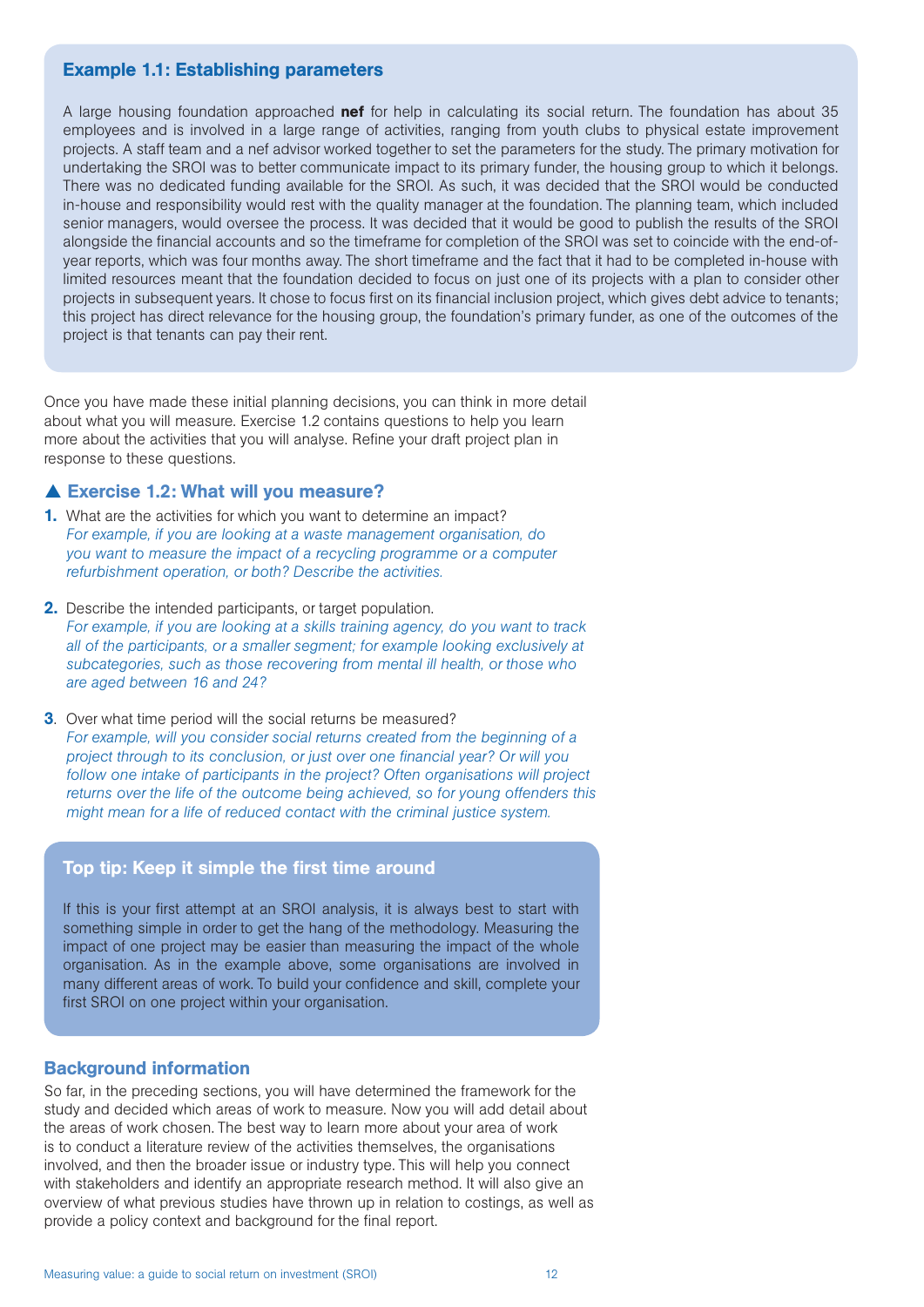### Example 1.1: Establishing parameters

A large housing foundation approached **nef** for help in calculating its social return. The foundation has about 35 employees and is involved in a large range of activities, ranging from youth clubs to physical estate improvement projects. A staff team and a nef advisor worked together to set the parameters for the study. The primary motivation for undertaking the SROI was to better communicate impact to its primary funder, the housing group to which it belongs. There was no dedicated funding available for the SROI. As such, it was decided that the SROI would be conducted in-house and responsibility would rest with the quality manager at the foundation. The planning team, which included senior managers, would oversee the process. It was decided that it would be good to publish the results of the SROI alongside the financial accounts and so the timeframe for completion of the SROI was set to coincide with the end-of-year reports, which was four months away. The short timeframe and the fact that it had to be completed in-house with limited resources meant that the foundation decided to focus on just one of its projects with a plan to consider other projects in subsequent years. It chose to focus first on its financial inclusion project, which gives debt advice to tenants; this project has direct relevance for the housing group, the foundation's primary funder, as one of the outcomes of the project is that tenants can pay their rent.

Once you have made these initial planning decisions, you can think in more detail about what you will measure. Exercise 1.2 contains questions to help you learn more about the activities that you will analyse. Refine your draft project plan in response to these questions.

### ▲ Exercise 1.2: What will you measure?

1. What are the activities for which you want to determine an impact?
   *For example, if you are looking at a waste management organisation, do you want to measure the impact of a recycling programme or a computer refurbishment operation, or both? Describe the activities.*

2. Describe the intended participants, or target population.
   *For example, if you are looking at a skills training agency, do you want to track all of the participants, or a smaller segment; for example looking exclusively at subcategories, such as those recovering from mental ill health, or those who are aged between 16 and 24?*

3. Over what time period will the social returns be measured?
   *For example, will you consider social returns created from the beginning of a project through to its conclusion, or just over one financial year? Or will you follow one intake of participants in the project? Often organisations will project returns over the life of the outcome being achieved, so for young offenders this might mean for a life of reduced contact with the criminal justice system.*

### Top tip: Keep it simple the first time around

If this is your first attempt at an SROI analysis, it is always best to start with something simple in order to get the hang of the methodology. Measuring the impact of one project may be easier than measuring the impact of the whole organisation. As in the example above, some organisations are involved in many different areas of work. To build your confidence and skill, complete your first SROI on one project within your organisation.

## Background information

So far, in the preceding sections, you will have determined the framework for the study and decided which areas of work to measure. Now you will add detail about the areas of work chosen. The best way to learn more about your area of work is to conduct a literature review of the activities themselves, the organisations involved, and then the broader issue or industry type. This will help you connect with stakeholders and identify an appropriate research method. It will also give an overview of what previous studies have thrown up in relation to costings, as well as provide a policy context and background for the final report.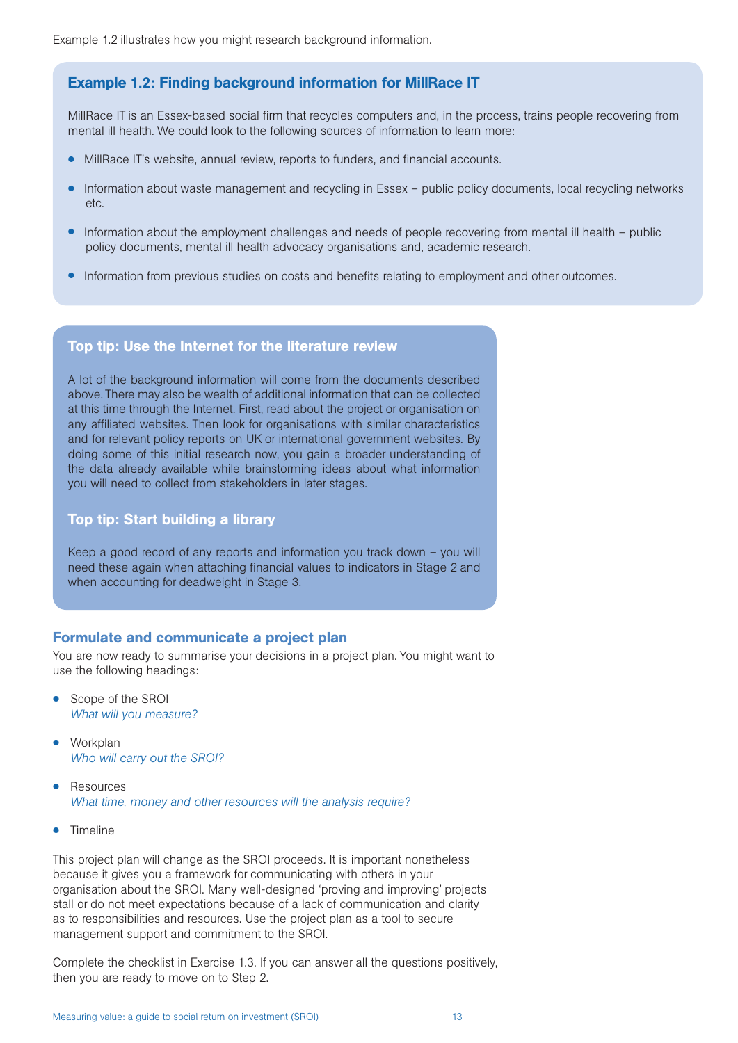Example 1.2 illustrates how you might research background information.

### Example 1.2: Finding background information for MillRace IT

MillRace IT is an Essex-based social firm that recycles computers and, in the process, trains people recovering from mental ill health. We could look to the following sources of information to learn more:

- MillRace IT's website, annual review, reports to funders, and financial accounts.
- Information about waste management and recycling in Essex – public policy documents, local recycling networks etc.
- Information about the employment challenges and needs of people recovering from mental ill health – public policy documents, mental ill health advocacy organisations and, academic research.
- Information from previous studies on costs and benefits relating to employment and other outcomes.

### Top tip: Use the Internet for the literature review

A lot of the background information will come from the documents described above. There may also be wealth of additional information that can be collected at this time through the Internet. First, read about the project or organisation on any affiliated websites. Then look for organisations with similar characteristics and for relevant policy reports on UK or international government websites. By doing some of this initial research now, you gain a broader understanding of the data already available while brainstorming ideas about what information you will need to collect from stakeholders in later stages.

### Top tip: Start building a library

Keep a good record of any reports and information you track down – you will need these again when attaching financial values to indicators in Stage 2 and when accounting for deadweight in Stage 3.

## Formulate and communicate a project plan

You are now ready to summarise your decisions in a project plan. You might want to use the following headings:

- Scope of the SROI
  *What will you measure?*
- Workplan
  *Who will carry out the SROI?*
- Resources
  *What time, money and other resources will the analysis require?*
- Timeline

This project plan will change as the SROI proceeds. It is important nonetheless because it gives you a framework for communicating with others in your organisation about the SROI. Many well-designed 'proving and improving' projects stall or do not meet expectations because of a lack of communication and clarity as to responsibilities and resources. Use the project plan as a tool to secure management support and commitment to the SROI.

Complete the checklist in Exercise 1.3. If you can answer all the questions positively, then you are ready to move on to Step 2.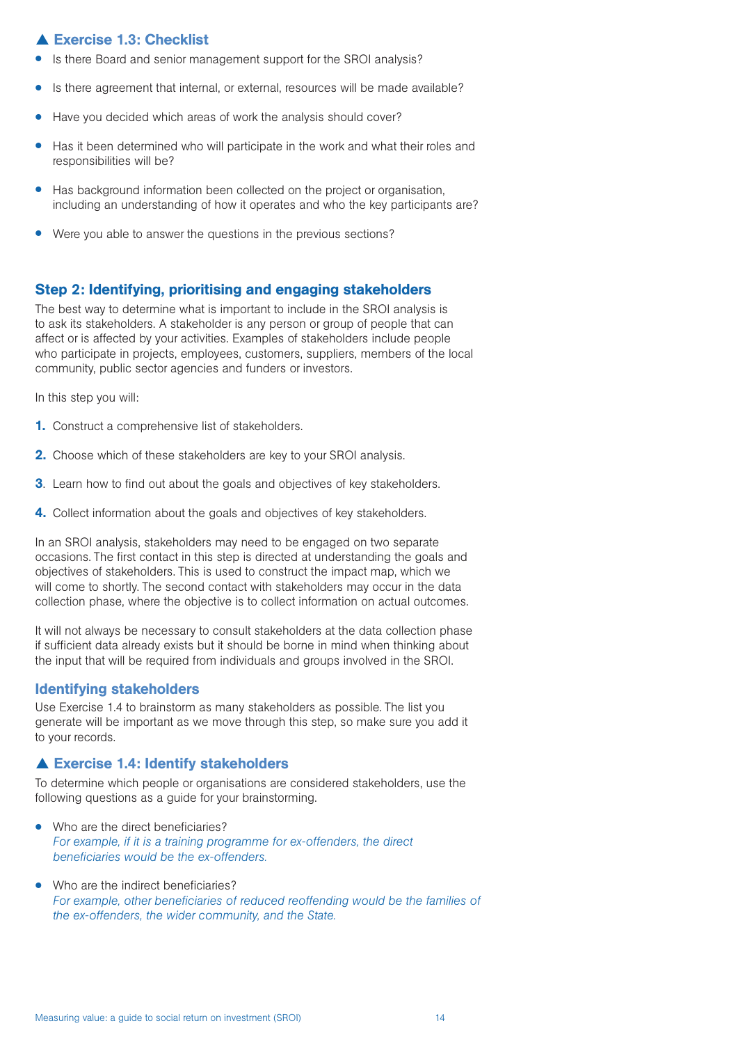### ▲ Exercise 1.3: Checklist

- Is there Board and senior management support for the SROI analysis?
- Is there agreement that internal, or external, resources will be made available?
- Have you decided which areas of work the analysis should cover?
- Has it been determined who will participate in the work and what their roles and responsibilities will be?
- Has background information been collected on the project or organisation, including an understanding of how it operates and who the key participants are?
- Were you able to answer the questions in the previous sections?

## Step 2: Identifying, prioritising and engaging stakeholders

The best way to determine what is important to include in the SROI analysis is to ask its stakeholders. A stakeholder is any person or group of people that can affect or is affected by your activities. Examples of stakeholders include people who participate in projects, employees, customers, suppliers, members of the local community, public sector agencies and funders or investors.

In this step you will:

1. Construct a comprehensive list of stakeholders.
2. Choose which of these stakeholders are key to your SROI analysis.
3. Learn how to find out about the goals and objectives of key stakeholders.
4. Collect information about the goals and objectives of key stakeholders.

In an SROI analysis, stakeholders may need to be engaged on two separate occasions. The first contact in this step is directed at understanding the goals and objectives of stakeholders. This is used to construct the impact map, which we will come to shortly. The second contact with stakeholders may occur in the data collection phase, where the objective is to collect information on actual outcomes.

It will not always be necessary to consult stakeholders at the data collection phase if sufficient data already exists but it should be borne in mind when thinking about the input that will be required from individuals and groups involved in the SROI.

### Identifying stakeholders

Use Exercise 1.4 to brainstorm as many stakeholders as possible. The list you generate will be important as we move through this step, so make sure you add it to your records.

### ▲ Exercise 1.4: Identify stakeholders

To determine which people or organisations are considered stakeholders, use the following questions as a guide for your brainstorming.

- Who are the direct beneficiaries?
  *For example, if it is a training programme for ex-offenders, the direct beneficiaries would be the ex-offenders.*
- Who are the indirect beneficiaries?
  *For example, other beneficiaries of reduced reoffending would be the families of the ex-offenders, the wider community, and the State.*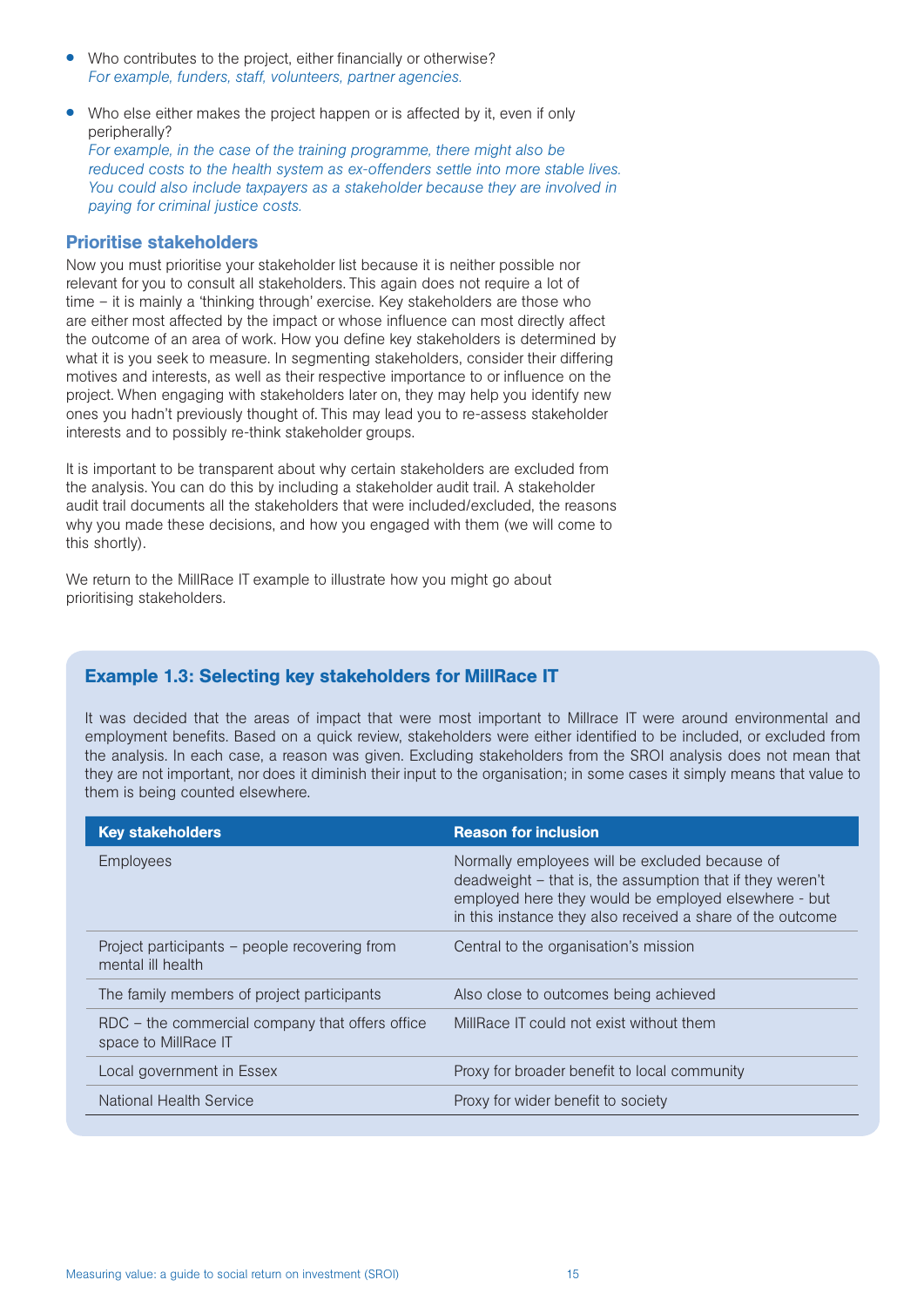- Who contributes to the project, either financially or otherwise?
  *For example, funders, staff, volunteers, partner agencies.*

- Who else either makes the project happen or is affected by it, even if only peripherally?
  *For example, in the case of the training programme, there might also be reduced costs to the health system as ex-offenders settle into more stable lives. You could also include taxpayers as a stakeholder because they are involved in paying for criminal justice costs.*

### Prioritise stakeholders

Now you must prioritise your stakeholder list because it is neither possible nor relevant for you to consult all stakeholders. This again does not require a lot of time – it is mainly a 'thinking through' exercise. Key stakeholders are those who are either most affected by the impact or whose influence can most directly affect the outcome of an area of work. How you define key stakeholders is determined by what it is you seek to measure. In segmenting stakeholders, consider their differing motives and interests, as well as their respective importance to or influence on the project. When engaging with stakeholders later on, they may help you identify new ones you hadn't previously thought of. This may lead you to re-assess stakeholder interests and to possibly re-think stakeholder groups.

It is important to be transparent about why certain stakeholders are excluded from the analysis. You can do this by including a stakeholder audit trail. A stakeholder audit trail documents all the stakeholders that were included/excluded, the reasons why you made these decisions, and how you engaged with them (we will come to this shortly).

We return to the MillRace IT example to illustrate how you might go about prioritising stakeholders.

#### Example 1.3: Selecting key stakeholders for MillRace IT

It was decided that the areas of impact that were most important to Millrace IT were around environmental and employment benefits. Based on a quick review, stakeholders were either identified to be included, or excluded from the analysis. In each case, a reason was given. Excluding stakeholders from the SROI analysis does not mean that they are not important, nor does it diminish their input to the organisation; in some cases it simply means that value to them is being counted elsewhere.

| Key stakeholders | Reason for inclusion |
|---|---|
| Employees | Normally employees will be excluded because of deadweight – that is, the assumption that if they weren't employed here they would be employed elsewhere - but in this instance they also received a share of the outcome |
| Project participants – people recovering from mental ill health | Central to the organisation's mission |
| The family members of project participants | Also close to outcomes being achieved |
| RDC – the commercial company that offers office space to MillRace IT | MillRace IT could not exist without them |
| Local government in Essex | Proxy for broader benefit to local community |
| National Health Service | Proxy for wider benefit to society |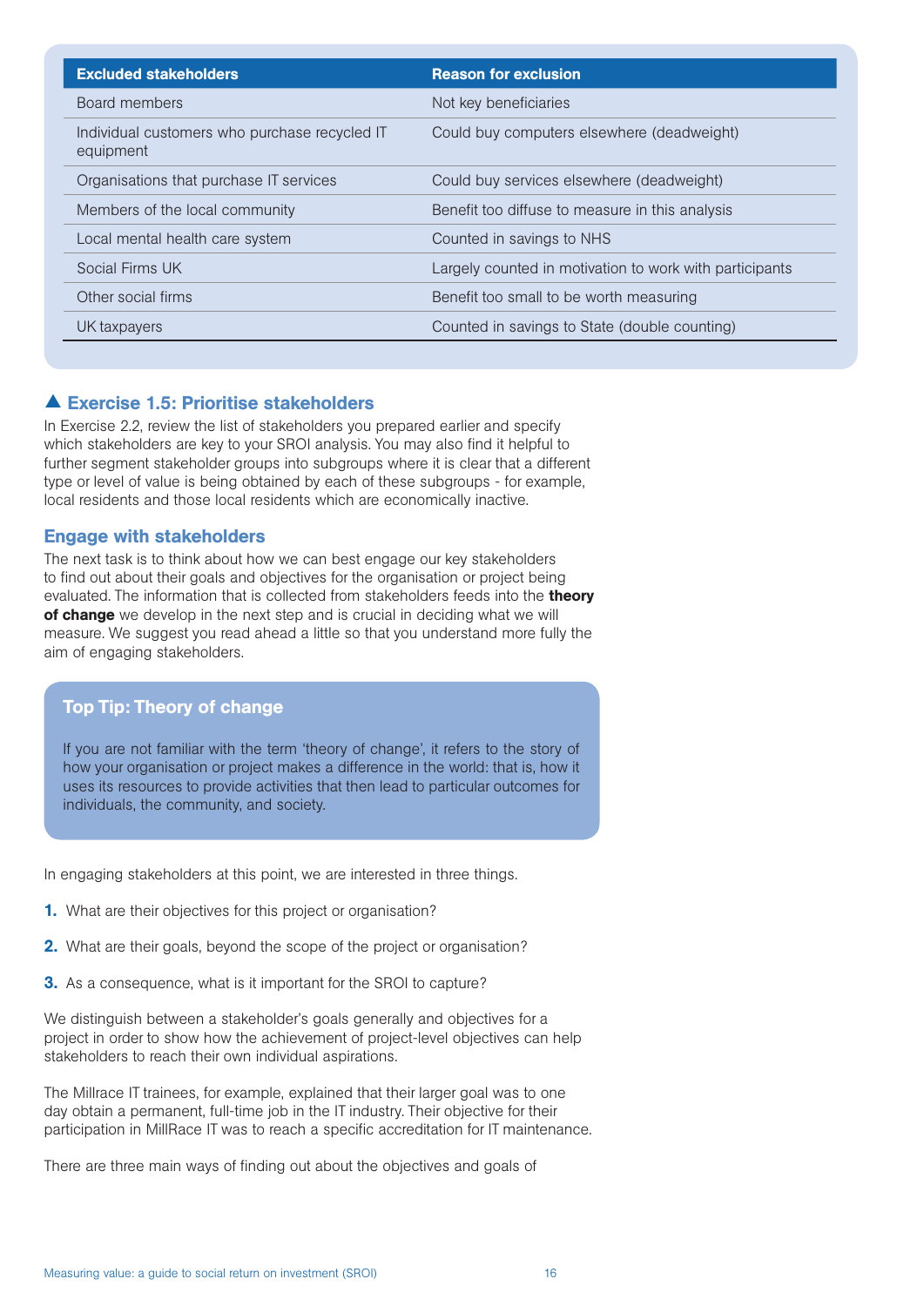| Excluded stakeholders | Reason for exclusion |
|---|---|
| Board members | Not key beneficiaries |
| Individual customers who purchase recycled IT equipment | Could buy computers elsewhere (deadweight) |
| Organisations that purchase IT services | Could buy services elsewhere (deadweight) |
| Members of the local community | Benefit too diffuse to measure in this analysis |
| Local mental health care system | Counted in savings to NHS |
| Social Firms UK | Largely counted in motivation to work with participants |
| Other social firms | Benefit too small to be worth measuring |
| UK taxpayers | Counted in savings to State (double counting) |

### ▲ Exercise 1.5: Prioritise stakeholders

In Exercise 2.2, review the list of stakeholders you prepared earlier and specify which stakeholders are key to your SROI analysis. You may also find it helpful to further segment stakeholder groups into subgroups where it is clear that a different type or level of value is being obtained by each of these subgroups - for example, local residents and those local residents which are economically inactive.

### Engage with stakeholders

The next task is to think about how we can best engage our key stakeholders to find out about their goals and objectives for the organisation or project being evaluated. The information that is collected from stakeholders feeds into the **theory of change** we develop in the next step and is crucial in deciding what we will measure. We suggest you read ahead a little so that you understand more fully the aim of engaging stakeholders.

#### Top Tip: Theory of change

If you are not familiar with the term 'theory of change', it refers to the story of how your organisation or project makes a difference in the world: that is, how it uses its resources to provide activities that then lead to particular outcomes for individuals, the community, and society.

In engaging stakeholders at this point, we are interested in three things.

1. What are their objectives for this project or organisation?
2. What are their goals, beyond the scope of the project or organisation?
3. As a consequence, what is it important for the SROI to capture?

We distinguish between a stakeholder's goals generally and objectives for a project in order to show how the achievement of project-level objectives can help stakeholders to reach their own individual aspirations.

The Millrace IT trainees, for example, explained that their larger goal was to one day obtain a permanent, full-time job in the IT industry. Their objective for their participation in MillRace IT was to reach a specific accreditation for IT maintenance.

There are three main ways of finding out about the objectives and goals of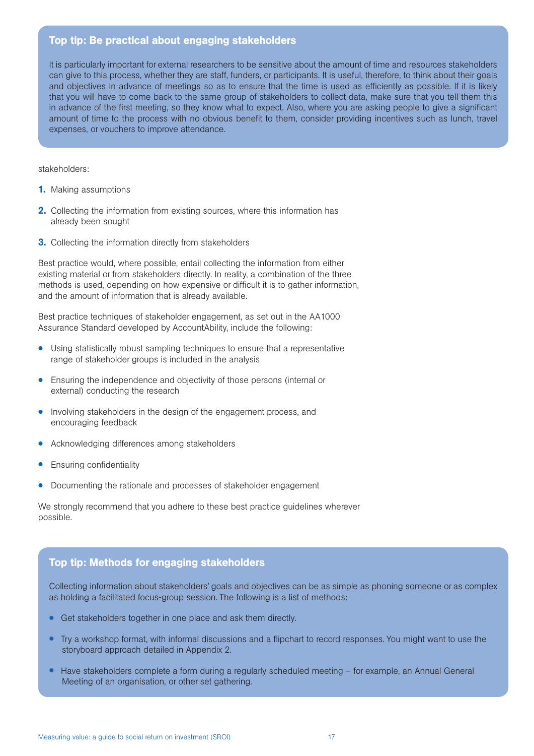### Top tip: Be practical about engaging stakeholders

It is particularly important for external researchers to be sensitive about the amount of time and resources stakeholders can give to this process, whether they are staff, funders, or participants. It is useful, therefore, to think about their goals and objectives in advance of meetings so as to ensure that the time is used as efficiently as possible. If it is likely that you will have to come back to the same group of stakeholders to collect data, make sure that you tell them this in advance of the first meeting, so they know what to expect. Also, where you are asking people to give a significant amount of time to the process with no obvious benefit to them, consider providing incentives such as lunch, travel expenses, or vouchers to improve attendance.

stakeholders:

1. Making assumptions
2. Collecting the information from existing sources, where this information has already been sought
3. Collecting the information directly from stakeholders

Best practice would, where possible, entail collecting the information from either existing material or from stakeholders directly. In reality, a combination of the three methods is used, depending on how expensive or difficult it is to gather information, and the amount of information that is already available.

Best practice techniques of stakeholder engagement, as set out in the AA1000 Assurance Standard developed by AccountAbility, include the following:

- Using statistically robust sampling techniques to ensure that a representative range of stakeholder groups is included in the analysis
- Ensuring the independence and objectivity of those persons (internal or external) conducting the research
- Involving stakeholders in the design of the engagement process, and encouraging feedback
- Acknowledging differences among stakeholders
- Ensuring confidentiality
- Documenting the rationale and processes of stakeholder engagement

We strongly recommend that you adhere to these best practice guidelines wherever possible.

### Top tip: Methods for engaging stakeholders

Collecting information about stakeholders' goals and objectives can be as simple as phoning someone or as complex as holding a facilitated focus-group session. The following is a list of methods:

- Get stakeholders together in one place and ask them directly.
- Try a workshop format, with informal discussions and a flipchart to record responses. You might want to use the storyboard approach detailed in Appendix 2.
- Have stakeholders complete a form during a regularly scheduled meeting – for example, an Annual General Meeting of an organisation, or other set gathering.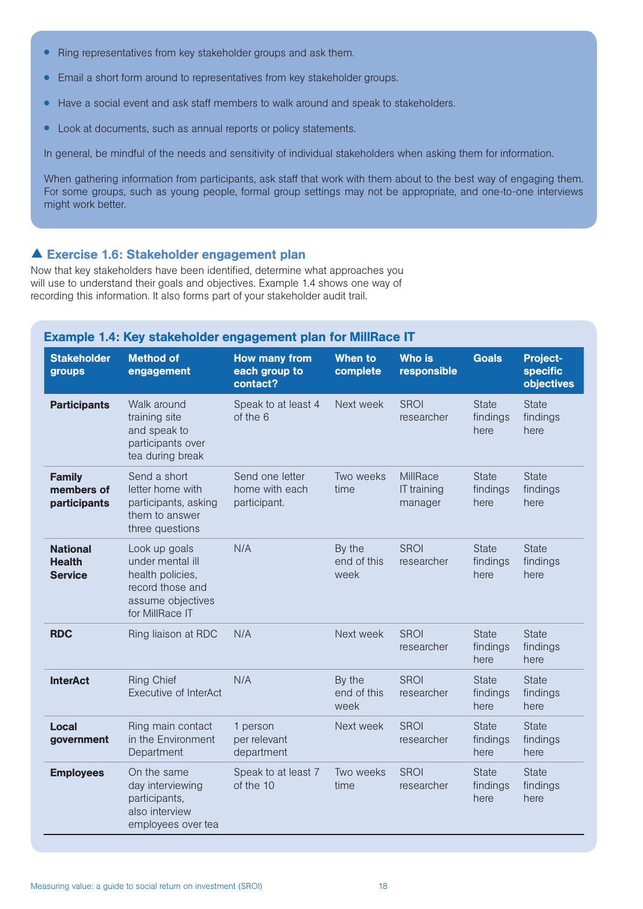- Ring representatives from key stakeholder groups and ask them.
- Email a short form around to representatives from key stakeholder groups.
- Have a social event and ask staff members to walk around and speak to stakeholders.
- Look at documents, such as annual reports or policy statements.

In general, be mindful of the needs and sensitivity of individual stakeholders when asking them for information.

When gathering information from participants, ask staff that work with them about to the best way of engaging them. For some groups, such as young people, formal group settings may not be appropriate, and one-to-one interviews might work better.

### ▲ Exercise 1.6: Stakeholder engagement plan

Now that key stakeholders have been identified, determine what approaches you will use to understand their goals and objectives. Example 1.4 shows one way of recording this information. It also forms part of your stakeholder audit trail.

#### Example 1.4: Key stakeholder engagement plan for MillRace IT

| Stakeholder groups | Method of engagement | How many from each group to contact? | When to complete | Who is responsible | Goals | Project-specific objectives |
|---|---|---|---|---|---|---|
| **Participants** | Walk around training site and speak to participants over tea during break | Speak to at least 4 of the 6 | Next week | SROI researcher | State findings here | State findings here |
| **Family members of participants** | Send a short letter home with participants, asking them to answer three questions | Send one letter home with each participant. | Two weeks time | MillRace IT training manager | State findings here | State findings here |
| **National Health Service** | Look up goals under mental ill health policies, record those and assume objectives for MillRace IT | N/A | By the end of this week | SROI researcher | State findings here | State findings here |
| **RDC** | Ring liaison at RDC | N/A | Next week | SROI researcher | State findings here | State findings here |
| **InterAct** | Ring Chief Executive of InterAct | N/A | By the end of this week | SROI researcher | State findings here | State findings here |
| **Local government** | Ring main contact in the Environment Department | 1 person per relevant department | Next week | SROI researcher | State findings here | State findings here |
| **Employees** | On the same day interviewing participants, also interview employees over tea | Speak to at least 7 of the 10 | Two weeks time | SROI researcher | State findings here | State findings here |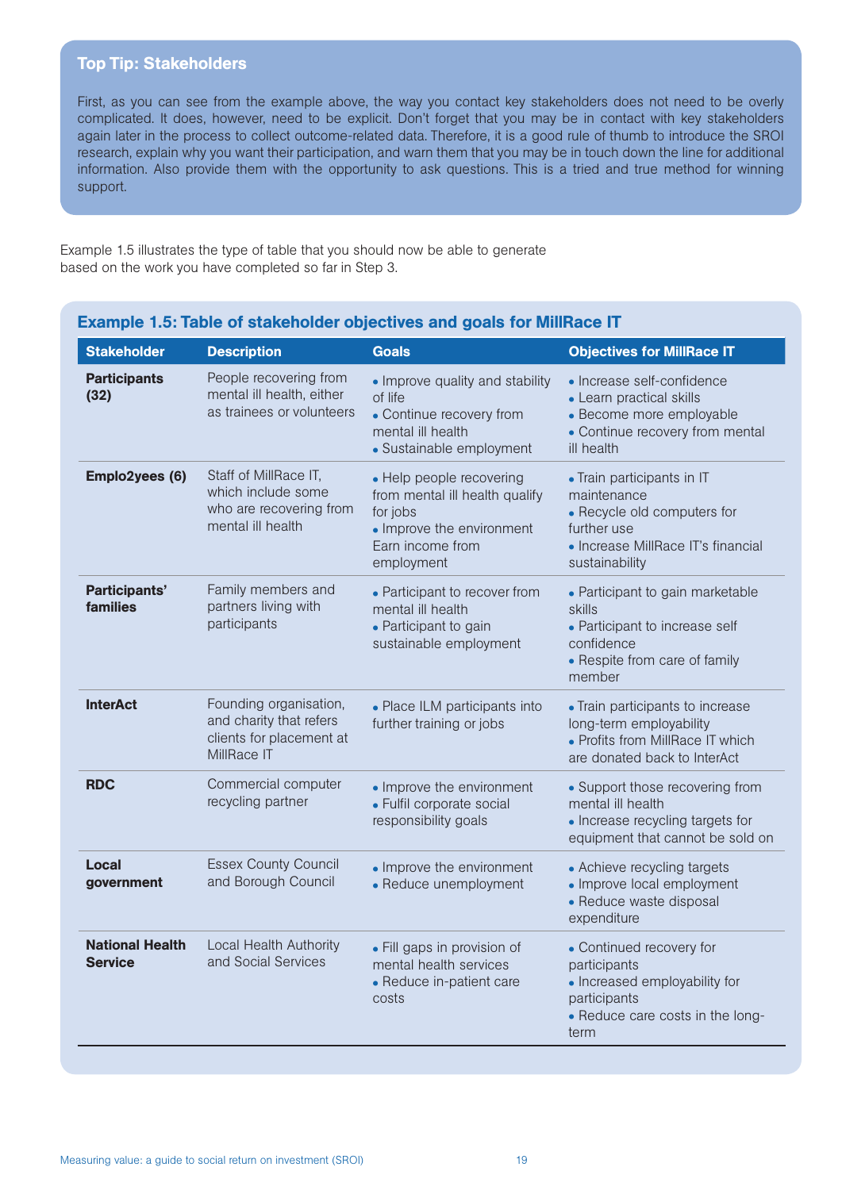## Top Tip: Stakeholders

First, as you can see from the example above, the way you contact key stakeholders does not need to be overly complicated. It does, however, need to be explicit. Don't forget that you may be in contact with key stakeholders again later in the process to collect outcome-related data. Therefore, it is a good rule of thumb to introduce the SROI research, explain why you want their participation, and warn them that you may be in touch down the line for additional information. Also provide them with the opportunity to ask questions. This is a tried and true method for winning support.

Example 1.5 illustrates the type of table that you should now be able to generate based on the work you have completed so far in Step 3.

### Example 1.5: Table of stakeholder objectives and goals for MillRace IT

| Stakeholder | Description | Goals | Objectives for MillRace IT |
|---|---|---|---|
| **Participants (32)** | People recovering from mental ill health, either as trainees or volunteers | • Improve quality and stability of life<br>• Continue recovery from mental ill health<br>• Sustainable employment | • Increase self-confidence<br>• Learn practical skills<br>• Become more employable<br>• Continue recovery from mental ill health |
| **Emplo2yees (6)** | Staff of MillRace IT, which include some who are recovering from mental ill health | • Help people recovering from mental ill health qualify for jobs<br>• Improve the environment Earn income from employment | • Train participants in IT maintenance<br>• Recycle old computers for further use<br>• Increase MillRace IT's financial sustainability |
| **Participants' families** | Family members and partners living with participants | • Participant to recover from mental ill health<br>• Participant to gain sustainable employment | • Participant to gain marketable skills<br>• Participant to increase self confidence<br>• Respite from care of family member |
| **InterAct** | Founding organisation, and charity that refers clients for placement at MillRace IT | • Place ILM participants into further training or jobs | • Train participants to increase long-term employability<br>• Profits from MillRace IT which are donated back to InterAct |
| **RDC** | Commercial computer recycling partner | • Improve the environment<br>• Fulfil corporate social responsibility goals | • Support those recovering from mental ill health<br>• Increase recycling targets for equipment that cannot be sold on |
| **Local government** | Essex County Council and Borough Council | • Improve the environment<br>• Reduce unemployment | • Achieve recycling targets<br>• Improve local employment<br>• Reduce waste disposal expenditure |
| **National Health Service** | Local Health Authority and Social Services | • Fill gaps in provision of mental health services<br>• Reduce in-patient care costs | • Continued recovery for participants<br>• Increased employability for participants<br>• Reduce care costs in the long-term |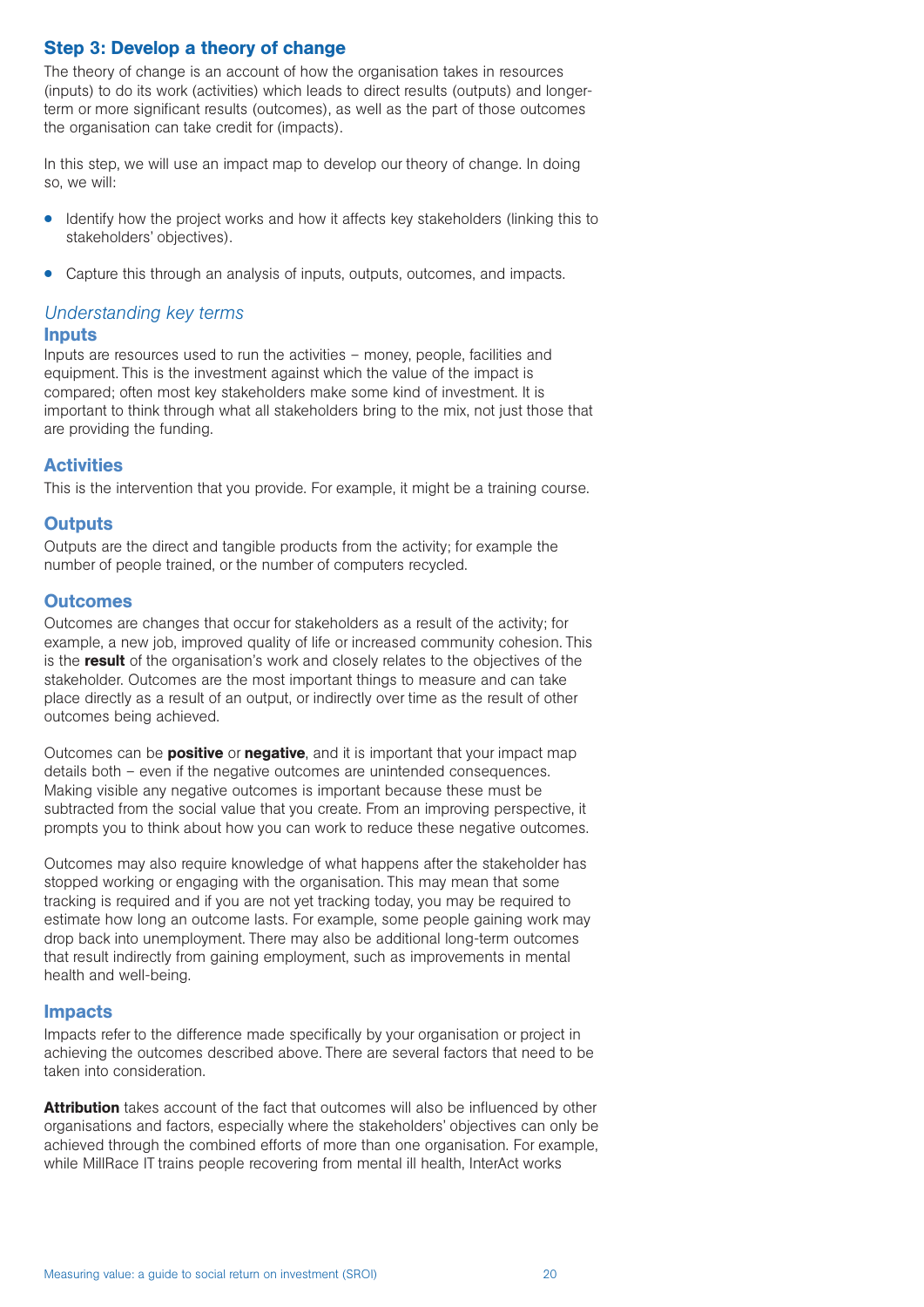## Step 3: Develop a theory of change

The theory of change is an account of how the organisation takes in resources (inputs) to do its work (activities) which leads to direct results (outputs) and longer-term or more significant results (outcomes), as well as the part of those outcomes the organisation can take credit for (impacts).

In this step, we will use an impact map to develop our theory of change. In doing so, we will:

- Identify how the project works and how it affects key stakeholders (linking this to stakeholders' objectives).
- Capture this through an analysis of inputs, outputs, outcomes, and impacts.

### *Understanding key terms*

#### Inputs

Inputs are resources used to run the activities – money, people, facilities and equipment. This is the investment against which the value of the impact is compared; often most key stakeholders make some kind of investment. It is important to think through what all stakeholders bring to the mix, not just those that are providing the funding.

#### Activities

This is the intervention that you provide. For example, it might be a training course.

#### Outputs

Outputs are the direct and tangible products from the activity; for example the number of people trained, or the number of computers recycled.

#### Outcomes

Outcomes are changes that occur for stakeholders as a result of the activity; for example, a new job, improved quality of life or increased community cohesion. This is the **result** of the organisation's work and closely relates to the objectives of the stakeholder. Outcomes are the most important things to measure and can take place directly as a result of an output, or indirectly over time as the result of other outcomes being achieved.

Outcomes can be **positive** or **negative**, and it is important that your impact map details both – even if the negative outcomes are unintended consequences. Making visible any negative outcomes is important because these must be subtracted from the social value that you create. From an improving perspective, it prompts you to think about how you can work to reduce these negative outcomes.

Outcomes may also require knowledge of what happens after the stakeholder has stopped working or engaging with the organisation. This may mean that some tracking is required and if you are not yet tracking today, you may be required to estimate how long an outcome lasts. For example, some people gaining work may drop back into unemployment. There may also be additional long-term outcomes that result indirectly from gaining employment, such as improvements in mental health and well-being.

#### Impacts

Impacts refer to the difference made specifically by your organisation or project in achieving the outcomes described above. There are several factors that need to be taken into consideration.

**Attribution** takes account of the fact that outcomes will also be influenced by other organisations and factors, especially where the stakeholders' objectives can only be achieved through the combined efforts of more than one organisation. For example, while MillRace IT trains people recovering from mental ill health, InterAct works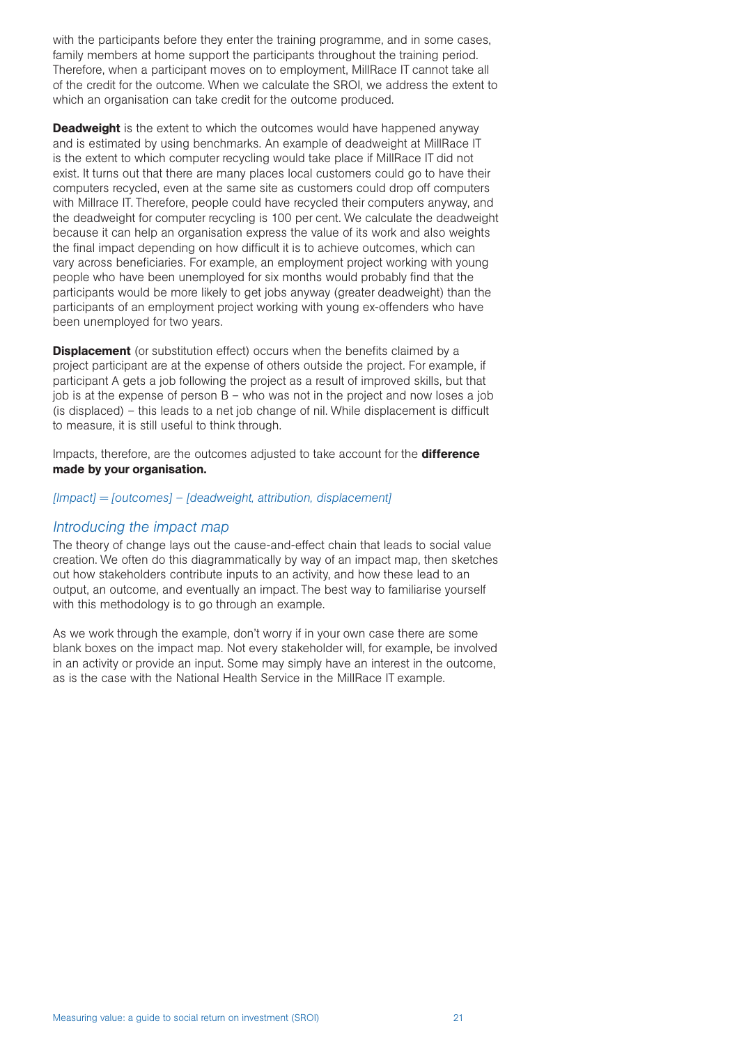with the participants before they enter the training programme, and in some cases, family members at home support the participants throughout the training period. Therefore, when a participant moves on to employment, MillRace IT cannot take all of the credit for the outcome. When we calculate the SROI, we address the extent to which an organisation can take credit for the outcome produced.

**Deadweight** is the extent to which the outcomes would have happened anyway and is estimated by using benchmarks. An example of deadweight at MillRace IT is the extent to which computer recycling would take place if MillRace IT did not exist. It turns out that there are many places local customers could go to have their computers recycled, even at the same site as customers could drop off computers with Millrace IT. Therefore, people could have recycled their computers anyway, and the deadweight for computer recycling is 100 per cent. We calculate the deadweight because it can help an organisation express the value of its work and also weights the final impact depending on how difficult it is to achieve outcomes, which can vary across beneficiaries. For example, an employment project working with young people who have been unemployed for six months would probably find that the participants would be more likely to get jobs anyway (greater deadweight) than the participants of an employment project working with young ex-offenders who have been unemployed for two years.

**Displacement** (or substitution effect) occurs when the benefits claimed by a project participant are at the expense of others outside the project. For example, if participant A gets a job following the project as a result of improved skills, but that job is at the expense of person B – who was not in the project and now loses a job (is displaced) – this leads to a net job change of nil. While displacement is difficult to measure, it is still useful to think through.

Impacts, therefore, are the outcomes adjusted to take account for the **difference made by your organisation.**

*[Impact] = [outcomes] – [deadweight, attribution, displacement]*

## *Introducing the impact map*

The theory of change lays out the cause-and-effect chain that leads to social value creation. We often do this diagrammatically by way of an impact map, then sketches out how stakeholders contribute inputs to an activity, and how these lead to an output, an outcome, and eventually an impact. The best way to familiarise yourself with this methodology is to go through an example.

As we work through the example, don't worry if in your own case there are some blank boxes on the impact map. Not every stakeholder will, for example, be involved in an activity or provide an input. Some may simply have an interest in the outcome, as is the case with the National Health Service in the MillRace IT example.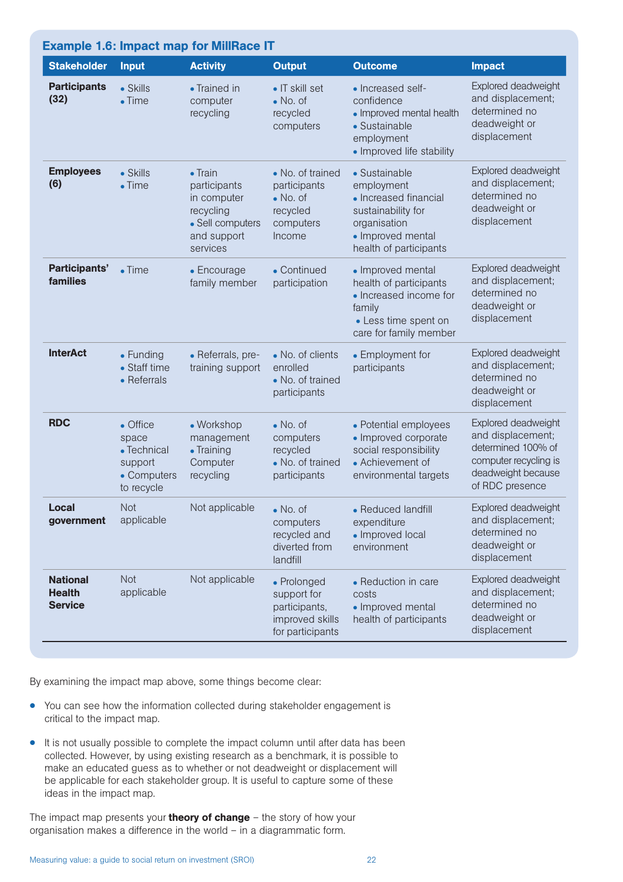### Example 1.6: Impact map for MillRace IT

| Stakeholder | Input | Activity | Output | Outcome | Impact |
|---|---|---|---|---|---|
| **Participants (32)** | • Skills<br>• Time | • Trained in computer recycling | • IT skill set<br>• No. of recycled computers | • Increased self-confidence<br>• Improved mental health<br>• Sustainable employment<br>• Improved life stability | Explored deadweight and displacement; determined no deadweight or displacement |
| **Employees (6)** | • Skills<br>• Time | • Train participants in computer recycling<br>• Sell computers and support services | • No. of trained participants<br>• No. of recycled computers Income | • Sustainable employment<br>• Increased financial sustainability for organisation<br>• Improved mental health of participants | Explored deadweight and displacement; determined no deadweight or displacement |
| **Participants' families** | • Time | • Encourage family member | • Continued participation | • Improved mental health of participants<br>• Increased income for family<br>• Less time spent on care for family member | Explored deadweight and displacement; determined no deadweight or displacement |
| **InterAct** | • Funding<br>• Staff time<br>• Referrals | • Referrals, pre-training support | • No. of clients enrolled<br>• No. of trained participants | • Employment for participants | Explored deadweight and displacement; determined no deadweight or displacement |
| **RDC** | • Office space<br>• Technical support<br>• Computers to recycle | • Workshop management<br>• Training Computer recycling | • No. of computers recycled<br>• No. of trained participants | • Potential employees<br>• Improved corporate social responsibility<br>• Achievement of environmental targets | Explored deadweight and displacement; determined 100% of computer recycling is deadweight because of RDC presence |
| **Local government** | Not applicable | Not applicable | • No. of computers recycled and diverted from landfill | • Reduced landfill expenditure<br>• Improved local environment | Explored deadweight and displacement; determined no deadweight or displacement |
| **National Health Service** | Not applicable | Not applicable | • Prolonged support for participants, improved skills for participants | • Reduction in care costs<br>• Improved mental health of participants | Explored deadweight and displacement; determined no deadweight or displacement |

By examining the impact map above, some things become clear:

- You can see how the information collected during stakeholder engagement is critical to the impact map.
- It is not usually possible to complete the impact column until after data has been collected. However, by using existing research as a benchmark, it is possible to make an educated guess as to whether or not deadweight or displacement will be applicable for each stakeholder group. It is useful to capture some of these ideas in the impact map.

The impact map presents your **theory of change** – the story of how your organisation makes a difference in the world – in a diagrammatic form.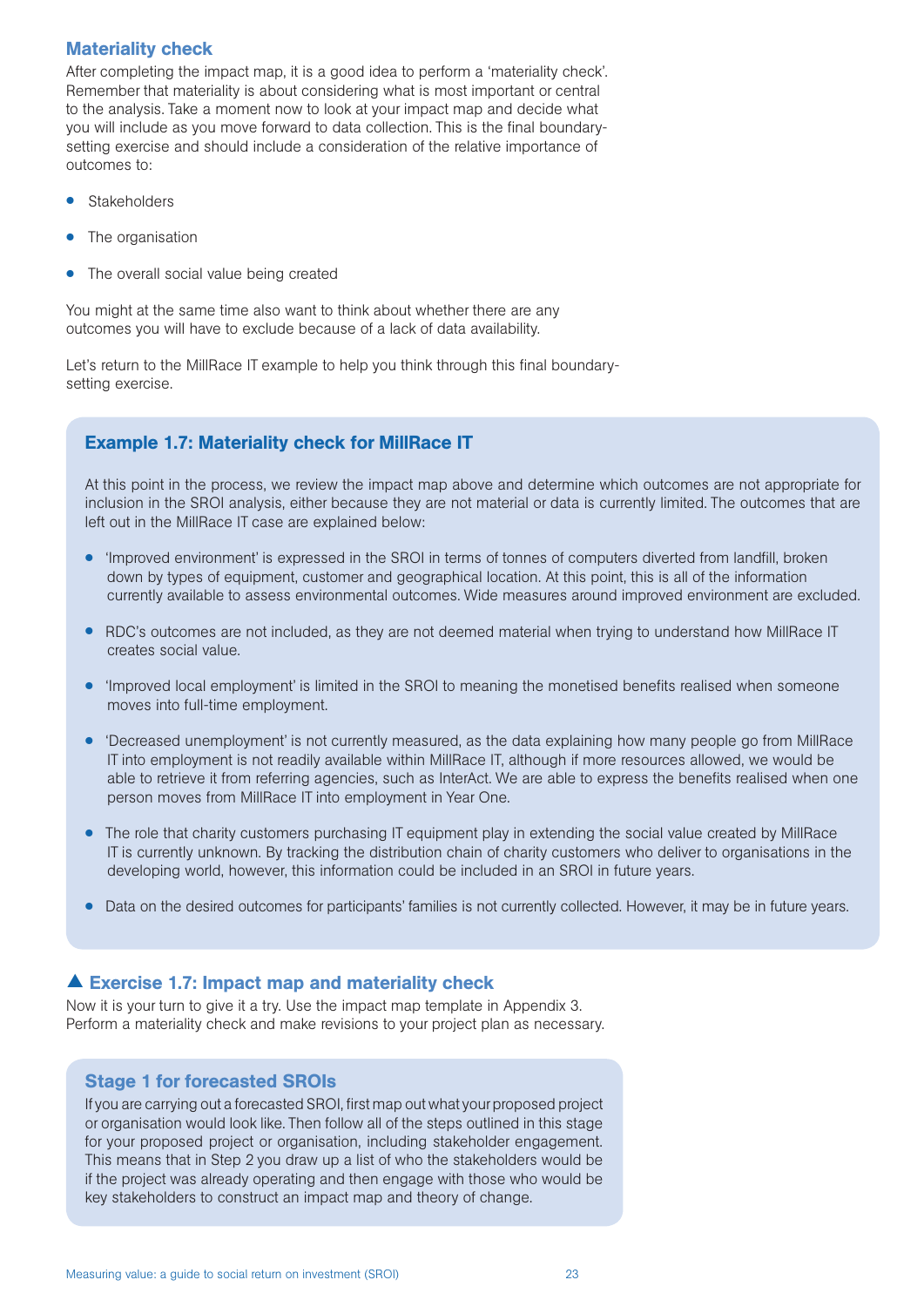### Materiality check

After completing the impact map, it is a good idea to perform a 'materiality check'. Remember that materiality is about considering what is most important or central to the analysis. Take a moment now to look at your impact map and decide what you will include as you move forward to data collection. This is the final boundary-setting exercise and should include a consideration of the relative importance of outcomes to:

- Stakeholders
- The organisation
- The overall social value being created

You might at the same time also want to think about whether there are any outcomes you will have to exclude because of a lack of data availability.

Let's return to the MillRace IT example to help you think through this final boundary-setting exercise.

### Example 1.7: Materiality check for MillRace IT

At this point in the process, we review the impact map above and determine which outcomes are not appropriate for inclusion in the SROI analysis, either because they are not material or data is currently limited. The outcomes that are left out in the MillRace IT case are explained below:

- 'Improved environment' is expressed in the SROI in terms of tonnes of computers diverted from landfill, broken down by types of equipment, customer and geographical location. At this point, this is all of the information currently available to assess environmental outcomes. Wide measures around improved environment are excluded.
- RDC's outcomes are not included, as they are not deemed material when trying to understand how MillRace IT creates social value.
- 'Improved local employment' is limited in the SROI to meaning the monetised benefits realised when someone moves into full-time employment.
- 'Decreased unemployment' is not currently measured, as the data explaining how many people go from MillRace IT into employment is not readily available within MillRace IT, although if more resources allowed, we would be able to retrieve it from referring agencies, such as InterAct. We are able to express the benefits realised when one person moves from MillRace IT into employment in Year One.
- The role that charity customers purchasing IT equipment play in extending the social value created by MillRace IT is currently unknown. By tracking the distribution chain of charity customers who deliver to organisations in the developing world, however, this information could be included in an SROI in future years.
- Data on the desired outcomes for participants' families is not currently collected. However, it may be in future years.

### ▲ Exercise 1.7: Impact map and materiality check

Now it is your turn to give it a try. Use the impact map template in Appendix 3. Perform a materiality check and make revisions to your project plan as necessary.

### Stage 1 for forecasted SROIs

If you are carrying out a forecasted SROI, first map out what your proposed project or organisation would look like. Then follow all of the steps outlined in this stage for your proposed project or organisation, including stakeholder engagement. This means that in Step 2 you draw up a list of who the stakeholders would be if the project was already operating and then engage with those who would be key stakeholders to construct an impact map and theory of change.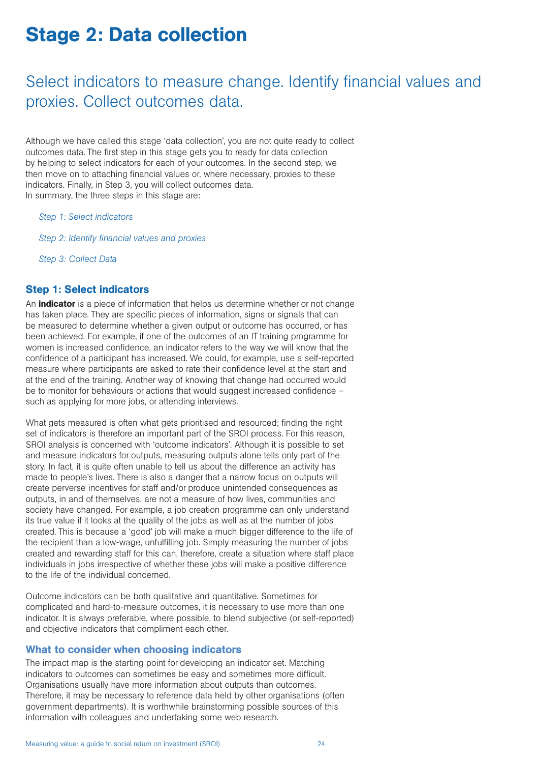# Stage 2: Data collection

## Select indicators to measure change. Identify financial values and proxies. Collect outcomes data.

Although we have called this stage 'data collection', you are not quite ready to collect outcomes data. The first step in this stage gets you to ready for data collection by helping to select indicators for each of your outcomes. In the second step, we then move on to attaching financial values or, where necessary, proxies to these indicators. Finally, in Step 3, you will collect outcomes data.
In summary, the three steps in this stage are:

*Step 1: Select indicators*

*Step 2: Identify financial values and proxies*

*Step 3: Collect Data*

### Step 1: Select indicators

An **indicator** is a piece of information that helps us determine whether or not change has taken place. They are specific pieces of information, signs or signals that can be measured to determine whether a given output or outcome has occurred, or has been achieved. For example, if one of the outcomes of an IT training programme for women is increased confidence, an indicator refers to the way we will know that the confidence of a participant has increased. We could, for example, use a self-reported measure where participants are asked to rate their confidence level at the start and at the end of the training. Another way of knowing that change had occurred would be to monitor for behaviours or actions that would suggest increased confidence – such as applying for more jobs, or attending interviews.

What gets measured is often what gets prioritised and resourced; finding the right set of indicators is therefore an important part of the SROI process. For this reason, SROI analysis is concerned with 'outcome indicators'. Although it is possible to set and measure indicators for outputs, measuring outputs alone tells only part of the story. In fact, it is quite often unable to tell us about the difference an activity has made to people's lives. There is also a danger that a narrow focus on outputs will create perverse incentives for staff and/or produce unintended consequences as outputs, in and of themselves, are not a measure of how lives, communities and society have changed. For example, a job creation programme can only understand its true value if it looks at the quality of the jobs as well as at the number of jobs created. This is because a 'good' job will make a much bigger difference to the life of the recipient than a low-wage, unfulfilling job. Simply measuring the number of jobs created and rewarding staff for this can, therefore, create a situation where staff place individuals in jobs irrespective of whether these jobs will make a positive difference to the life of the individual concerned.

Outcome indicators can be both qualitative and quantitative. Sometimes for complicated and hard-to-measure outcomes, it is necessary to use more than one indicator. It is always preferable, where possible, to blend subjective (or self-reported) and objective indicators that compliment each other.

#### What to consider when choosing indicators

The impact map is the starting point for developing an indicator set. Matching indicators to outcomes can sometimes be easy and sometimes more difficult. Organisations usually have more information about outputs than outcomes. Therefore, it may be necessary to reference data held by other organisations (often government departments). It is worthwhile brainstorming possible sources of this information with colleagues and undertaking some web research.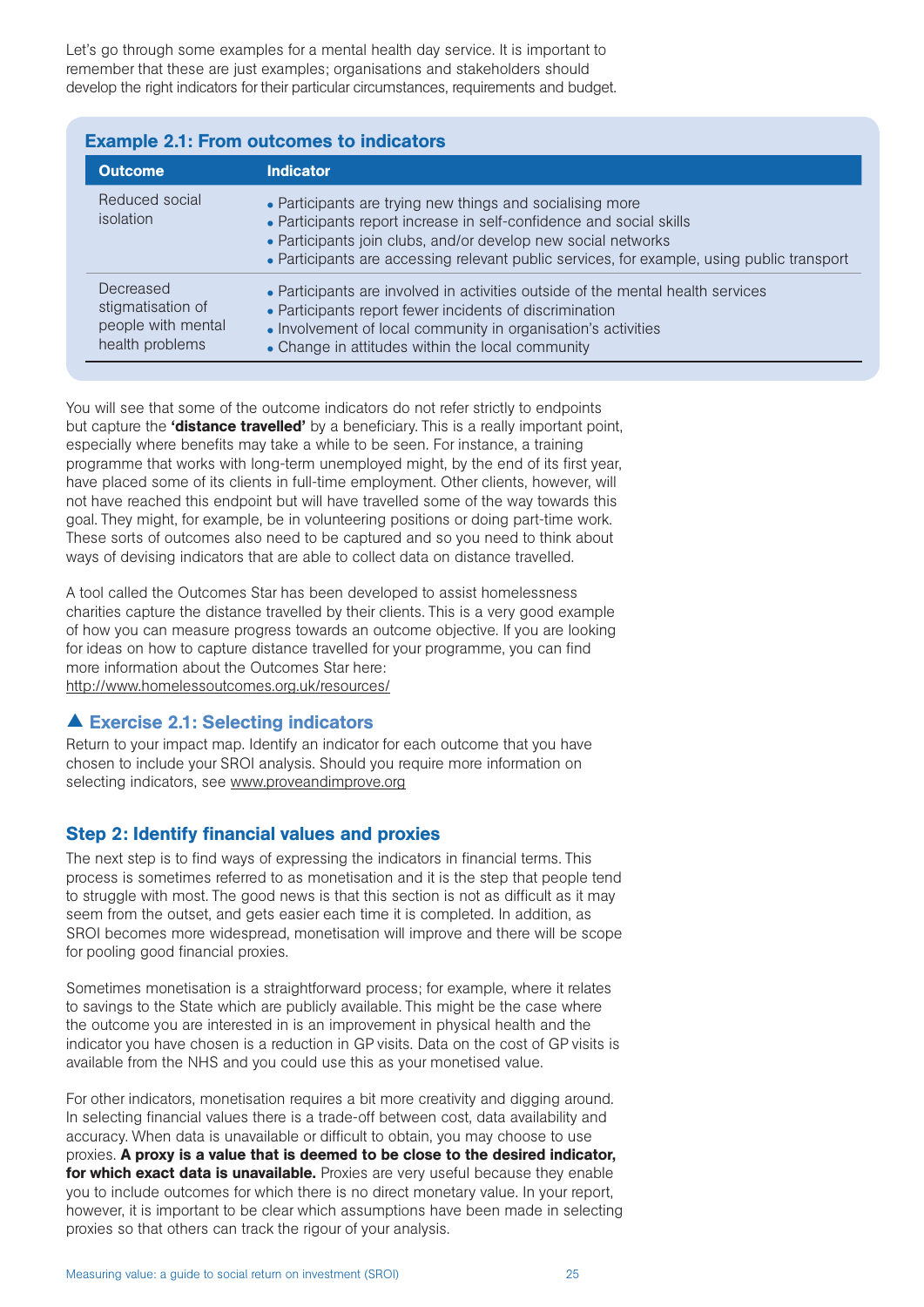Let's go through some examples for a mental health day service. It is important to remember that these are just examples; organisations and stakeholders should develop the right indicators for their particular circumstances, requirements and budget.

### Example 2.1: From outcomes to indicators

| Outcome | Indicator |
|---|---|
| Reduced social isolation | • Participants are trying new things and socialising more<br>• Participants report increase in self-confidence and social skills<br>• Participants join clubs, and/or develop new social networks<br>• Participants are accessing relevant public services, for example, using public transport |
| Decreased stigmatisation of people with mental health problems | • Participants are involved in activities outside of the mental health services<br>• Participants report fewer incidents of discrimination<br>• Involvement of local community in organisation's activities<br>• Change in attitudes within the local community |

You will see that some of the outcome indicators do not refer strictly to endpoints but capture the **'distance travelled'** by a beneficiary. This is a really important point, especially where benefits may take a while to be seen. For instance, a training programme that works with long-term unemployed might, by the end of its first year, have placed some of its clients in full-time employment. Other clients, however, will not have reached this endpoint but will have travelled some of the way towards this goal. They might, for example, be in volunteering positions or doing part-time work. These sorts of outcomes also need to be captured and so you need to think about ways of devising indicators that are able to collect data on distance travelled.

A tool called the Outcomes Star has been developed to assist homelessness charities capture the distance travelled by their clients. This is a very good example of how you can measure progress towards an outcome objective. If you are looking for ideas on how to capture distance travelled for your programme, you can find more information about the Outcomes Star here: http://www.homelessoutcomes.org.uk/resources/

### ▲ Exercise 2.1: Selecting indicators

Return to your impact map. Identify an indicator for each outcome that you have chosen to include your SROI analysis. Should you require more information on selecting indicators, see www.proveandimprove.org

## Step 2: Identify financial values and proxies

The next step is to find ways of expressing the indicators in financial terms. This process is sometimes referred to as monetisation and it is the step that people tend to struggle with most. The good news is that this section is not as difficult as it may seem from the outset, and gets easier each time it is completed. In addition, as SROI becomes more widespread, monetisation will improve and there will be scope for pooling good financial proxies.

Sometimes monetisation is a straightforward process; for example, where it relates to savings to the State which are publicly available. This might be the case where the outcome you are interested in is an improvement in physical health and the indicator you have chosen is a reduction in GP visits. Data on the cost of GP visits is available from the NHS and you could use this as your monetised value.

For other indicators, monetisation requires a bit more creativity and digging around. In selecting financial values there is a trade-off between cost, data availability and accuracy. When data is unavailable or difficult to obtain, you may choose to use proxies. **A proxy is a value that is deemed to be close to the desired indicator, for which exact data is unavailable.** Proxies are very useful because they enable you to include outcomes for which there is no direct monetary value. In your report, however, it is important to be clear which assumptions have been made in selecting proxies so that others can track the rigour of your analysis.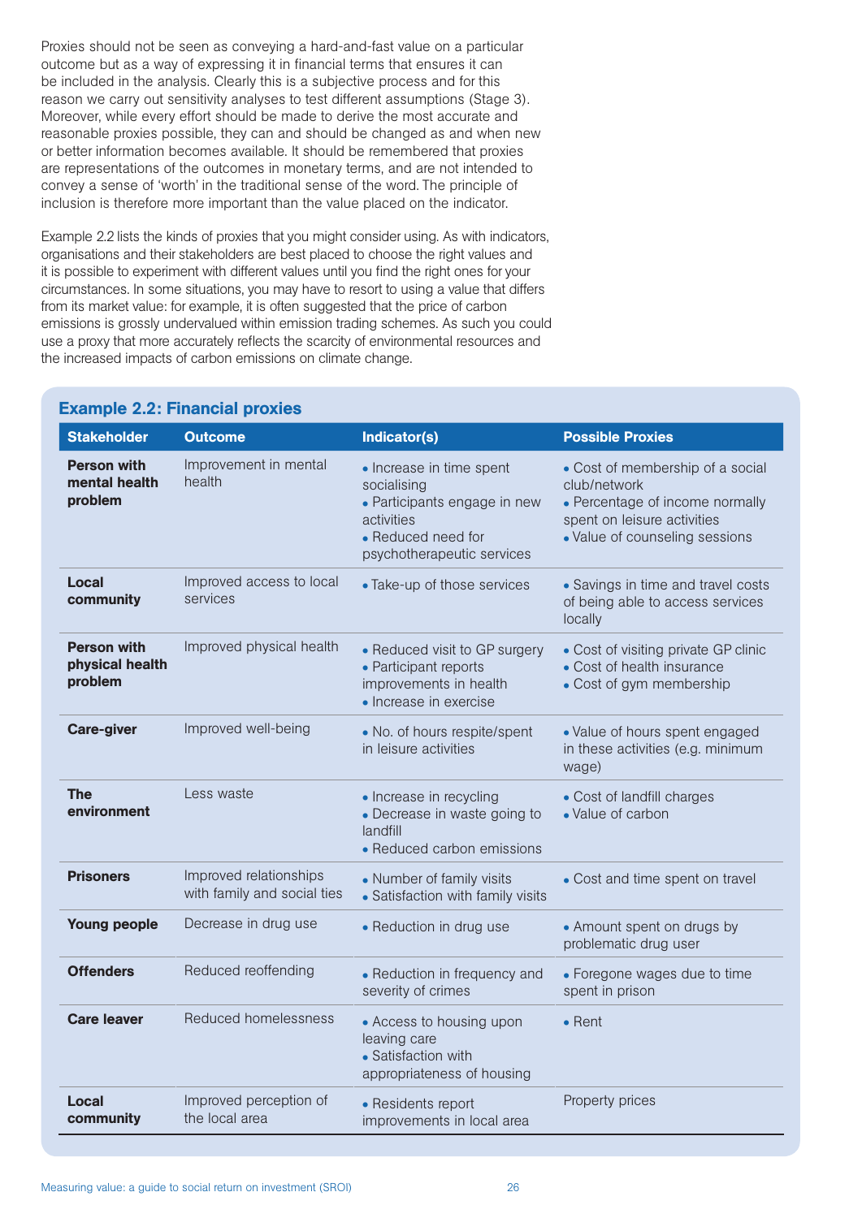Proxies should not be seen as conveying a hard-and-fast value on a particular outcome but as a way of expressing it in financial terms that ensures it can be included in the analysis. Clearly this is a subjective process and for this reason we carry out sensitivity analyses to test different assumptions (Stage 3). Moreover, while every effort should be made to derive the most accurate and reasonable proxies possible, they can and should be changed as and when new or better information becomes available. It should be remembered that proxies are representations of the outcomes in monetary terms, and are not intended to convey a sense of 'worth' in the traditional sense of the word. The principle of inclusion is therefore more important than the value placed on the indicator.

Example 2.2 lists the kinds of proxies that you might consider using. As with indicators, organisations and their stakeholders are best placed to choose the right values and it is possible to experiment with different values until you find the right ones for your circumstances. In some situations, you may have to resort to using a value that differs from its market value: for example, it is often suggested that the price of carbon emissions is grossly undervalued within emission trading schemes. As such you could use a proxy that more accurately reflects the scarcity of environmental resources and the increased impacts of carbon emissions on climate change.

### Example 2.2: Financial proxies

| Stakeholder | Outcome | Indicator(s) | Possible Proxies |
|---|---|---|---|
| **Person with mental health problem** | Improvement in mental health | • Increase in time spent socialising<br>• Participants engage in new activities<br>• Reduced need for psychotherapeutic services | • Cost of membership of a social club/network<br>• Percentage of income normally spent on leisure activities<br>• Value of counseling sessions |
| **Local community** | Improved access to local services | • Take-up of those services | • Savings in time and travel costs of being able to access services locally |
| **Person with physical health problem** | Improved physical health | • Reduced visit to GP surgery<br>• Participant reports improvements in health<br>• Increase in exercise | • Cost of visiting private GP clinic<br>• Cost of health insurance<br>• Cost of gym membership |
| **Care-giver** | Improved well-being | • No. of hours respite/spent in leisure activities | • Value of hours spent engaged in these activities (e.g. minimum wage) |
| **The environment** | Less waste | • Increase in recycling<br>• Decrease in waste going to landfill<br>• Reduced carbon emissions | • Cost of landfill charges<br>• Value of carbon |
| **Prisoners** | Improved relationships with family and social ties | • Number of family visits<br>• Satisfaction with family visits | • Cost and time spent on travel |
| **Young people** | Decrease in drug use | • Reduction in drug use | • Amount spent on drugs by problematic drug user |
| **Offenders** | Reduced reoffending | • Reduction in frequency and severity of crimes | • Foregone wages due to time spent in prison |
| **Care leaver** | Reduced homelessness | • Access to housing upon leaving care<br>• Satisfaction with appropriateness of housing | • Rent |
| **Local community** | Improved perception of the local area | • Residents report improvements in local area | Property prices |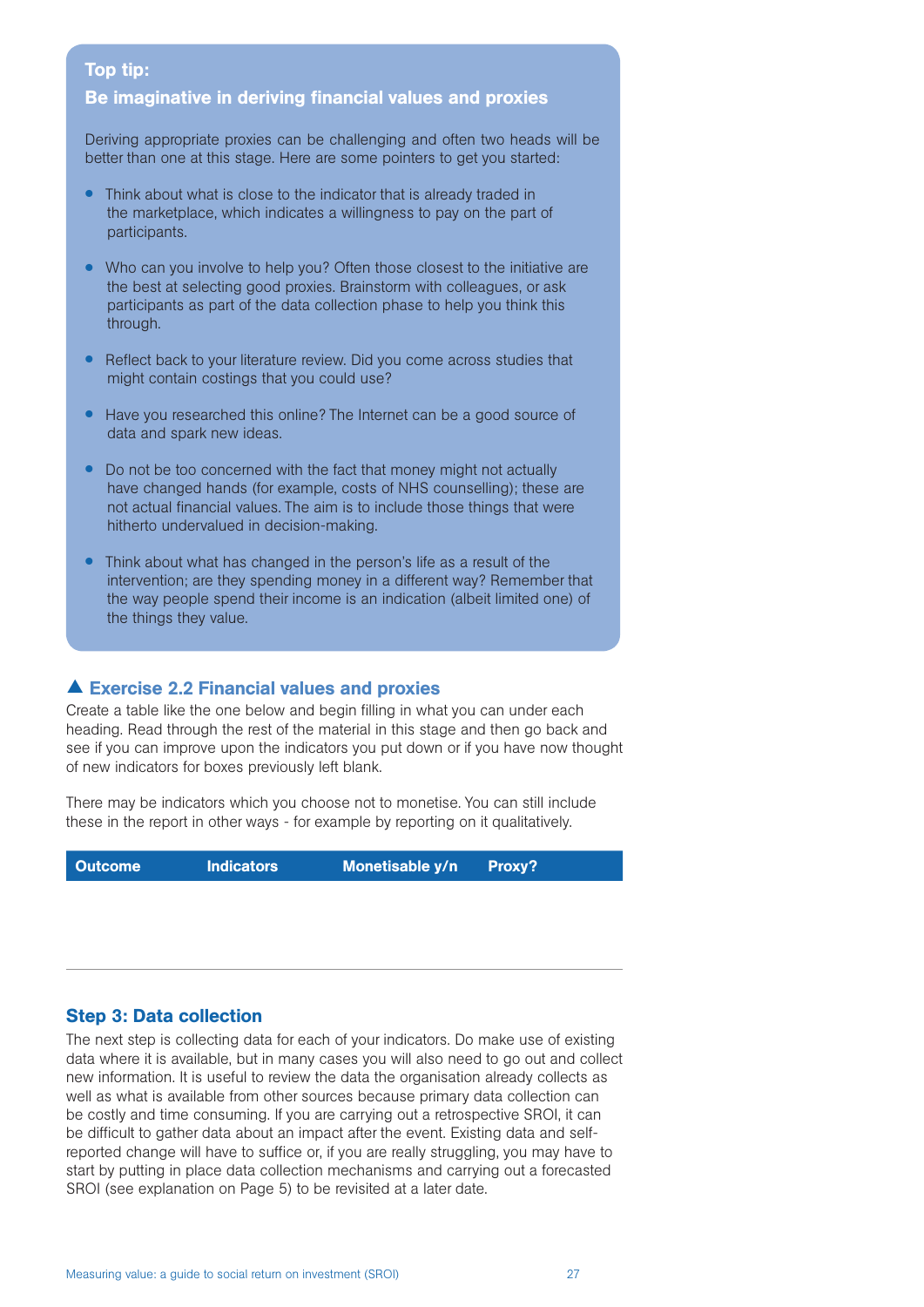### Top tip:
### Be imaginative in deriving financial values and proxies

Deriving appropriate proxies can be challenging and often two heads will be better than one at this stage. Here are some pointers to get you started:

- Think about what is close to the indicator that is already traded in the marketplace, which indicates a willingness to pay on the part of participants.
- Who can you involve to help you? Often those closest to the initiative are the best at selecting good proxies. Brainstorm with colleagues, or ask participants as part of the data collection phase to help you think this through.
- Reflect back to your literature review. Did you come across studies that might contain costings that you could use?
- Have you researched this online? The Internet can be a good source of data and spark new ideas.
- Do not be too concerned with the fact that money might not actually have changed hands (for example, costs of NHS counselling); these are not actual financial values. The aim is to include those things that were hitherto undervalued in decision-making.
- Think about what has changed in the person's life as a result of the intervention; are they spending money in a different way? Remember that the way people spend their income is an indication (albeit limited one) of the things they value.

## ▲ Exercise 2.2 Financial values and proxies

Create a table like the one below and begin filling in what you can under each heading. Read through the rest of the material in this stage and then go back and see if you can improve upon the indicators you put down or if you have now thought of new indicators for boxes previously left blank.

There may be indicators which you choose not to monetise. You can still include these in the report in other ways - for example by reporting on it qualitatively.

| Outcome | Indicators | Monetisable y/n | Proxy? |
|---|---|---|---|
| | | | |

## Step 3: Data collection

The next step is collecting data for each of your indicators. Do make use of existing data where it is available, but in many cases you will also need to go out and collect new information. It is useful to review the data the organisation already collects as well as what is available from other sources because primary data collection can be costly and time consuming. If you are carrying out a retrospective SROI, it can be difficult to gather data about an impact after the event. Existing data and self-reported change will have to suffice or, if you are really struggling, you may have to start by putting in place data collection mechanisms and carrying out a forecasted SROI (see explanation on Page 5) to be revisited at a later date.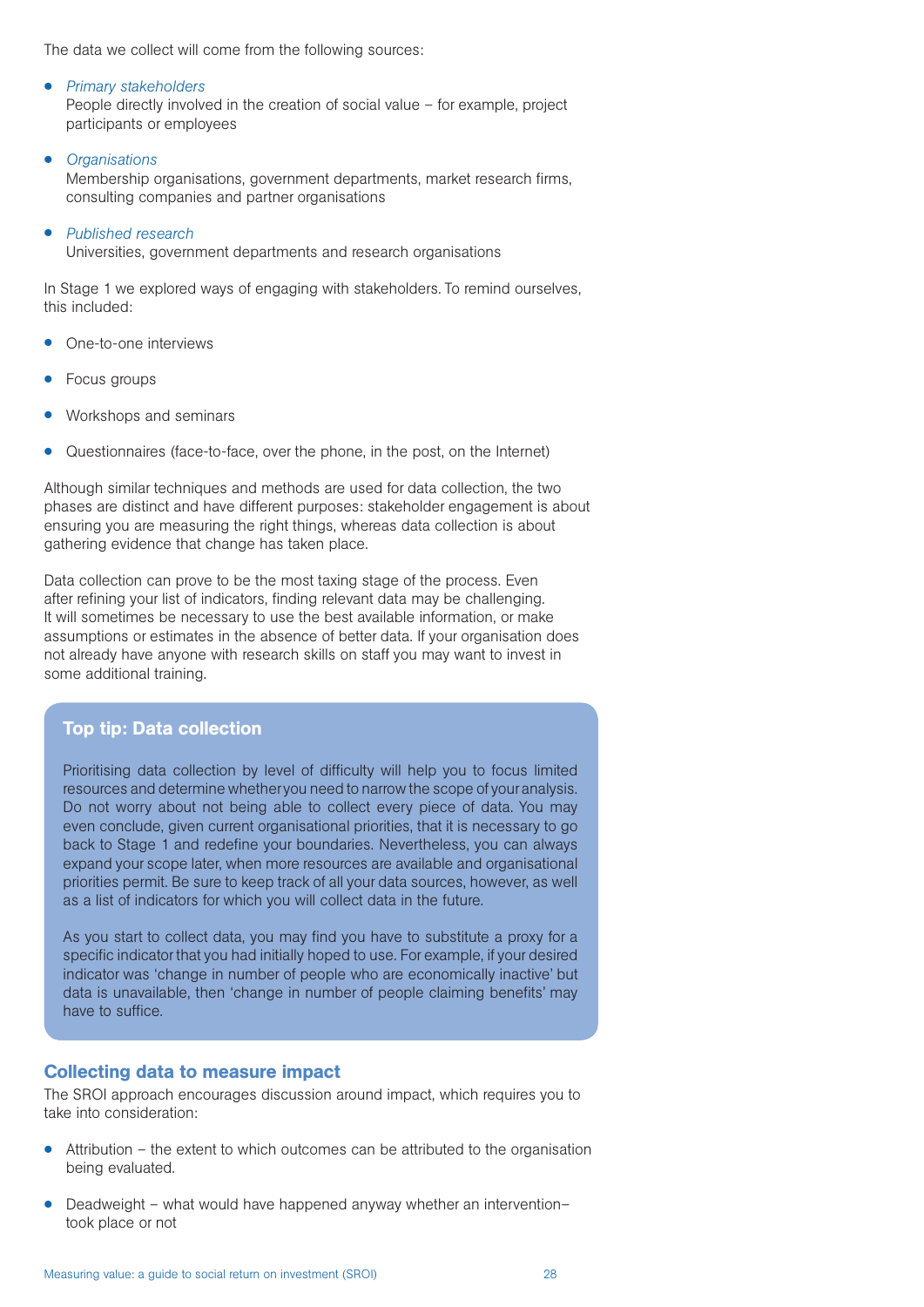The data we collect will come from the following sources:

- *Primary stakeholders*
  People directly involved in the creation of social value – for example, project participants or employees

- *Organisations*
  Membership organisations, government departments, market research firms, consulting companies and partner organisations

- *Published research*
  Universities, government departments and research organisations

In Stage 1 we explored ways of engaging with stakeholders. To remind ourselves, this included:

- One-to-one interviews
- Focus groups
- Workshops and seminars
- Questionnaires (face-to-face, over the phone, in the post, on the Internet)

Although similar techniques and methods are used for data collection, the two phases are distinct and have different purposes: stakeholder engagement is about ensuring you are measuring the right things, whereas data collection is about gathering evidence that change has taken place.

Data collection can prove to be the most taxing stage of the process. Even after refining your list of indicators, finding relevant data may be challenging. It will sometimes be necessary to use the best available information, or make assumptions or estimates in the absence of better data. If your organisation does not already have anyone with research skills on staff you may want to invest in some additional training.

### Top tip: Data collection

Prioritising data collection by level of difficulty will help you to focus limited resources and determine whether you need to narrow the scope of your analysis. Do not worry about not being able to collect every piece of data. You may even conclude, given current organisational priorities, that it is necessary to go back to Stage 1 and redefine your boundaries. Nevertheless, you can always expand your scope later, when more resources are available and organisational priorities permit. Be sure to keep track of all your data sources, however, as well as a list of indicators for which you will collect data in the future.

As you start to collect data, you may find you have to substitute a proxy for a specific indicator that you had initially hoped to use. For example, if your desired indicator was 'change in number of people who are economically inactive' but data is unavailable, then 'change in number of people claiming benefits' may have to suffice.

## Collecting data to measure impact

The SROI approach encourages discussion around impact, which requires you to take into consideration:

- Attribution – the extent to which outcomes can be attributed to the organisation being evaluated.
- Deadweight – what would have happened anyway whether an intervention–took place or not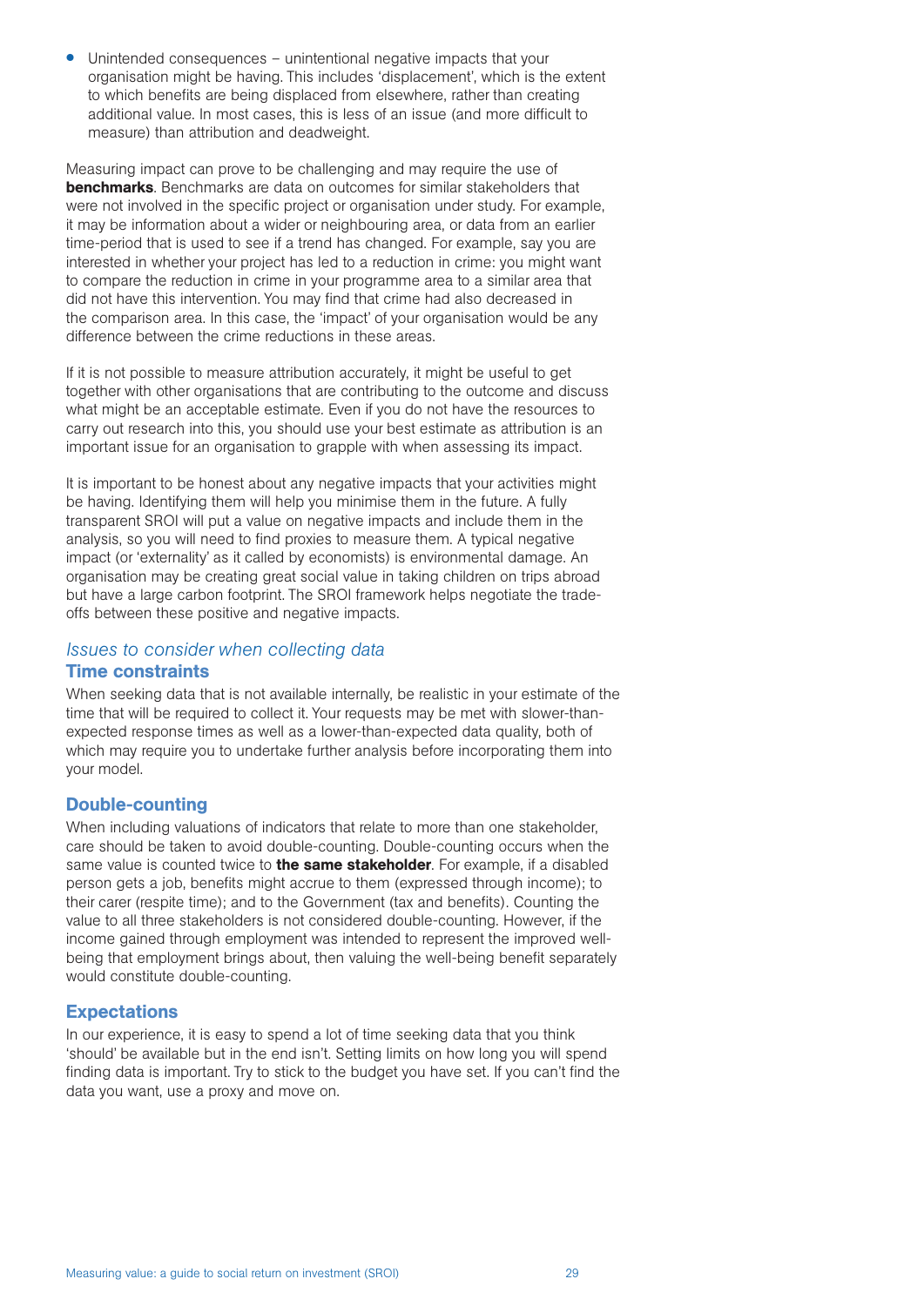- Unintended consequences – unintentional negative impacts that your organisation might be having. This includes 'displacement', which is the extent to which benefits are being displaced from elsewhere, rather than creating additional value. In most cases, this is less of an issue (and more difficult to measure) than attribution and deadweight.

Measuring impact can prove to be challenging and may require the use of **benchmarks**. Benchmarks are data on outcomes for similar stakeholders that were not involved in the specific project or organisation under study. For example, it may be information about a wider or neighbouring area, or data from an earlier time-period that is used to see if a trend has changed. For example, say you are interested in whether your project has led to a reduction in crime: you might want to compare the reduction in crime in your programme area to a similar area that did not have this intervention. You may find that crime had also decreased in the comparison area. In this case, the 'impact' of your organisation would be any difference between the crime reductions in these areas.

If it is not possible to measure attribution accurately, it might be useful to get together with other organisations that are contributing to the outcome and discuss what might be an acceptable estimate. Even if you do not have the resources to carry out research into this, you should use your best estimate as attribution is an important issue for an organisation to grapple with when assessing its impact.

It is important to be honest about any negative impacts that your activities might be having. Identifying them will help you minimise them in the future. A fully transparent SROI will put a value on negative impacts and include them in the analysis, so you will need to find proxies to measure them. A typical negative impact (or 'externality' as it called by economists) is environmental damage. An organisation may be creating great social value in taking children on trips abroad but have a large carbon footprint. The SROI framework helps negotiate the trade-offs between these positive and negative impacts.

### *Issues to consider when collecting data*

#### Time constraints

When seeking data that is not available internally, be realistic in your estimate of the time that will be required to collect it. Your requests may be met with slower-than-expected response times as well as a lower-than-expected data quality, both of which may require you to undertake further analysis before incorporating them into your model.

#### Double-counting

When including valuations of indicators that relate to more than one stakeholder, care should be taken to avoid double-counting. Double-counting occurs when the same value is counted twice to **the same stakeholder**. For example, if a disabled person gets a job, benefits might accrue to them (expressed through income); to their carer (respite time); and to the Government (tax and benefits). Counting the value to all three stakeholders is not considered double-counting. However, if the income gained through employment was intended to represent the improved well-being that employment brings about, then valuing the well-being benefit separately would constitute double-counting.

#### Expectations

In our experience, it is easy to spend a lot of time seeking data that you think 'should' be available but in the end isn't. Setting limits on how long you will spend finding data is important. Try to stick to the budget you have set. If you can't find the data you want, use a proxy and move on.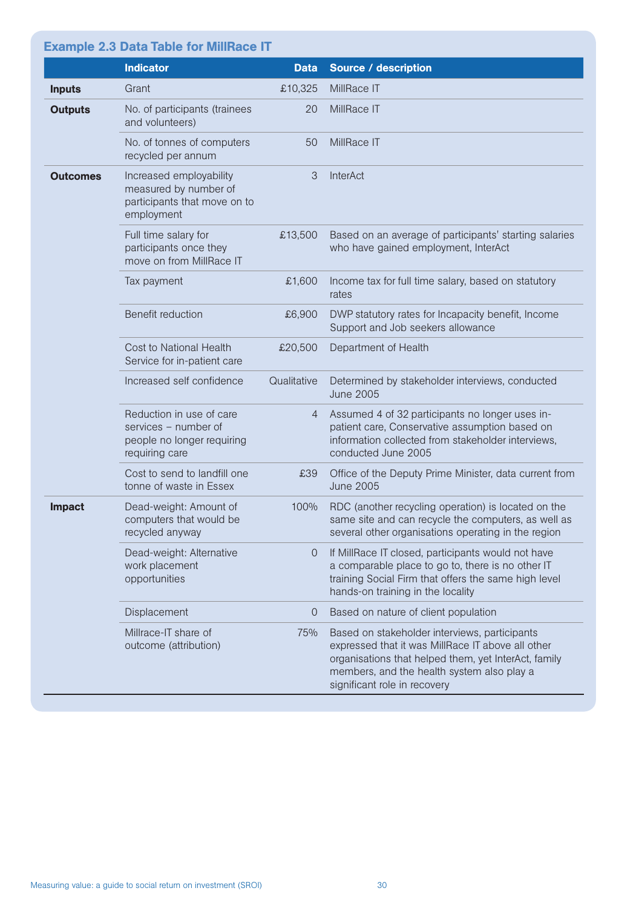### Example 2.3 Data Table for MillRace IT

| | Indicator | Data | Source / description |
|---|---|---|---|
| **Inputs** | Grant | £10,325 | MillRace IT |
| **Outputs** | No. of participants (trainees and volunteers) | 20 | MillRace IT |
| | No. of tonnes of computers recycled per annum | 50 | MillRace IT |
| **Outcomes** | Increased employability measured by number of participants that move on to employment | 3 | InterAct |
| | Full time salary for participants once they move on from MillRace IT | £13,500 | Based on an average of participants' starting salaries who have gained employment, InterAct |
| | Tax payment | £1,600 | Income tax for full time salary, based on statutory rates |
| | Benefit reduction | £6,900 | DWP statutory rates for Incapacity benefit, Income Support and Job seekers allowance |
| | Cost to National Health Service for in-patient care | £20,500 | Department of Health |
| | Increased self confidence | Qualitative | Determined by stakeholder interviews, conducted June 2005 |
| | Reduction in use of care services – number of people no longer requiring requiring care | 4 | Assumed 4 of 32 participants no longer uses in-patient care, Conservative assumption based on information collected from stakeholder interviews, conducted June 2005 |
| | Cost to send to landfill one tonne of waste in Essex | £39 | Office of the Deputy Prime Minister, data current from June 2005 |
| **Impact** | Dead-weight: Amount of computers that would be recycled anyway | 100% | RDC (another recycling operation) is located on the same site and can recycle the computers, as well as several other organisations operating in the region |
| | Dead-weight: Alternative work placement opportunities | 0 | If MillRace IT closed, participants would not have a comparable place to go to, there is no other IT training Social Firm that offers the same high level hands-on training in the locality |
| | Displacement | 0 | Based on nature of client population |
| | Millrace-IT share of outcome (attribution) | 75% | Based on stakeholder interviews, participants expressed that it was MillRace IT above all other organisations that helped them, yet InterAct, family members, and the health system also play a significant role in recovery |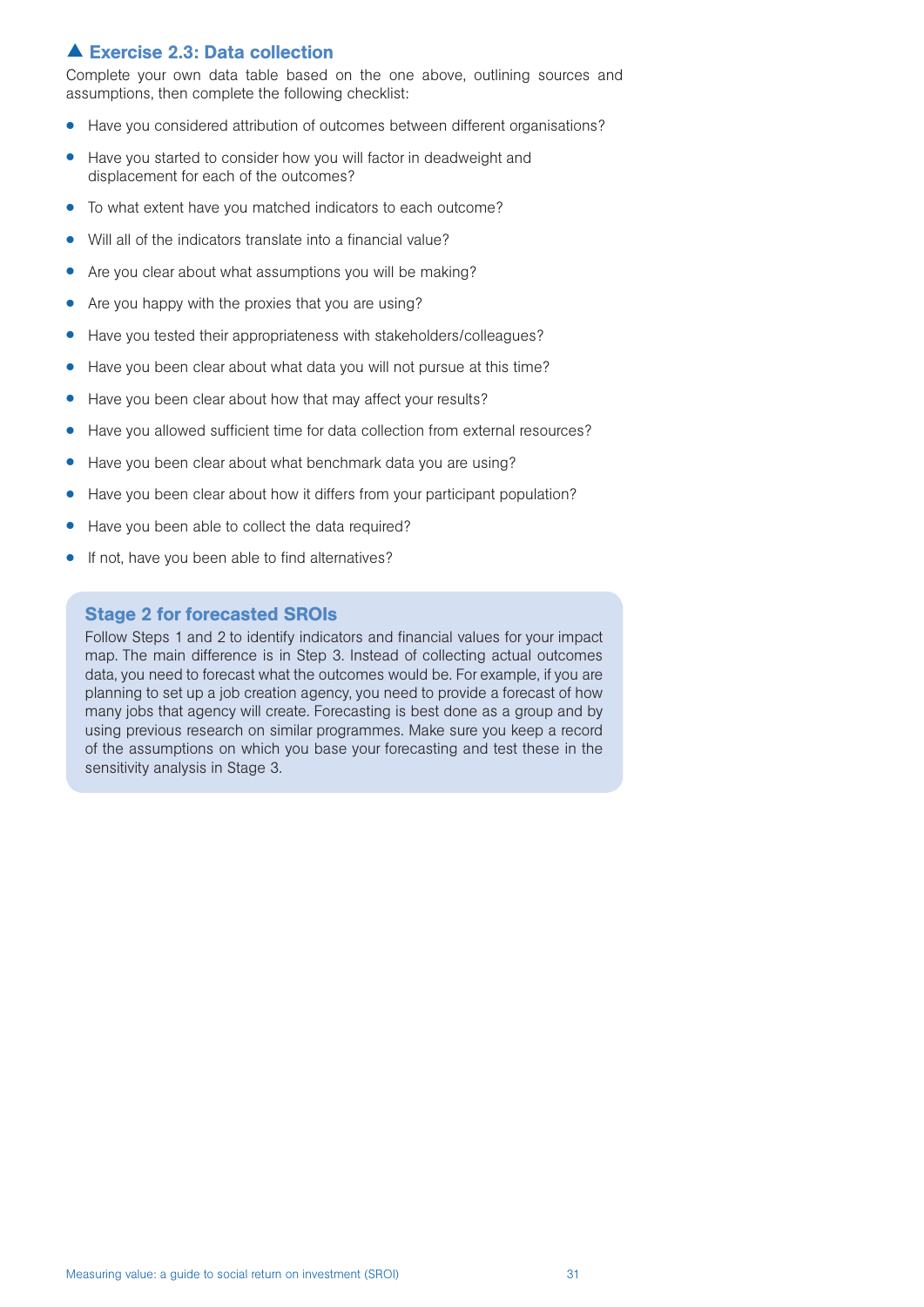## ▲ Exercise 2.3: Data collection

Complete your own data table based on the one above, outlining sources and assumptions, then complete the following checklist:

- Have you considered attribution of outcomes between different organisations?
- Have you started to consider how you will factor in deadweight and displacement for each of the outcomes?
- To what extent have you matched indicators to each outcome?
- Will all of the indicators translate into a financial value?
- Are you clear about what assumptions you will be making?
- Are you happy with the proxies that you are using?
- Have you tested their appropriateness with stakeholders/colleagues?
- Have you been clear about what data you will not pursue at this time?
- Have you been clear about how that may affect your results?
- Have you allowed sufficient time for data collection from external resources?
- Have you been clear about what benchmark data you are using?
- Have you been clear about how it differs from your participant population?
- Have you been able to collect the data required?
- If not, have you been able to find alternatives?

### Stage 2 for forecasted SROIs

Follow Steps 1 and 2 to identify indicators and financial values for your impact map. The main difference is in Step 3. Instead of collecting actual outcomes data, you need to forecast what the outcomes would be. For example, if you are planning to set up a job creation agency, you need to provide a forecast of how many jobs that agency will create. Forecasting is best done as a group and by using previous research on similar programmes. Make sure you keep a record of the assumptions on which you base your forecasting and test these in the sensitivity analysis in Stage 3.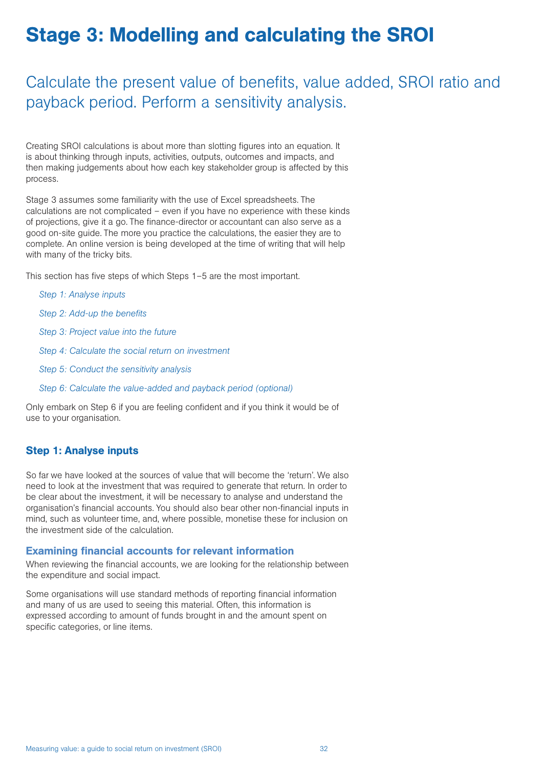# Stage 3: Modelling and calculating the SROI

## Calculate the present value of benefits, value added, SROI ratio and payback period. Perform a sensitivity analysis.

Creating SROI calculations is about more than slotting figures into an equation. It is about thinking through inputs, activities, outputs, outcomes and impacts, and then making judgements about how each key stakeholder group is affected by this process.

Stage 3 assumes some familiarity with the use of Excel spreadsheets. The calculations are not complicated – even if you have no experience with these kinds of projections, give it a go. The finance-director or accountant can also serve as a good on-site guide. The more you practice the calculations, the easier they are to complete. An online version is being developed at the time of writing that will help with many of the tricky bits.

This section has five steps of which Steps 1–5 are the most important.

*Step 1: Analyse inputs*

*Step 2: Add-up the benefits*

*Step 3: Project value into the future*

*Step 4: Calculate the social return on investment*

*Step 5: Conduct the sensitivity analysis*

*Step 6: Calculate the value-added and payback period (optional)*

Only embark on Step 6 if you are feeling confident and if you think it would be of use to your organisation.

### Step 1: Analyse inputs

So far we have looked at the sources of value that will become the 'return'. We also need to look at the investment that was required to generate that return. In order to be clear about the investment, it will be necessary to analyse and understand the organisation's financial accounts. You should also bear other non-financial inputs in mind, such as volunteer time, and, where possible, monetise these for inclusion on the investment side of the calculation.

#### Examining financial accounts for relevant information

When reviewing the financial accounts, we are looking for the relationship between the expenditure and social impact.

Some organisations will use standard methods of reporting financial information and many of us are used to seeing this material. Often, this information is expressed according to amount of funds brought in and the amount spent on specific categories, or line items.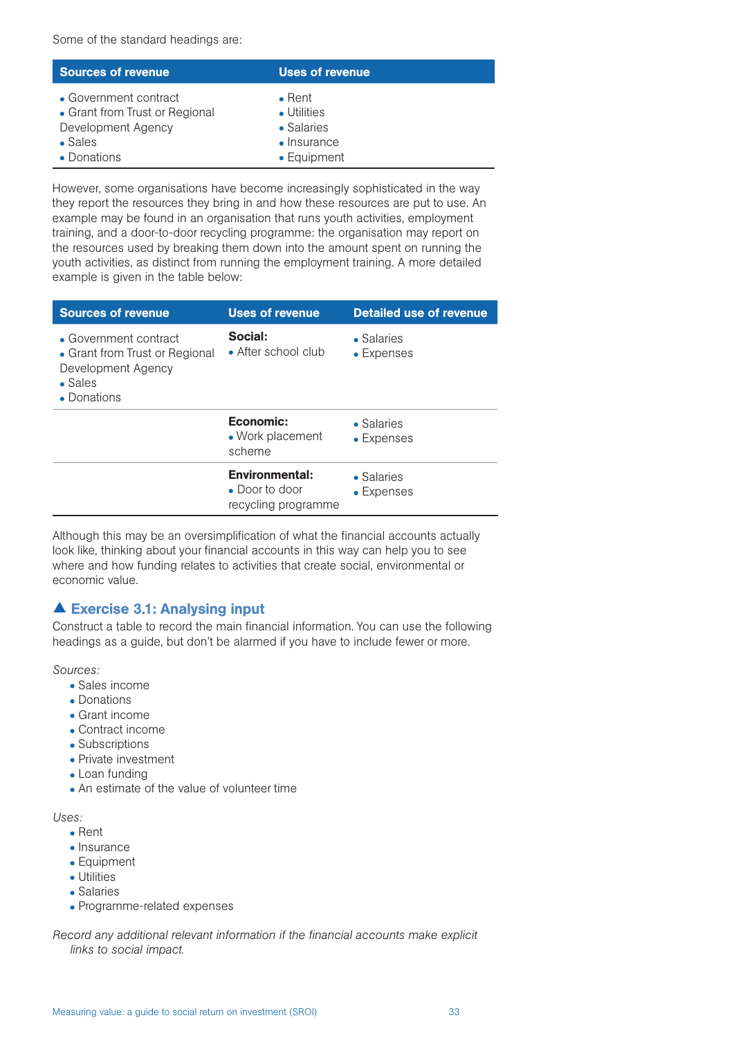Some of the standard headings are:

| Sources of revenue | Uses of revenue |
|---|---|
| • Government contract<br>• Grant from Trust or Regional Development Agency<br>• Sales<br>• Donations | • Rent<br>• Utilities<br>• Salaries<br>• Insurance<br>• Equipment |

However, some organisations have become increasingly sophisticated in the way they report the resources they bring in and how these resources are put to use. An example may be found in an organisation that runs youth activities, employment training, and a door-to-door recycling programme: the organisation may report on the resources used by breaking them down into the amount spent on running the youth activities, as distinct from running the employment training. A more detailed example is given in the table below:

| Sources of revenue | Uses of revenue | Detailed use of revenue |
|---|---|---|
| • Government contract<br>• Grant from Trust or Regional Development Agency<br>• Sales<br>• Donations | **Social:**<br>• After school club | • Salaries<br>• Expenses |
| | **Economic:**<br>• Work placement scheme | • Salaries<br>• Expenses |
| | **Environmental:**<br>• Door to door recycling programme | • Salaries<br>• Expenses |

Although this may be an oversimplification of what the financial accounts actually look like, thinking about your financial accounts in this way can help you to see where and how funding relates to activities that create social, environmental or economic value.

### ▲ Exercise 3.1: Analysing input

Construct a table to record the main financial information. You can use the following headings as a guide, but don't be alarmed if you have to include fewer or more.

*Sources:*

- Sales income
- Donations
- Grant income
- Contract income
- Subscriptions
- Private investment
- Loan funding
- An estimate of the value of volunteer time

*Uses:*

- Rent
- Insurance
- Equipment
- Utilities
- Salaries
- Programme-related expenses

*Record any additional relevant information if the financial accounts make explicit links to social impact.*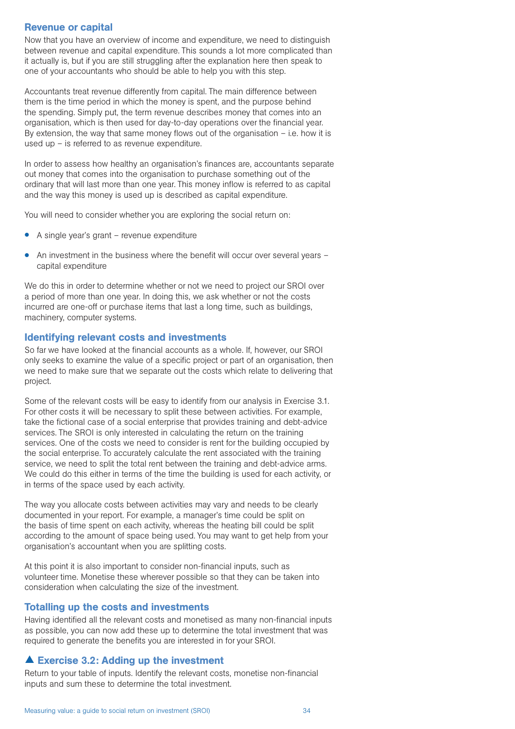## Revenue or capital

Now that you have an overview of income and expenditure, we need to distinguish between revenue and capital expenditure. This sounds a lot more complicated than it actually is, but if you are still struggling after the explanation here then speak to one of your accountants who should be able to help you with this step.

Accountants treat revenue differently from capital. The main difference between them is the time period in which the money is spent, and the purpose behind the spending. Simply put, the term revenue describes money that comes into an organisation, which is then used for day-to-day operations over the financial year. By extension, the way that same money flows out of the organisation – i.e. how it is used up – is referred to as revenue expenditure.

In order to assess how healthy an organisation's finances are, accountants separate out money that comes into the organisation to purchase something out of the ordinary that will last more than one year. This money inflow is referred to as capital and the way this money is used up is described as capital expenditure.

You will need to consider whether you are exploring the social return on:

- A single year's grant – revenue expenditure
- An investment in the business where the benefit will occur over several years – capital expenditure

We do this in order to determine whether or not we need to project our SROI over a period of more than one year. In doing this, we ask whether or not the costs incurred are one-off or purchase items that last a long time, such as buildings, machinery, computer systems.

## Identifying relevant costs and investments

So far we have looked at the financial accounts as a whole. If, however, our SROI only seeks to examine the value of a specific project or part of an organisation, then we need to make sure that we separate out the costs which relate to delivering that project.

Some of the relevant costs will be easy to identify from our analysis in Exercise 3.1. For other costs it will be necessary to split these between activities. For example, take the fictional case of a social enterprise that provides training and debt-advice services. The SROI is only interested in calculating the return on the training services. One of the costs we need to consider is rent for the building occupied by the social enterprise. To accurately calculate the rent associated with the training service, we need to split the total rent between the training and debt-advice arms. We could do this either in terms of the time the building is used for each activity, or in terms of the space used by each activity.

The way you allocate costs between activities may vary and needs to be clearly documented in your report. For example, a manager's time could be split on the basis of time spent on each activity, whereas the heating bill could be split according to the amount of space being used. You may want to get help from your organisation's accountant when you are splitting costs.

At this point it is also important to consider non-financial inputs, such as volunteer time. Monetise these wherever possible so that they can be taken into consideration when calculating the size of the investment.

## Totalling up the costs and investments

Having identified all the relevant costs and monetised as many non-financial inputs as possible, you can now add these up to determine the total investment that was required to generate the benefits you are interested in for your SROI.

## ▲ Exercise 3.2: Adding up the investment

Return to your table of inputs. Identify the relevant costs, monetise non-financial inputs and sum these to determine the total investment.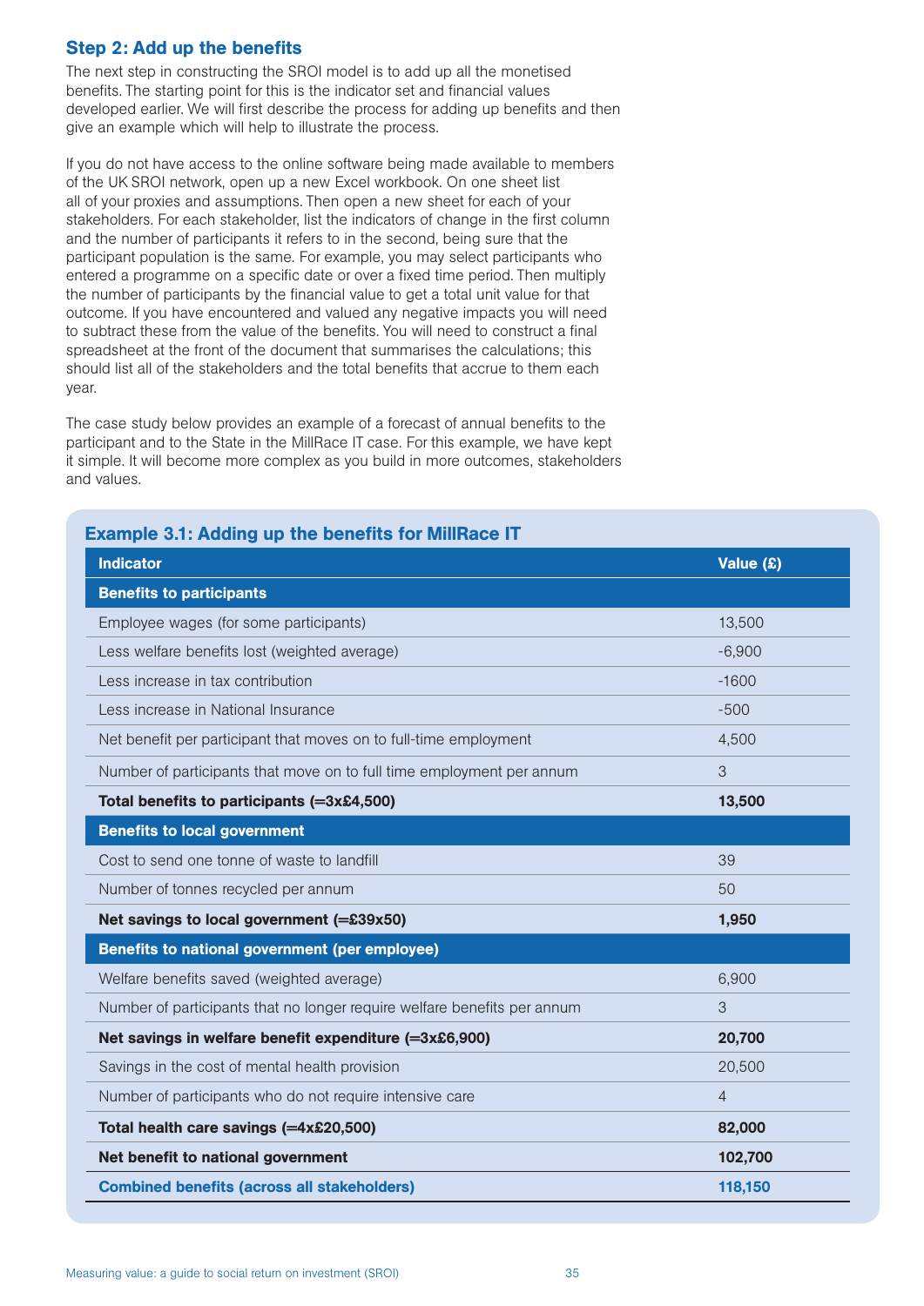### Step 2: Add up the benefits

The next step in constructing the SROI model is to add up all the monetised benefits. The starting point for this is the indicator set and financial values developed earlier. We will first describe the process for adding up benefits and then give an example which will help to illustrate the process.

If you do not have access to the online software being made available to members of the UK SROI network, open up a new Excel workbook. On one sheet list all of your proxies and assumptions. Then open a new sheet for each of your stakeholders. For each stakeholder, list the indicators of change in the first column and the number of participants it refers to in the second, being sure that the participant population is the same. For example, you may select participants who entered a programme on a specific date or over a fixed time period. Then multiply the number of participants by the financial value to get a total unit value for that outcome. If you have encountered and valued any negative impacts you will need to subtract these from the value of the benefits. You will need to construct a final spreadsheet at the front of the document that summarises the calculations; this should list all of the stakeholders and the total benefits that accrue to them each year.

The case study below provides an example of a forecast of annual benefits to the participant and to the State in the MillRace IT case. For this example, we have kept it simple. It will become more complex as you build in more outcomes, stakeholders and values.

#### Example 3.1: Adding up the benefits for MillRace IT

| Indicator | Value (£) |
|---|---|
| **Benefits to participants** | |
| Employee wages (for some participants) | 13,500 |
| Less welfare benefits lost (weighted average) | -6,900 |
| Less increase in tax contribution | -1600 |
| Less increase in National Insurance | -500 |
| Net benefit per participant that moves on to full-time employment | 4,500 |
| Number of participants that move on to full time employment per annum | 3 |
| **Total benefits to participants (=3x£4,500)** | **13,500** |
| **Benefits to local government** | |
| Cost to send one tonne of waste to landfill | 39 |
| Number of tonnes recycled per annum | 50 |
| **Net savings to local government (=£39x50)** | **1,950** |
| **Benefits to national government (per employee)** | |
| Welfare benefits saved (weighted average) | 6,900 |
| Number of participants that no longer require welfare benefits per annum | 3 |
| **Net savings in welfare benefit expenditure (=3x£6,900)** | **20,700** |
| Savings in the cost of mental health provision | 20,500 |
| Number of participants who do not require intensive care | 4 |
| **Total health care savings (=4x£20,500)** | **82,000** |
| **Net benefit to national government** | **102,700** |
| **Combined benefits (across all stakeholders)** | **118,150** |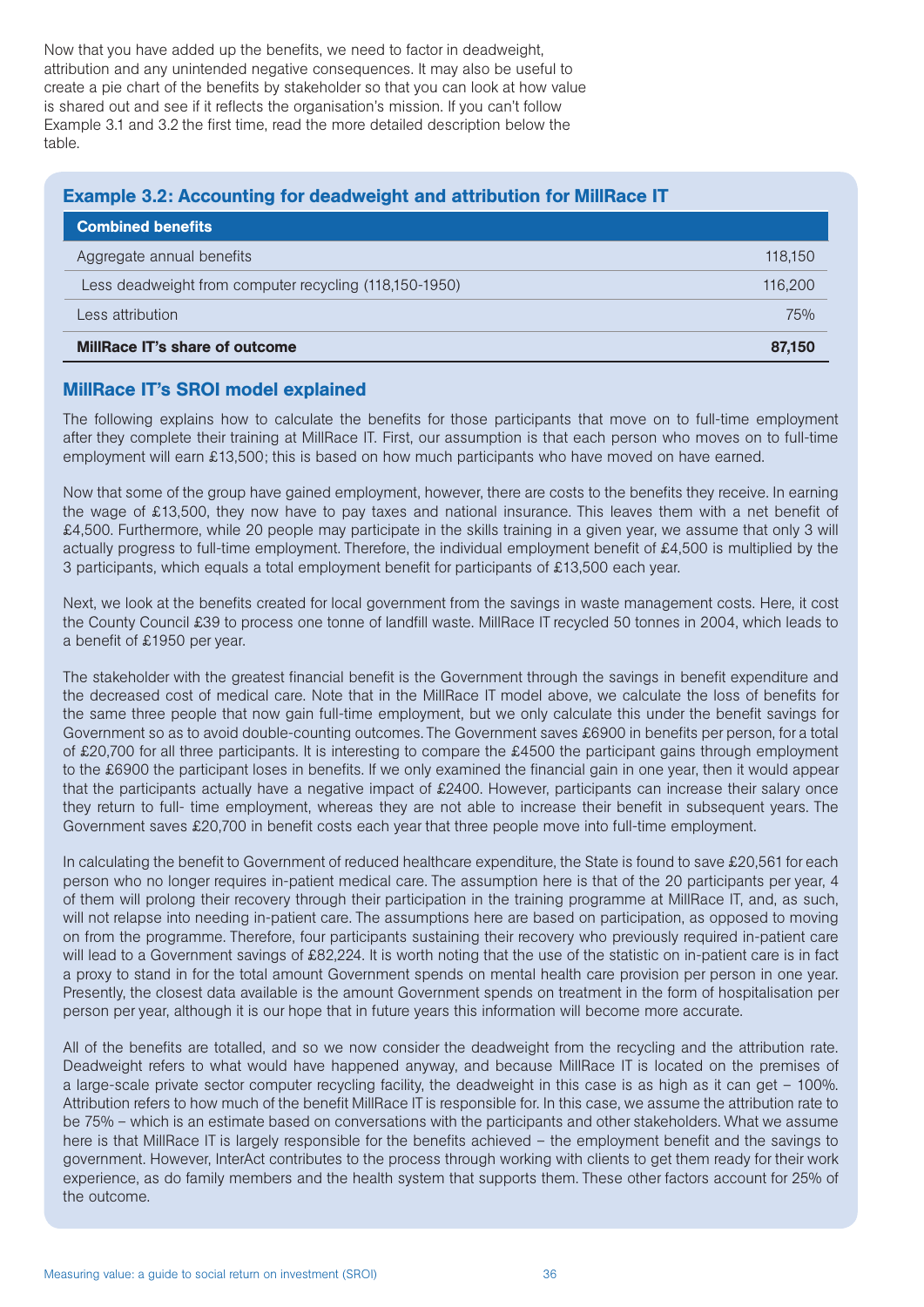Now that you have added up the benefits, we need to factor in deadweight, attribution and any unintended negative consequences. It may also be useful to create a pie chart of the benefits by stakeholder so that you can look at how value is shared out and see if it reflects the organisation's mission. If you can't follow Example 3.1 and 3.2 the first time, read the more detailed description below the table.

### Example 3.2: Accounting for deadweight and attribution for MillRace IT

| **Combined benefits** | |
|---|---|
| Aggregate annual benefits | 118,150 |
| Less deadweight from computer recycling (118,150-1950) | 116,200 |
| Less attribution | 75% |
| **MillRace IT's share of outcome** | **87,150** |

### MillRace IT's SROI model explained

The following explains how to calculate the benefits for those participants that move on to full-time employment after they complete their training at MillRace IT. First, our assumption is that each person who moves on to full-time employment will earn £13,500; this is based on how much participants who have moved on have earned.

Now that some of the group have gained employment, however, there are costs to the benefits they receive. In earning the wage of £13,500, they now have to pay taxes and national insurance. This leaves them with a net benefit of £4,500. Furthermore, while 20 people may participate in the skills training in a given year, we assume that only 3 will actually progress to full-time employment. Therefore, the individual employment benefit of £4,500 is multiplied by the 3 participants, which equals a total employment benefit for participants of £13,500 each year.

Next, we look at the benefits created for local government from the savings in waste management costs. Here, it cost the County Council £39 to process one tonne of landfill waste. MillRace IT recycled 50 tonnes in 2004, which leads to a benefit of £1950 per year.

The stakeholder with the greatest financial benefit is the Government through the savings in benefit expenditure and the decreased cost of medical care. Note that in the MillRace IT model above, we calculate the loss of benefits for the same three people that now gain full-time employment, but we only calculate this under the benefit savings for Government so as to avoid double-counting outcomes. The Government saves £6900 in benefits per person, for a total of £20,700 for all three participants. It is interesting to compare the £4500 the participant gains through employment to the £6900 the participant loses in benefits. If we only examined the financial gain in one year, then it would appear that the participants actually have a negative impact of £2400. However, participants can increase their salary once they return to full- time employment, whereas they are not able to increase their benefit in subsequent years. The Government saves £20,700 in benefit costs each year that three people move into full-time employment.

In calculating the benefit to Government of reduced healthcare expenditure, the State is found to save £20,561 for each person who no longer requires in-patient medical care. The assumption here is that of the 20 participants per year, 4 of them will prolong their recovery through their participation in the training programme at MillRace IT, and, as such, will not relapse into needing in-patient care. The assumptions here are based on participation, as opposed to moving on from the programme. Therefore, four participants sustaining their recovery who previously required in-patient care will lead to a Government savings of £82,224. It is worth noting that the use of the statistic on in-patient care is in fact a proxy to stand in for the total amount Government spends on mental health care provision per person in one year. Presently, the closest data available is the amount Government spends on treatment in the form of hospitalisation per person per year, although it is our hope that in future years this information will become more accurate.

All of the benefits are totalled, and so we now consider the deadweight from the recycling and the attribution rate. Deadweight refers to what would have happened anyway, and because MillRace IT is located on the premises of a large-scale private sector computer recycling facility, the deadweight in this case is as high as it can get – 100%. Attribution refers to how much of the benefit MillRace IT is responsible for. In this case, we assume the attribution rate to be 75% – which is an estimate based on conversations with the participants and other stakeholders. What we assume here is that MillRace IT is largely responsible for the benefits achieved – the employment benefit and the savings to government. However, InterAct contributes to the process through working with clients to get them ready for their work experience, as do family members and the health system that supports them. These other factors account for 25% of the outcome.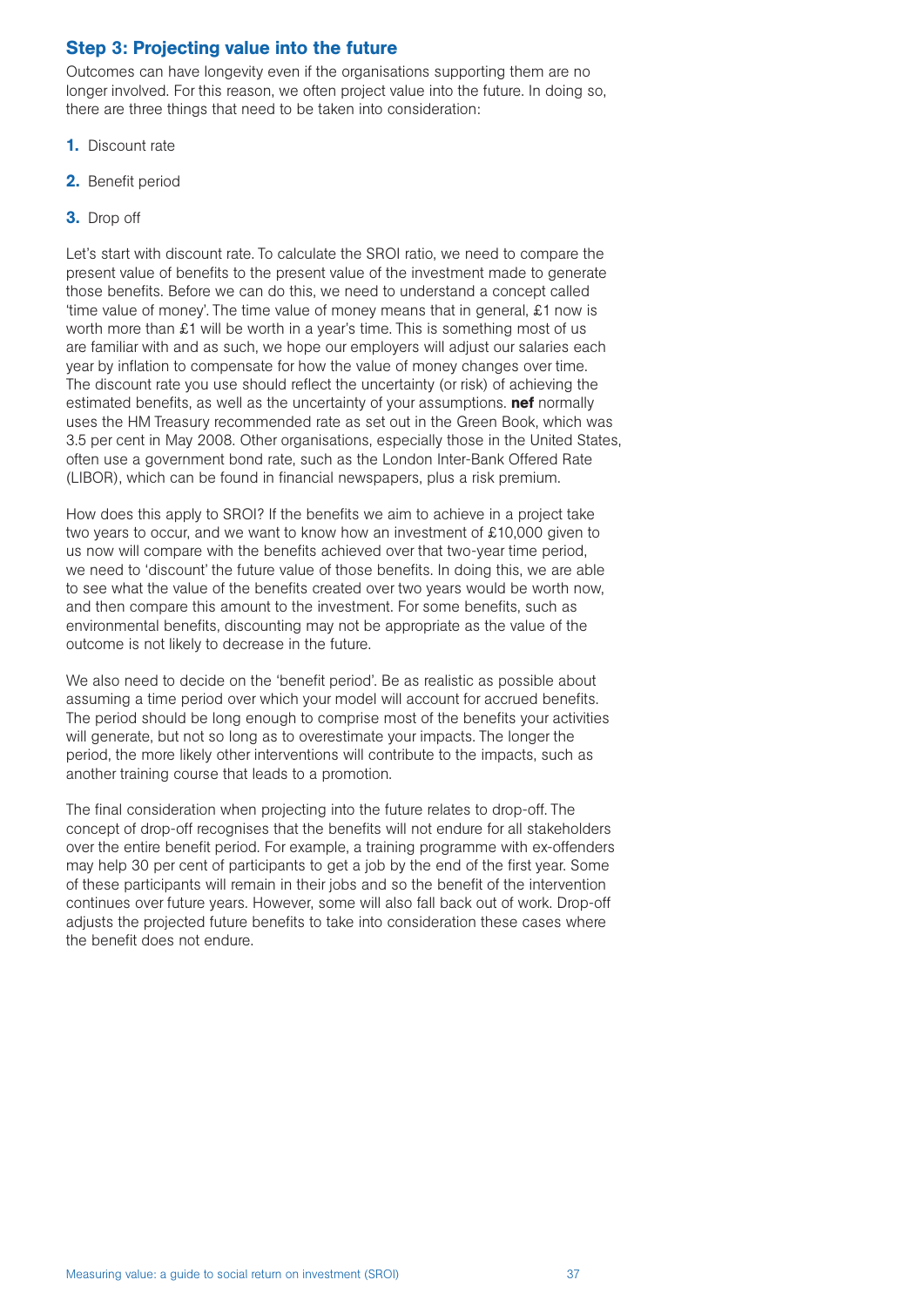## Step 3: Projecting value into the future

Outcomes can have longevity even if the organisations supporting them are no longer involved. For this reason, we often project value into the future. In doing so, there are three things that need to be taken into consideration:

1. Discount rate
2. Benefit period
3. Drop off

Let's start with discount rate. To calculate the SROI ratio, we need to compare the present value of benefits to the present value of the investment made to generate those benefits. Before we can do this, we need to understand a concept called 'time value of money'. The time value of money means that in general, £1 now is worth more than £1 will be worth in a year's time. This is something most of us are familiar with and as such, we hope our employers will adjust our salaries each year by inflation to compensate for how the value of money changes over time. The discount rate you use should reflect the uncertainty (or risk) of achieving the estimated benefits, as well as the uncertainty of your assumptions. **nef** normally uses the HM Treasury recommended rate as set out in the Green Book, which was 3.5 per cent in May 2008. Other organisations, especially those in the United States, often use a government bond rate, such as the London Inter-Bank Offered Rate (LIBOR), which can be found in financial newspapers, plus a risk premium.

How does this apply to SROI? If the benefits we aim to achieve in a project take two years to occur, and we want to know how an investment of £10,000 given to us now will compare with the benefits achieved over that two-year time period, we need to 'discount' the future value of those benefits. In doing this, we are able to see what the value of the benefits created over two years would be worth now, and then compare this amount to the investment. For some benefits, such as environmental benefits, discounting may not be appropriate as the value of the outcome is not likely to decrease in the future.

We also need to decide on the 'benefit period'. Be as realistic as possible about assuming a time period over which your model will account for accrued benefits. The period should be long enough to comprise most of the benefits your activities will generate, but not so long as to overestimate your impacts. The longer the period, the more likely other interventions will contribute to the impacts, such as another training course that leads to a promotion.

The final consideration when projecting into the future relates to drop-off. The concept of drop-off recognises that the benefits will not endure for all stakeholders over the entire benefit period. For example, a training programme with ex-offenders may help 30 per cent of participants to get a job by the end of the first year. Some of these participants will remain in their jobs and so the benefit of the intervention continues over future years. However, some will also fall back out of work. Drop-off adjusts the projected future benefits to take into consideration these cases where the benefit does not endure.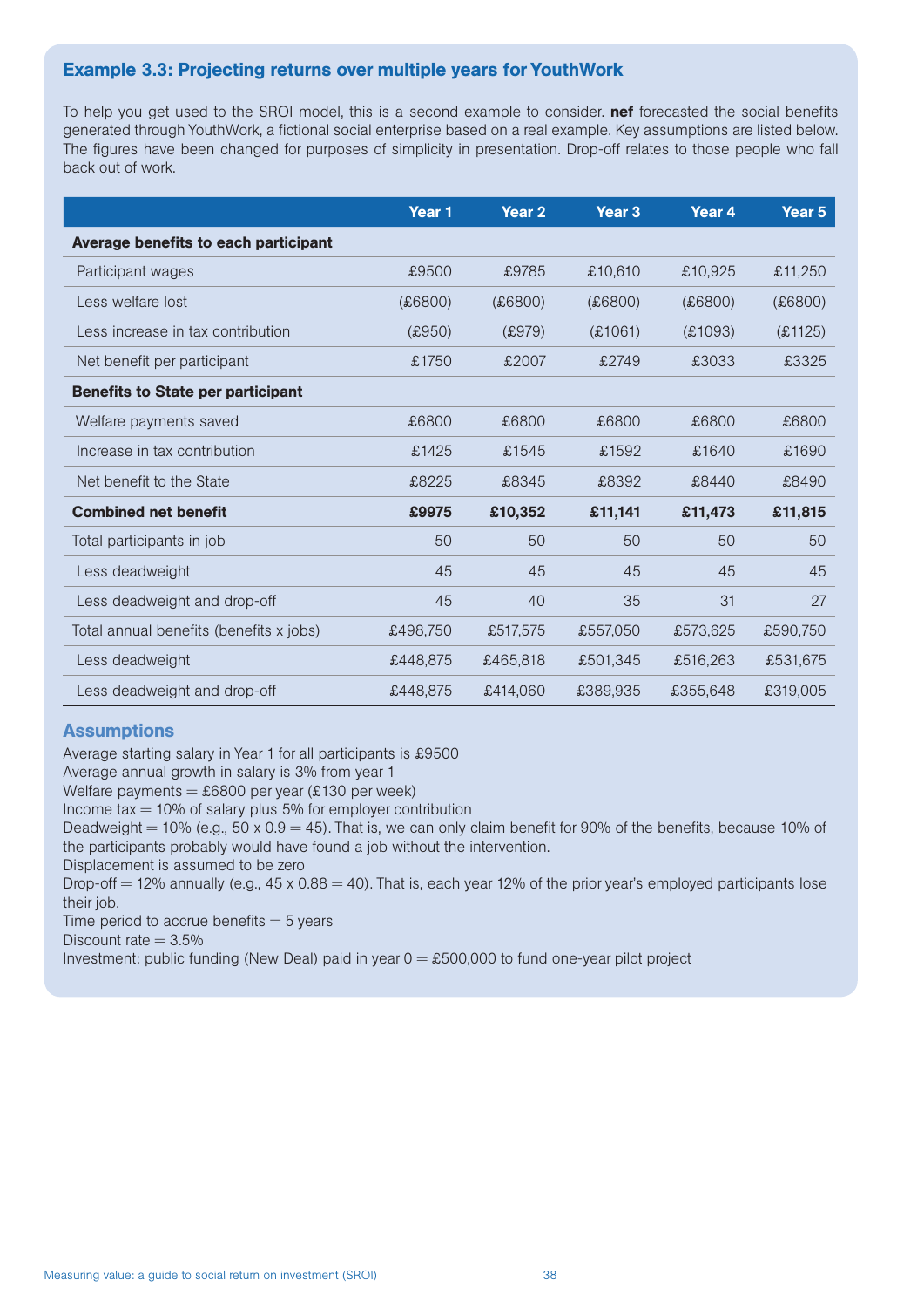### Example 3.3: Projecting returns over multiple years for YouthWork

To help you get used to the SROI model, this is a second example to consider. **nef** forecasted the social benefits generated through YouthWork, a fictional social enterprise based on a real example. Key assumptions are listed below. The figures have been changed for purposes of simplicity in presentation. Drop-off relates to those people who fall back out of work.

| | Year 1 | Year 2 | Year 3 | Year 4 | Year 5 |
|---|---|---|---|---|---|
| **Average benefits to each participant** | | | | | |
| Participant wages | £9500 | £9785 | £10,610 | £10,925 | £11,250 |
| Less welfare lost | (£6800) | (£6800) | (£6800) | (£6800) | (£6800) |
| Less increase in tax contribution | (£950) | (£979) | (£1061) | (£1093) | (£1125) |
| Net benefit per participant | £1750 | £2007 | £2749 | £3033 | £3325 |
| **Benefits to State per participant** | | | | | |
| Welfare payments saved | £6800 | £6800 | £6800 | £6800 | £6800 |
| Increase in tax contribution | £1425 | £1545 | £1592 | £1640 | £1690 |
| Net benefit to the State | £8225 | £8345 | £8392 | £8440 | £8490 |
| **Combined net benefit** | **£9975** | **£10,352** | **£11,141** | **£11,473** | **£11,815** |
| Total participants in job | 50 | 50 | 50 | 50 | 50 |
| Less deadweight | 45 | 45 | 45 | 45 | 45 |
| Less deadweight and drop-off | 45 | 40 | 35 | 31 | 27 |
| Total annual benefits (benefits x jobs) | £498,750 | £517,575 | £557,050 | £573,625 | £590,750 |
| Less deadweight | £448,875 | £465,818 | £501,345 | £516,263 | £531,675 |
| Less deadweight and drop-off | £448,875 | £414,060 | £389,935 | £355,648 | £319,005 |

#### Assumptions

Average starting salary in Year 1 for all participants is £9500
Average annual growth in salary is 3% from year 1
Welfare payments = £6800 per year (£130 per week)
Income tax = 10% of salary plus 5% for employer contribution
Deadweight = 10% (e.g., 50 x 0.9 = 45). That is, we can only claim benefit for 90% of the benefits, because 10% of the participants probably would have found a job without the intervention.
Displacement is assumed to be zero
Drop-off = 12% annually (e.g., 45 x 0.88 = 40). That is, each year 12% of the prior year's employed participants lose their job.
Time period to accrue benefits = 5 years
Discount rate = 3.5%
Investment: public funding (New Deal) paid in year 0 = £500,000 to fund one-year pilot project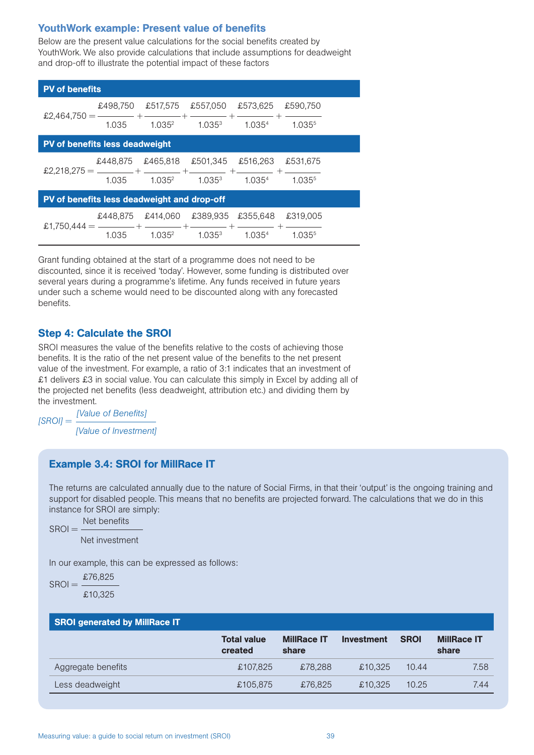### YouthWork example: Present value of benefits

Below are the present value calculations for the social benefits created by YouthWork. We also provide calculations that include assumptions for deadweight and drop-off to illustrate the potential impact of these factors

**PV of benefits**

$$£2{,}464{,}750 = \frac{£498{,}750}{1.035} + \frac{£517{,}575}{1.035^2} + \frac{£557{,}050}{1.035^3} + \frac{£573{,}625}{1.035^4} + \frac{£590{,}750}{1.035^5}$$

**PV of benefits less deadweight**

$$£2{,}218{,}275 = \frac{£448{,}875}{1.035} + \frac{£465{,}818}{1.035^2} + \frac{£501{,}345}{1.035^3} + \frac{£516{,}263}{1.035^4} + \frac{£531{,}675}{1.035^5}$$

**PV of benefits less deadweight and drop-off**

$$£1{,}750{,}444 = \frac{£448{,}875}{1.035} + \frac{£414{,}060}{1.035^2} + \frac{£389{,}935}{1.035^3} + \frac{£355{,}648}{1.035^4} + \frac{£319{,}005}{1.035^5}$$

Grant funding obtained at the start of a programme does not need to be discounted, since it is received 'today'. However, some funding is distributed over several years during a programme's lifetime. Any funds received in future years under such a scheme would need to be discounted along with any forecasted benefits.

## Step 4: Calculate the SROI

SROI measures the value of the benefits relative to the costs of achieving those benefits. It is the ratio of the net present value of the benefits to the net present value of the investment. For example, a ratio of 3:1 indicates that an investment of £1 delivers £3 in social value. You can calculate this simply in Excel by adding all of the projected net benefits (less deadweight, attribution etc.) and dividing them by the investment.

$$[SROI] = \frac{[Value\ of\ Benefits]}{[Value\ of\ Investment]}$$

### Example 3.4: SROI for MillRace IT

The returns are calculated annually due to the nature of Social Firms, in that their 'output' is the ongoing training and support for disabled people. This means that no benefits are projected forward. The calculations that we do in this instance for SROI are simply:

$$\text{SROI} = \frac{\text{Net benefits}}{\text{Net investment}}$$

In our example, this can be expressed as follows:

$$\text{SROI} = \frac{£76{,}825}{£10{,}325}$$

**SROI generated by MillRace IT**

| | Total value created | MillRace IT share | Investment | SROI | MillRace IT share |
|---|---|---|---|---|---|
| Aggregate benefits | £107,825 | £78,288 | £10,325 | 10.44 | 7.58 |
| Less deadweight | £105,875 | £76,825 | £10,325 | 10.25 | 7.44 |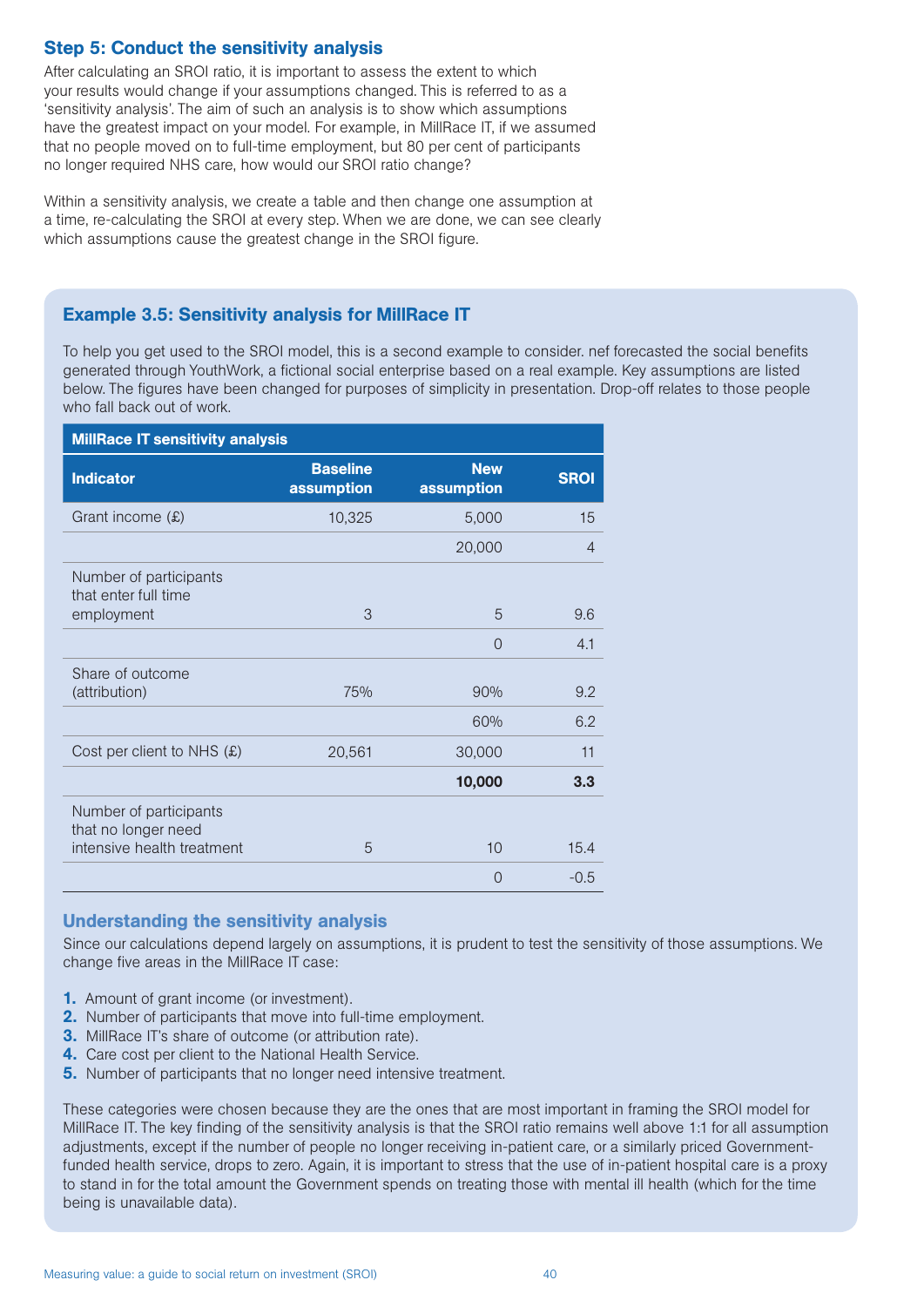### Step 5: Conduct the sensitivity analysis

After calculating an SROI ratio, it is important to assess the extent to which your results would change if your assumptions changed. This is referred to as a 'sensitivity analysis'. The aim of such an analysis is to show which assumptions have the greatest impact on your model. For example, in MillRace IT, if we assumed that no people moved on to full-time employment, but 80 per cent of participants no longer required NHS care, how would our SROI ratio change?

Within a sensitivity analysis, we create a table and then change one assumption at a time, re-calculating the SROI at every step. When we are done, we can see clearly which assumptions cause the greatest change in the SROI figure.

### Example 3.5: Sensitivity analysis for MillRace IT

To help you get used to the SROI model, this is a second example to consider. nef forecasted the social benefits generated through YouthWork, a fictional social enterprise based on a real example. Key assumptions are listed below. The figures have been changed for purposes of simplicity in presentation. Drop-off relates to those people who fall back out of work.

**MillRace IT sensitivity analysis**

| Indicator | Baseline assumption | New assumption | SROI |
|---|---|---|---|
| Grant income (£) | 10,325 | 5,000 | 15 |
| | | 20,000 | 4 |
| Number of participants that enter full time employment | 3 | 5 | 9.6 |
| | | 0 | 4.1 |
| Share of outcome (attribution) | 75% | 90% | 9.2 |
| | | 60% | 6.2 |
| Cost per client to NHS (£) | 20,561 | 30,000 | 11 |
| | | **10,000** | **3.3** |
| Number of participants that no longer need intensive health treatment | 5 | 10 | 15.4 |
| | | 0 | -0.5 |

#### Understanding the sensitivity analysis

Since our calculations depend largely on assumptions, it is prudent to test the sensitivity of those assumptions. We change five areas in the MillRace IT case:

1. Amount of grant income (or investment).
2. Number of participants that move into full-time employment.
3. MillRace IT's share of outcome (or attribution rate).
4. Care cost per client to the National Health Service.
5. Number of participants that no longer need intensive treatment.

These categories were chosen because they are the ones that are most important in framing the SROI model for MillRace IT. The key finding of the sensitivity analysis is that the SROI ratio remains well above 1:1 for all assumption adjustments, except if the number of people no longer receiving in-patient care, or a similarly priced Government-funded health service, drops to zero. Again, it is important to stress that the use of in-patient hospital care is a proxy to stand in for the total amount the Government spends on treating those with mental ill health (which for the time being is unavailable data).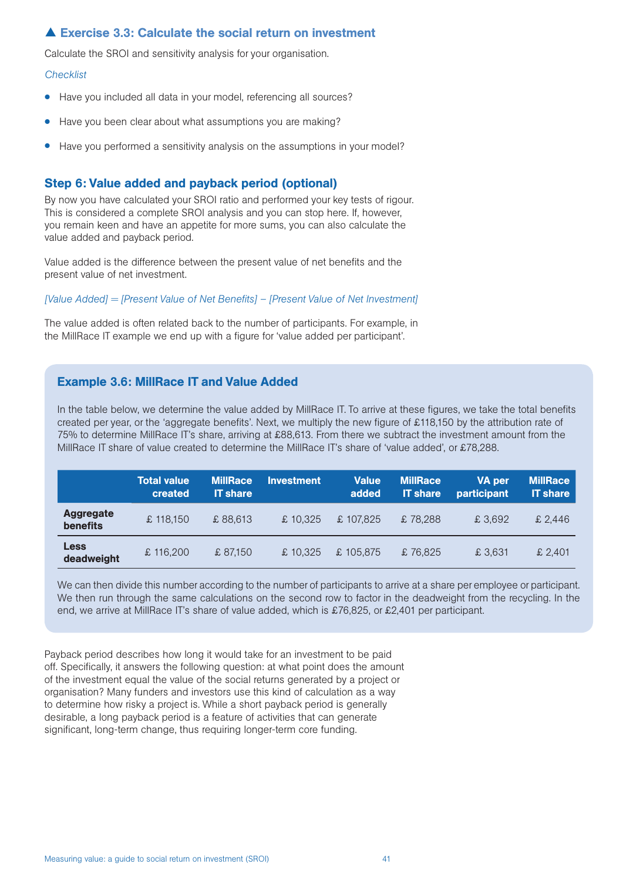### ▲ Exercise 3.3: Calculate the social return on investment

Calculate the SROI and sensitivity analysis for your organisation.

*Checklist*

- Have you included all data in your model, referencing all sources?
- Have you been clear about what assumptions you are making?
- Have you performed a sensitivity analysis on the assumptions in your model?

### Step 6: Value added and payback period (optional)

By now you have calculated your SROI ratio and performed your key tests of rigour. This is considered a complete SROI analysis and you can stop here. If, however, you remain keen and have an appetite for more sums, you can also calculate the value added and payback period.

Value added is the difference between the present value of net benefits and the present value of net investment.

*[Value Added] = [Present Value of Net Benefits] – [Present Value of Net Investment]*

The value added is often related back to the number of participants. For example, in the MillRace IT example we end up with a figure for 'value added per participant'.

#### Example 3.6: MillRace IT and Value Added

In the table below, we determine the value added by MillRace IT. To arrive at these figures, we take the total benefits created per year, or the 'aggregate benefits'. Next, we multiply the new figure of £118,150 by the attribution rate of 75% to determine MillRace IT's share, arriving at £88,613. From there we subtract the investment amount from the MillRace IT share of value created to determine the MillRace IT's share of 'value added', or £78,288.

| | Total value created | MillRace IT share | Investment | Value added | MillRace IT share | VA per participant | MillRace IT share |
|---|---|---|---|---|---|---|---|
| **Aggregate benefits** | £ 118,150 | £ 88,613 | £ 10,325 | £ 107,825 | £ 78,288 | £ 3,692 | £ 2,446 |
| **Less deadweight** | £ 116,200 | £ 87,150 | £ 10,325 | £ 105,875 | £ 76,825 | £ 3,631 | £ 2,401 |

We can then divide this number according to the number of participants to arrive at a share per employee or participant. We then run through the same calculations on the second row to factor in the deadweight from the recycling. In the end, we arrive at MillRace IT's share of value added, which is £76,825, or £2,401 per participant.

Payback period describes how long it would take for an investment to be paid off. Specifically, it answers the following question: at what point does the amount of the investment equal the value of the social returns generated by a project or organisation? Many funders and investors use this kind of calculation as a way to determine how risky a project is. While a short payback period is generally desirable, a long payback period is a feature of activities that can generate significant, long-term change, thus requiring longer-term core funding.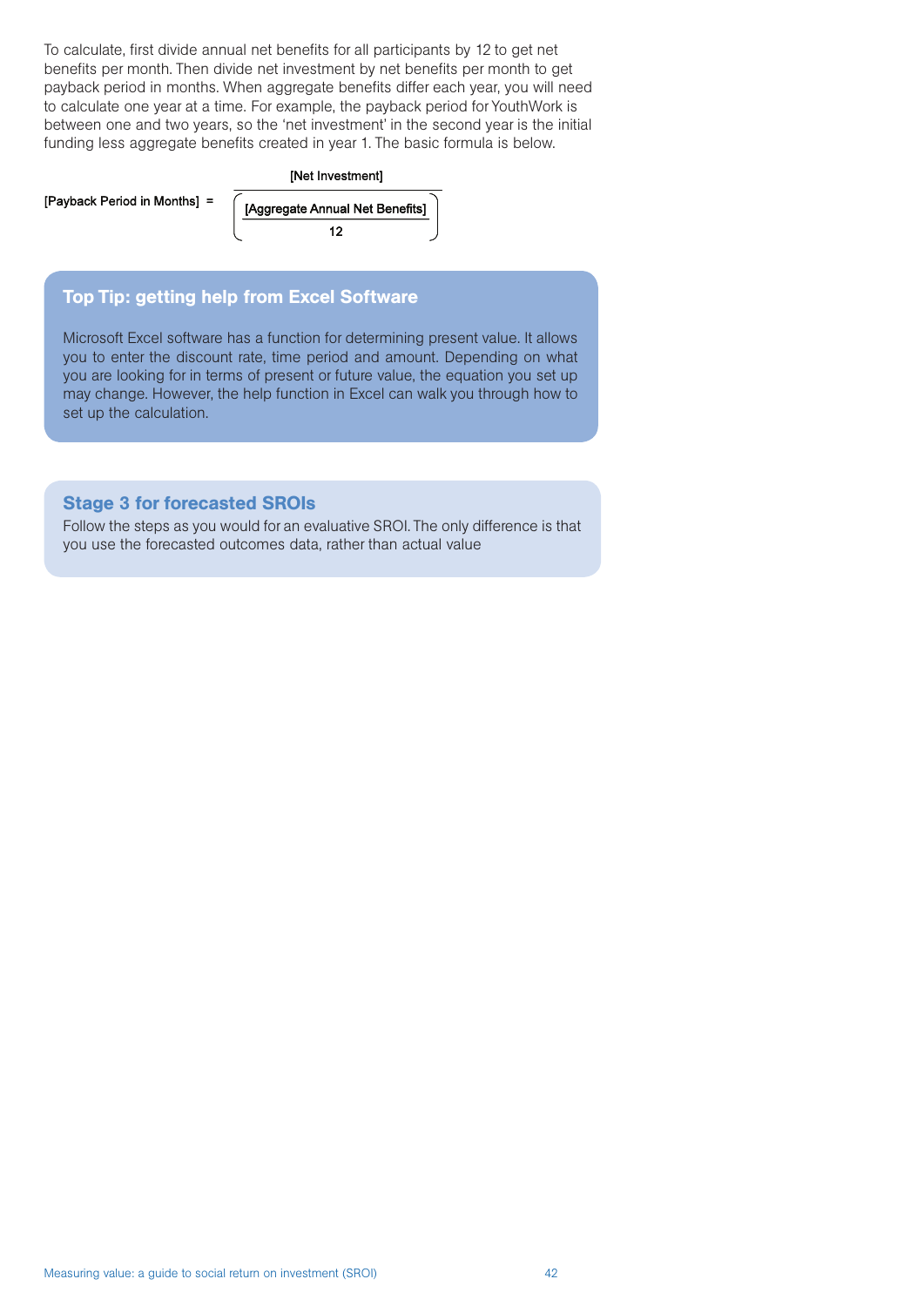To calculate, first divide annual net benefits for all participants by 12 to get net benefits per month. Then divide net investment by net benefits per month to get payback period in months. When aggregate benefits differ each year, you will need to calculate one year at a time. For example, the payback period for YouthWork is between one and two years, so the 'net investment' in the second year is the initial funding less aggregate benefits created in year 1. The basic formula is below.

$$[\text{Payback Period in Months}] = \frac{[\text{Net Investment}]}{\left(\frac{[\text{Aggregate Annual Net Benefits}]}{12}\right)}$$

## Top Tip: getting help from Excel Software

Microsoft Excel software has a function for determining present value. It allows you to enter the discount rate, time period and amount. Depending on what you are looking for in terms of present or future value, the equation you set up may change. However, the help function in Excel can walk you through how to set up the calculation.

## Stage 3 for forecasted SROIs

Follow the steps as you would for an evaluative SROI. The only difference is that you use the forecasted outcomes data, rather than actual value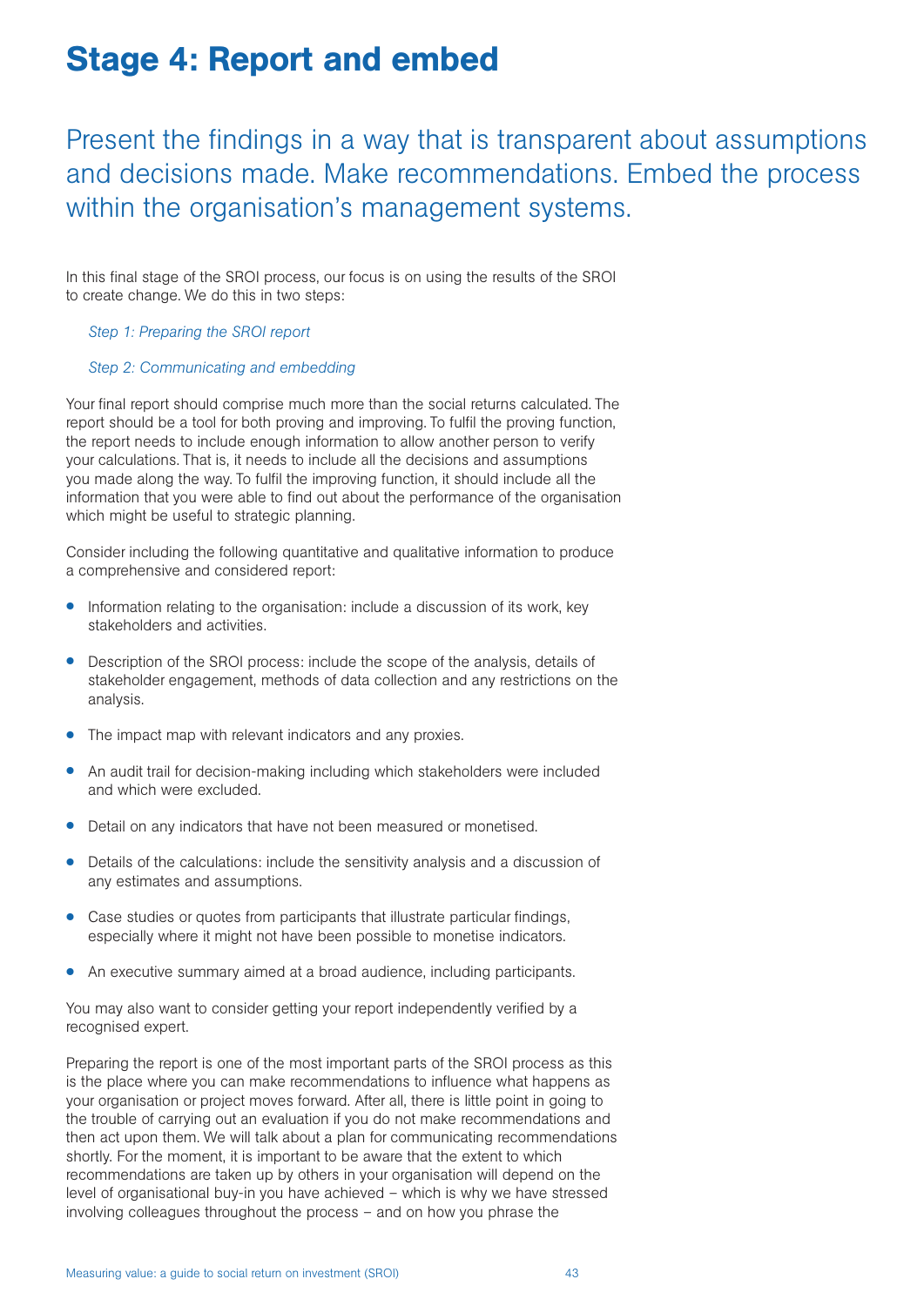# Stage 4: Report and embed

## Present the findings in a way that is transparent about assumptions and decisions made. Make recommendations. Embed the process within the organisation's management systems.

In this final stage of the SROI process, our focus is on using the results of the SROI to create change. We do this in two steps:

*Step 1: Preparing the SROI report*

*Step 2: Communicating and embedding*

Your final report should comprise much more than the social returns calculated. The report should be a tool for both proving and improving. To fulfil the proving function, the report needs to include enough information to allow another person to verify your calculations. That is, it needs to include all the decisions and assumptions you made along the way. To fulfil the improving function, it should include all the information that you were able to find out about the performance of the organisation which might be useful to strategic planning.

Consider including the following quantitative and qualitative information to produce a comprehensive and considered report:

- Information relating to the organisation: include a discussion of its work, key stakeholders and activities.
- Description of the SROI process: include the scope of the analysis, details of stakeholder engagement, methods of data collection and any restrictions on the analysis.
- The impact map with relevant indicators and any proxies.
- An audit trail for decision-making including which stakeholders were included and which were excluded.
- Detail on any indicators that have not been measured or monetised.
- Details of the calculations: include the sensitivity analysis and a discussion of any estimates and assumptions.
- Case studies or quotes from participants that illustrate particular findings, especially where it might not have been possible to monetise indicators.
- An executive summary aimed at a broad audience, including participants.

You may also want to consider getting your report independently verified by a recognised expert.

Preparing the report is one of the most important parts of the SROI process as this is the place where you can make recommendations to influence what happens as your organisation or project moves forward. After all, there is little point in going to the trouble of carrying out an evaluation if you do not make recommendations and then act upon them. We will talk about a plan for communicating recommendations shortly. For the moment, it is important to be aware that the extent to which recommendations are taken up by others in your organisation will depend on the level of organisational buy-in you have achieved – which is why we have stressed involving colleagues throughout the process – and on how you phrase the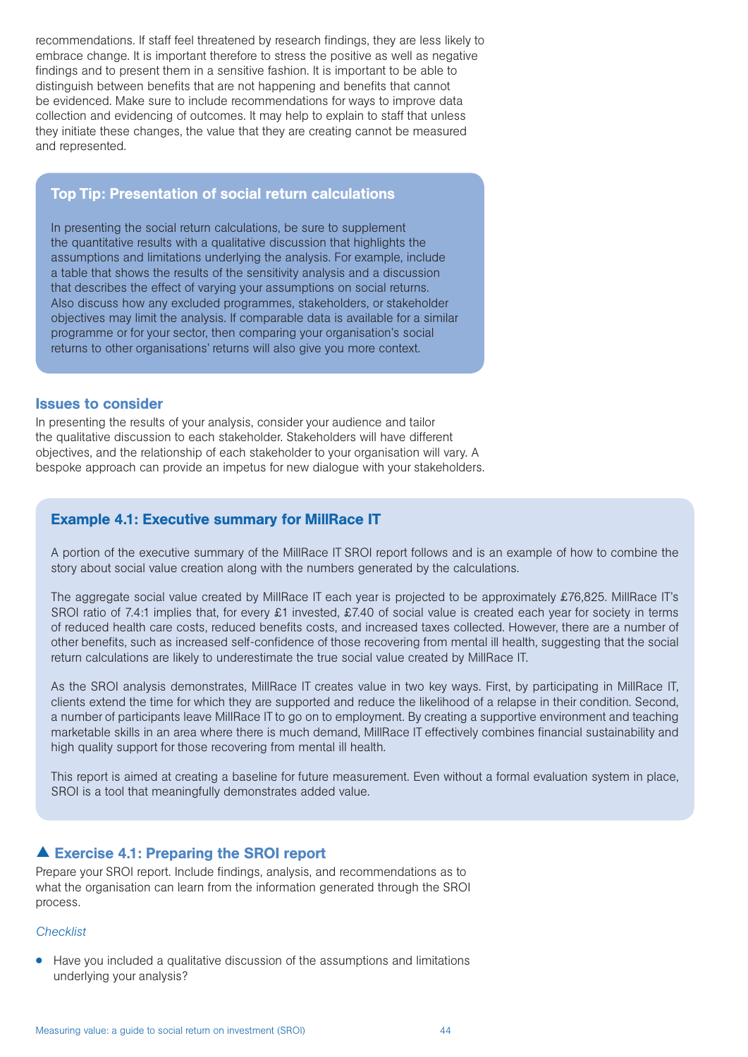recommendations. If staff feel threatened by research findings, they are less likely to embrace change. It is important therefore to stress the positive as well as negative findings and to present them in a sensitive fashion. It is important to be able to distinguish between benefits that are not happening and benefits that cannot be evidenced. Make sure to include recommendations for ways to improve data collection and evidencing of outcomes. It may help to explain to staff that unless they initiate these changes, the value that they are creating cannot be measured and represented.

### Top Tip: Presentation of social return calculations

In presenting the social return calculations, be sure to supplement the quantitative results with a qualitative discussion that highlights the assumptions and limitations underlying the analysis. For example, include a table that shows the results of the sensitivity analysis and a discussion that describes the effect of varying your assumptions on social returns. Also discuss how any excluded programmes, stakeholders, or stakeholder objectives may limit the analysis. If comparable data is available for a similar programme or for your sector, then comparing your organisation's social returns to other organisations' returns will also give you more context.

### Issues to consider

In presenting the results of your analysis, consider your audience and tailor the qualitative discussion to each stakeholder. Stakeholders will have different objectives, and the relationship of each stakeholder to your organisation will vary. A bespoke approach can provide an impetus for new dialogue with your stakeholders.

### Example 4.1: Executive summary for MillRace IT

A portion of the executive summary of the MillRace IT SROI report follows and is an example of how to combine the story about social value creation along with the numbers generated by the calculations.

The aggregate social value created by MillRace IT each year is projected to be approximately £76,825. MillRace IT's SROI ratio of 7.4:1 implies that, for every £1 invested, £7.40 of social value is created each year for society in terms of reduced health care costs, reduced benefits costs, and increased taxes collected. However, there are a number of other benefits, such as increased self-confidence of those recovering from mental ill health, suggesting that the social return calculations are likely to underestimate the true social value created by MillRace IT.

As the SROI analysis demonstrates, MillRace IT creates value in two key ways. First, by participating in MillRace IT, clients extend the time for which they are supported and reduce the likelihood of a relapse in their condition. Second, a number of participants leave MillRace IT to go on to employment. By creating a supportive environment and teaching marketable skills in an area where there is much demand, MillRace IT effectively combines financial sustainability and high quality support for those recovering from mental ill health.

This report is aimed at creating a baseline for future measurement. Even without a formal evaluation system in place, SROI is a tool that meaningfully demonstrates added value.

### ▲ Exercise 4.1: Preparing the SROI report

Prepare your SROI report. Include findings, analysis, and recommendations as to what the organisation can learn from the information generated through the SROI process.

*Checklist*

- Have you included a qualitative discussion of the assumptions and limitations underlying your analysis?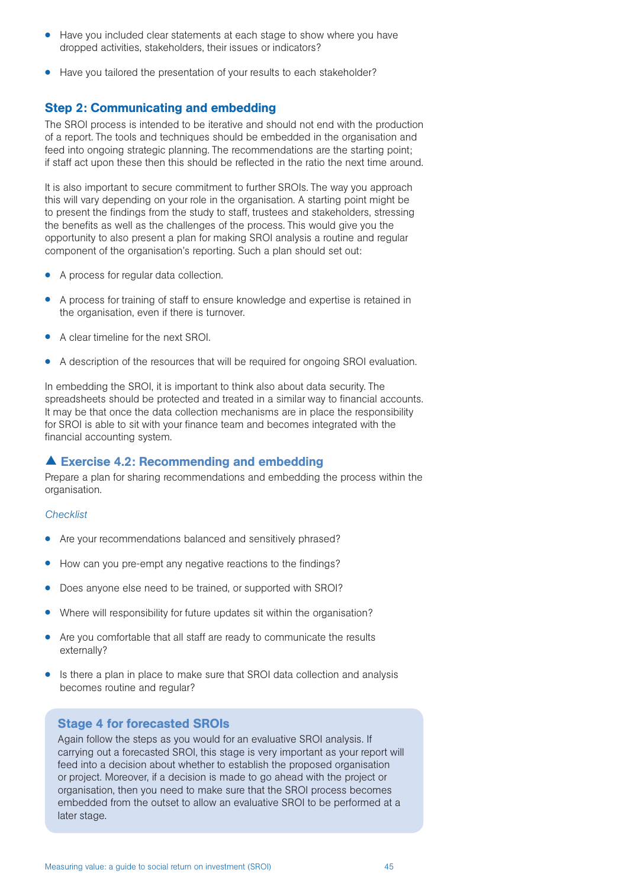- Have you included clear statements at each stage to show where you have dropped activities, stakeholders, their issues or indicators?
- Have you tailored the presentation of your results to each stakeholder?

## Step 2: Communicating and embedding

The SROI process is intended to be iterative and should not end with the production of a report. The tools and techniques should be embedded in the organisation and feed into ongoing strategic planning. The recommendations are the starting point; if staff act upon these then this should be reflected in the ratio the next time around.

It is also important to secure commitment to further SROIs. The way you approach this will vary depending on your role in the organisation. A starting point might be to present the findings from the study to staff, trustees and stakeholders, stressing the benefits as well as the challenges of the process. This would give you the opportunity to also present a plan for making SROI analysis a routine and regular component of the organisation's reporting. Such a plan should set out:

- A process for regular data collection.
- A process for training of staff to ensure knowledge and expertise is retained in the organisation, even if there is turnover.
- A clear timeline for the next SROI.
- A description of the resources that will be required for ongoing SROI evaluation.

In embedding the SROI, it is important to think also about data security. The spreadsheets should be protected and treated in a similar way to financial accounts. It may be that once the data collection mechanisms are in place the responsibility for SROI is able to sit with your finance team and becomes integrated with the financial accounting system.

### ▲ Exercise 4.2: Recommending and embedding

Prepare a plan for sharing recommendations and embedding the process within the organisation.

*Checklist*

- Are your recommendations balanced and sensitively phrased?
- How can you pre-empt any negative reactions to the findings?
- Does anyone else need to be trained, or supported with SROI?
- Where will responsibility for future updates sit within the organisation?
- Are you comfortable that all staff are ready to communicate the results externally?
- Is there a plan in place to make sure that SROI data collection and analysis becomes routine and regular?

### Stage 4 for forecasted SROIs

Again follow the steps as you would for an evaluative SROI analysis. If carrying out a forecasted SROI, this stage is very important as your report will feed into a decision about whether to establish the proposed organisation or project. Moreover, if a decision is made to go ahead with the project or organisation, then you need to make sure that the SROI process becomes embedded from the outset to allow an evaluative SROI to be performed at a later stage.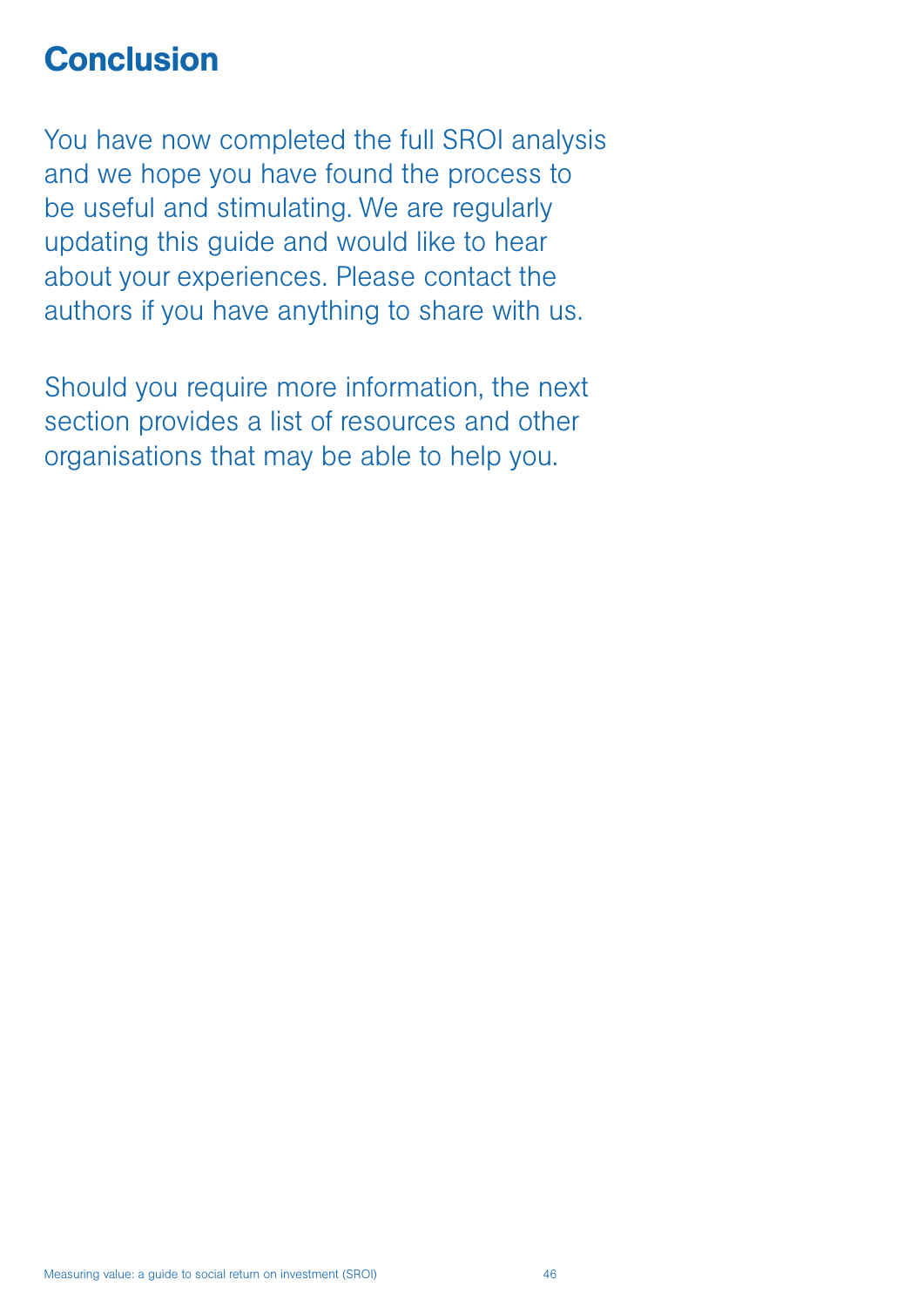# Conclusion

You have now completed the full SROI analysis and we hope you have found the process to be useful and stimulating. We are regularly updating this guide and would like to hear about your experiences. Please contact the authors if you have anything to share with us.

Should you require more information, the next section provides a list of resources and other organisations that may be able to help you.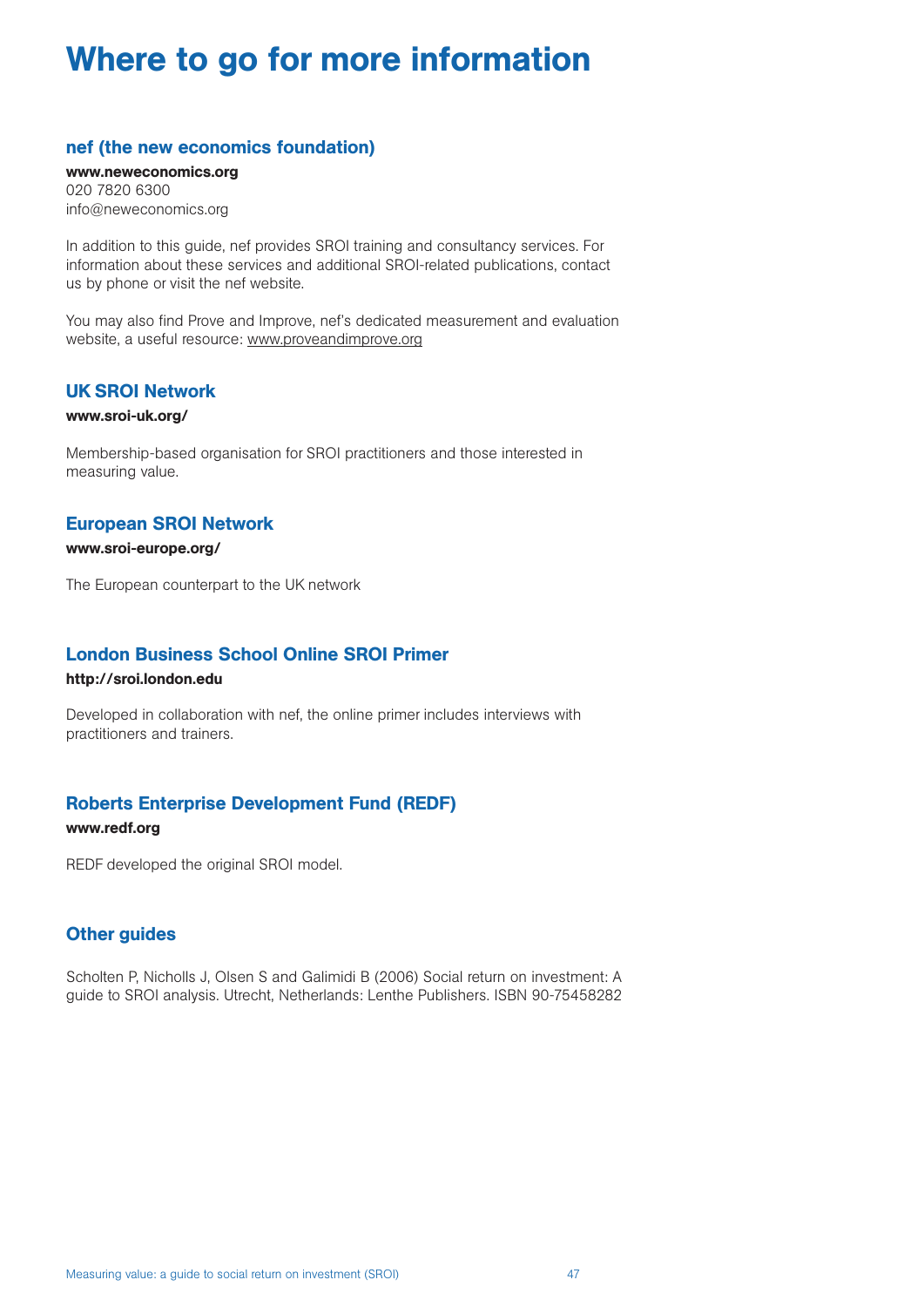# Where to go for more information

## nef (the new economics foundation)

**www.neweconomics.org**
020 7820 6300
info@neweconomics.org

In addition to this guide, nef provides SROI training and consultancy services. For information about these services and additional SROI-related publications, contact us by phone or visit the nef website.

You may also find Prove and Improve, nef's dedicated measurement and evaluation website, a useful resource: www.proveandimprove.org

## UK SROI Network

**www.sroi-uk.org/**

Membership-based organisation for SROI practitioners and those interested in measuring value.

## European SROI Network

**www.sroi-europe.org/**

The European counterpart to the UK network

## London Business School Online SROI Primer

**http://sroi.london.edu**

Developed in collaboration with nef, the online primer includes interviews with practitioners and trainers.

## Roberts Enterprise Development Fund (REDF)

**www.redf.org**

REDF developed the original SROI model.

## Other guides

Scholten P, Nicholls J, Olsen S and Galimidi B (2006) Social return on investment: A guide to SROI analysis. Utrecht, Netherlands: Lenthe Publishers. ISBN 90-75458282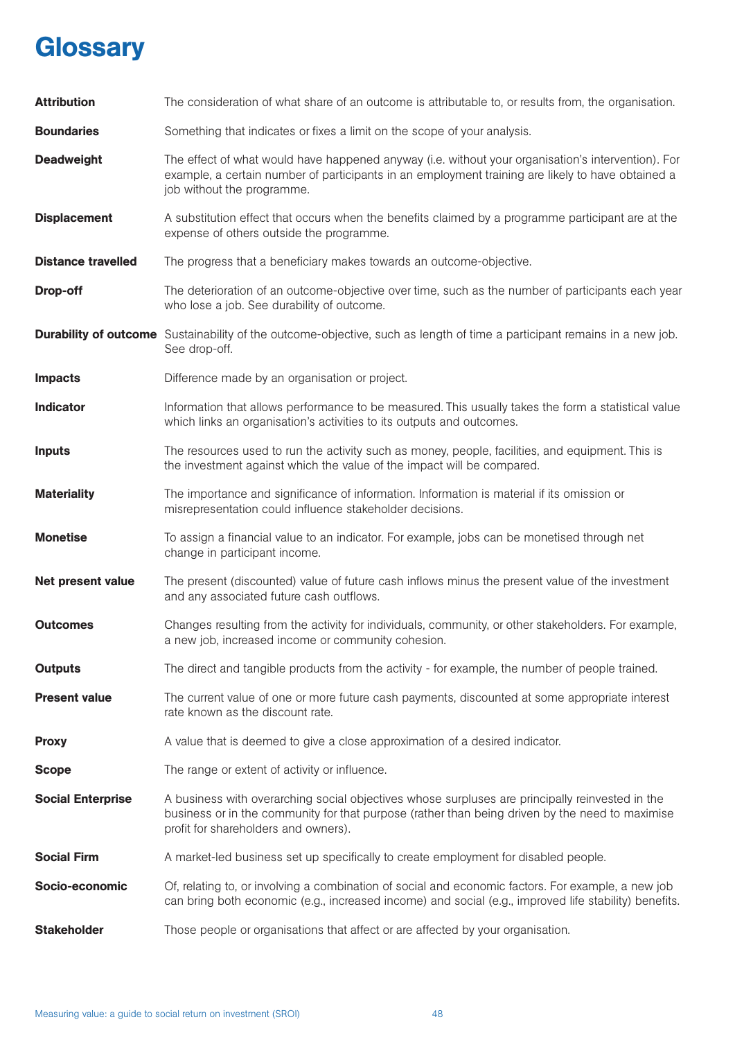# Glossary

**Attribution** The consideration of what share of an outcome is attributable to, or results from, the organisation.

**Boundaries** Something that indicates or fixes a limit on the scope of your analysis.

**Deadweight** The effect of what would have happened anyway (i.e. without your organisation's intervention). For example, a certain number of participants in an employment training are likely to have obtained a job without the programme.

**Displacement** A substitution effect that occurs when the benefits claimed by a programme participant are at the expense of others outside the programme.

**Distance travelled** The progress that a beneficiary makes towards an outcome-objective.

**Drop-off** The deterioration of an outcome-objective over time, such as the number of participants each year who lose a job. See durability of outcome.

**Durability of outcome** Sustainability of the outcome-objective, such as length of time a participant remains in a new job. See drop-off.

**Impacts** Difference made by an organisation or project.

**Indicator** Information that allows performance to be measured. This usually takes the form a statistical value which links an organisation's activities to its outputs and outcomes.

**Inputs** The resources used to run the activity such as money, people, facilities, and equipment. This is the investment against which the value of the impact will be compared.

**Materiality** The importance and significance of information. Information is material if its omission or misrepresentation could influence stakeholder decisions.

**Monetise** To assign a financial value to an indicator. For example, jobs can be monetised through net change in participant income.

**Net present value** The present (discounted) value of future cash inflows minus the present value of the investment and any associated future cash outflows.

**Outcomes** Changes resulting from the activity for individuals, community, or other stakeholders. For example, a new job, increased income or community cohesion.

**Outputs** The direct and tangible products from the activity - for example, the number of people trained.

**Present value** The current value of one or more future cash payments, discounted at some appropriate interest rate known as the discount rate.

**Proxy** A value that is deemed to give a close approximation of a desired indicator.

**Scope** The range or extent of activity or influence.

**Social Enterprise** A business with overarching social objectives whose surpluses are principally reinvested in the business or in the community for that purpose (rather than being driven by the need to maximise profit for shareholders and owners).

**Social Firm** A market-led business set up specifically to create employment for disabled people.

**Socio-economic** Of, relating to, or involving a combination of social and economic factors. For example, a new job can bring both economic (e.g., increased income) and social (e.g., improved life stability) benefits.

**Stakeholder** Those people or organisations that affect or are affected by your organisation.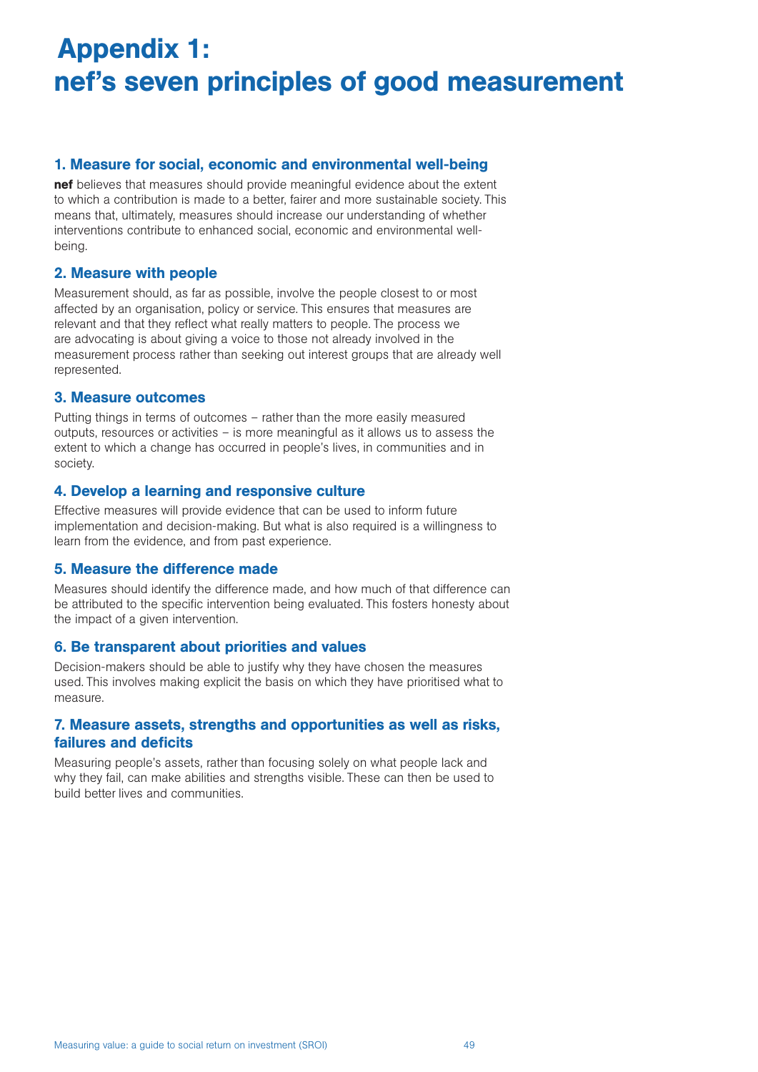# Appendix 1: nef's seven principles of good measurement

### 1. Measure for social, economic and environmental well-being

**nef** believes that measures should provide meaningful evidence about the extent to which a contribution is made to a better, fairer and more sustainable society. This means that, ultimately, measures should increase our understanding of whether interventions contribute to enhanced social, economic and environmental well-being.

### 2. Measure with people

Measurement should, as far as possible, involve the people closest to or most affected by an organisation, policy or service. This ensures that measures are relevant and that they reflect what really matters to people. The process we are advocating is about giving a voice to those not already involved in the measurement process rather than seeking out interest groups that are already well represented.

### 3. Measure outcomes

Putting things in terms of outcomes – rather than the more easily measured outputs, resources or activities – is more meaningful as it allows us to assess the extent to which a change has occurred in people's lives, in communities and in society.

### 4. Develop a learning and responsive culture

Effective measures will provide evidence that can be used to inform future implementation and decision-making. But what is also required is a willingness to learn from the evidence, and from past experience.

### 5. Measure the difference made

Measures should identify the difference made, and how much of that difference can be attributed to the specific intervention being evaluated. This fosters honesty about the impact of a given intervention.

### 6. Be transparent about priorities and values

Decision-makers should be able to justify why they have chosen the measures used. This involves making explicit the basis on which they have prioritised what to measure.

### 7. Measure assets, strengths and opportunities as well as risks, failures and deficits

Measuring people's assets, rather than focusing solely on what people lack and why they fail, can make abilities and strengths visible. These can then be used to build better lives and communities.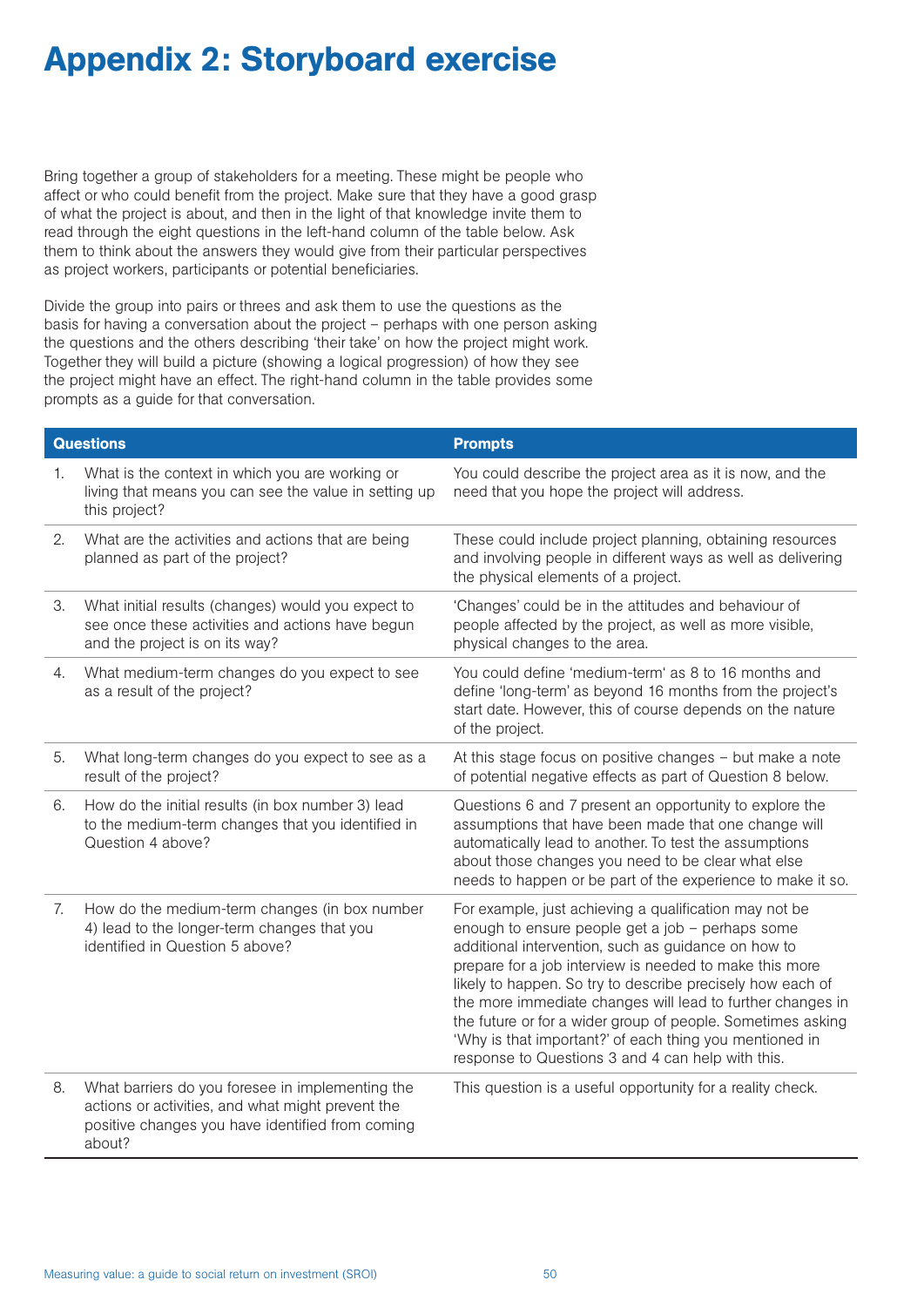# Appendix 2: Storyboard exercise

Bring together a group of stakeholders for a meeting. These might be people who affect or who could benefit from the project. Make sure that they have a good grasp of what the project is about, and then in the light of that knowledge invite them to read through the eight questions in the left-hand column of the table below. Ask them to think about the answers they would give from their particular perspectives as project workers, participants or potential beneficiaries.

Divide the group into pairs or threes and ask them to use the questions as the basis for having a conversation about the project – perhaps with one person asking the questions and the others describing 'their take' on how the project might work. Together they will build a picture (showing a logical progression) of how they see the project might have an effect. The right-hand column in the table provides some prompts as a guide for that conversation.

| Questions | Prompts |
|---|---|
| 1. What is the context in which you are working or living that means you can see the value in setting up this project? | You could describe the project area as it is now, and the need that you hope the project will address. |
| 2. What are the activities and actions that are being planned as part of the project? | These could include project planning, obtaining resources and involving people in different ways as well as delivering the physical elements of a project. |
| 3. What initial results (changes) would you expect to see once these activities and actions have begun and the project is on its way? | 'Changes' could be in the attitudes and behaviour of people affected by the project, as well as more visible, physical changes to the area. |
| 4. What medium-term changes do you expect to see as a result of the project? | You could define 'medium-term' as 8 to 16 months and define 'long-term' as beyond 16 months from the project's start date. However, this of course depends on the nature of the project. |
| 5. What long-term changes do you expect to see as a result of the project? | At this stage focus on positive changes – but make a note of potential negative effects as part of Question 8 below. |
| 6. How do the initial results (in box number 3) lead to the medium-term changes that you identified in Question 4 above? | Questions 6 and 7 present an opportunity to explore the assumptions that have been made that one change will automatically lead to another. To test the assumptions about those changes you need to be clear what else needs to happen or be part of the experience to make it so. |
| 7. How do the medium-term changes (in box number 4) lead to the longer-term changes that you identified in Question 5 above? | For example, just achieving a qualification may not be enough to ensure people get a job – perhaps some additional intervention, such as guidance on how to prepare for a job interview is needed to make this more likely to happen. So try to describe precisely how each of the more immediate changes will lead to further changes in the future or for a wider group of people. Sometimes asking 'Why is that important?' of each thing you mentioned in response to Questions 3 and 4 can help with this. |
| 8. What barriers do you foresee in implementing the actions or activities, and what might prevent the positive changes you have identified from coming about? | This question is a useful opportunity for a reality check. |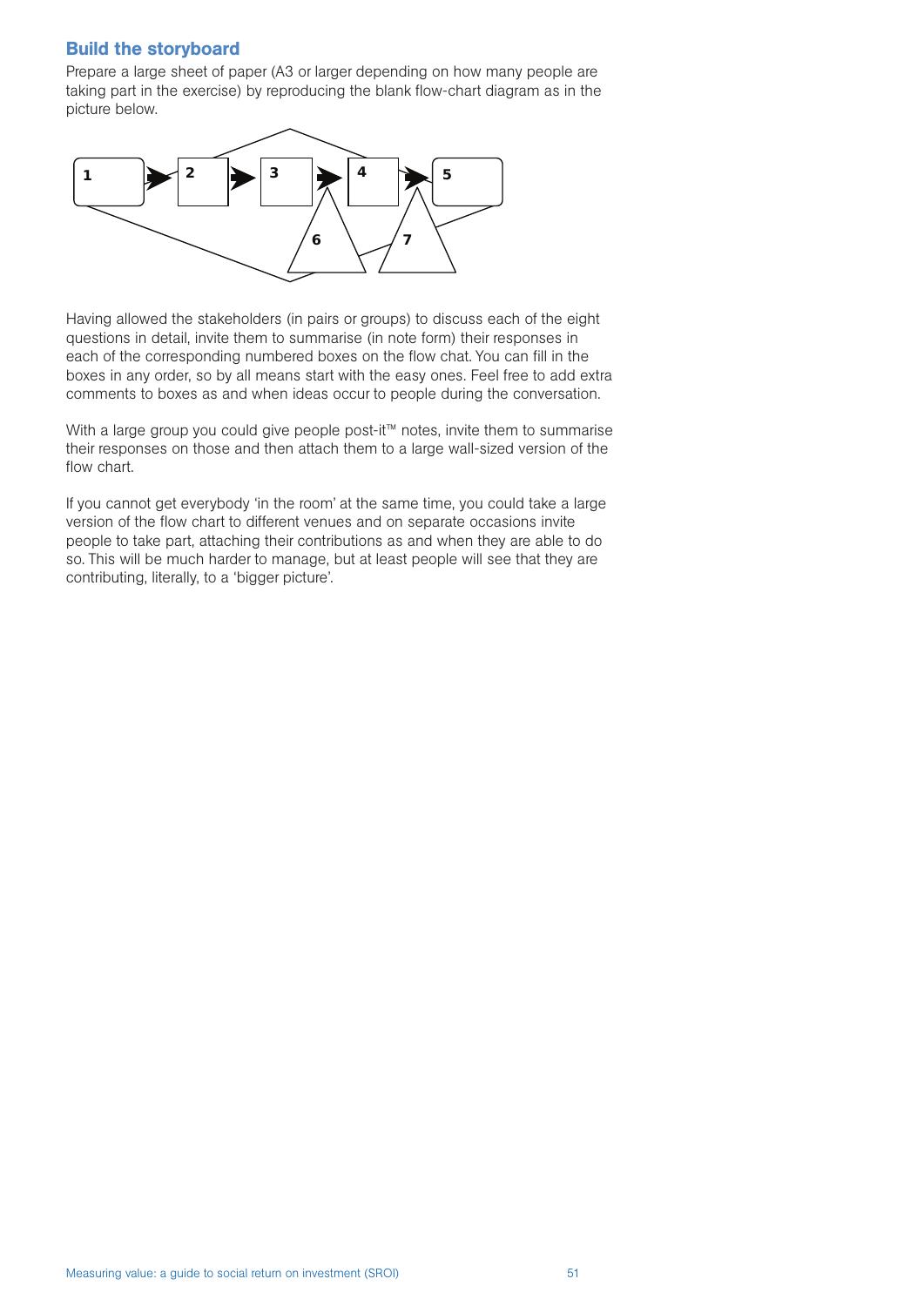## Build the storyboard

Prepare a large sheet of paper (A3 or larger depending on how many people are taking part in the exercise) by reproducing the blank flow-chart diagram as in the picture below.

Having allowed the stakeholders (in pairs or groups) to discuss each of the eight questions in detail, invite them to summarise (in note form) their responses in each of the corresponding numbered boxes on the flow chat. You can fill in the boxes in any order, so by all means start with the easy ones. Feel free to add extra comments to boxes as and when ideas occur to people during the conversation.

With a large group you could give people post-it™ notes, invite them to summarise their responses on those and then attach them to a large wall-sized version of the flow chart.

If you cannot get everybody 'in the room' at the same time, you could take a large version of the flow chart to different venues and on separate occasions invite people to take part, attaching their contributions as and when they are able to do so. This will be much harder to manage, but at least people will see that they are contributing, literally, to a 'bigger picture'.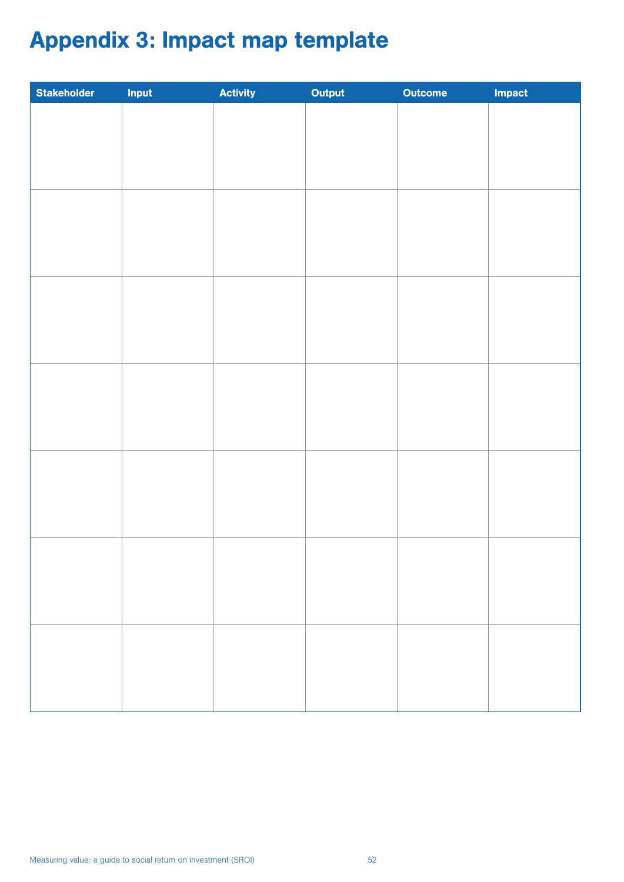# Appendix 3: Impact map template

| Stakeholder | Input | Activity | Output | Outcome | Impact |
|---|---|---|---|---|---|
| | | | | | |
| | | | | | |
| | | | | | |
| | | | | | |
| | | | | | |
| | | | | | |
| | | | | | |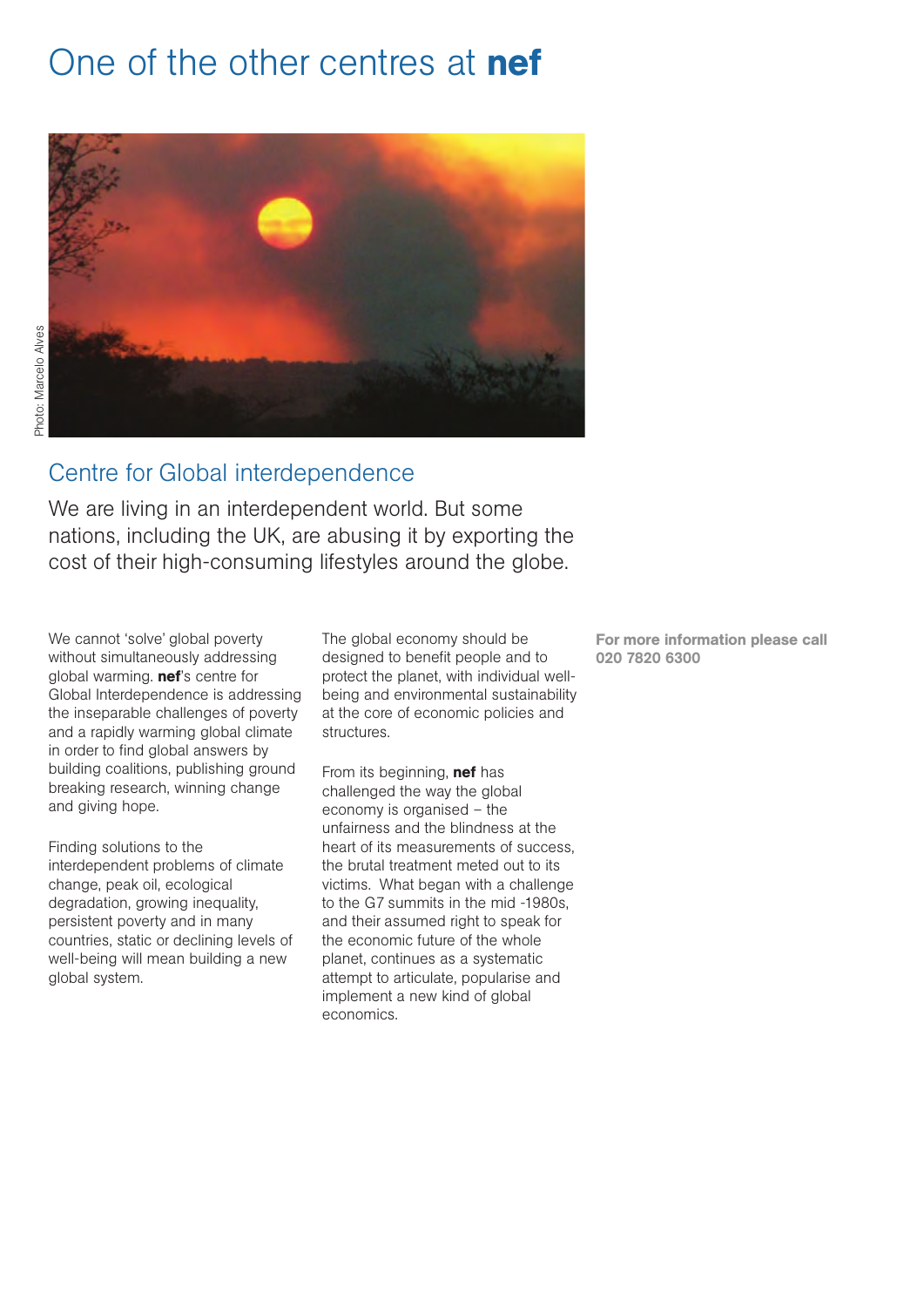# One of the other centres at **nef**

Photo: Marcelo Alves

## Centre for Global interdependence

We are living in an interdependent world. But some nations, including the UK, are abusing it by exporting the cost of their high-consuming lifestyles around the globe.

We cannot 'solve' global poverty without simultaneously addressing global warming. **nef**'s centre for Global Interdependence is addressing the inseparable challenges of poverty and a rapidly warming global climate in order to find global answers by building coalitions, publishing ground breaking research, winning change and giving hope.

Finding solutions to the interdependent problems of climate change, peak oil, ecological degradation, growing inequality, persistent poverty and in many countries, static or declining levels of well-being will mean building a new global system.

The global economy should be designed to benefit people and to protect the planet, with individual well-being and environmental sustainability at the core of economic policies and structures.

From its beginning, **nef** has challenged the way the global economy is organised – the unfairness and the blindness at the heart of its measurements of success, the brutal treatment meted out to its victims. What began with a challenge to the G7 summits in the mid -1980s, and their assumed right to speak for the economic future of the whole planet, continues as a systematic attempt to articulate, popularise and implement a new kind of global economics.

**For more information please call 020 7820 6300**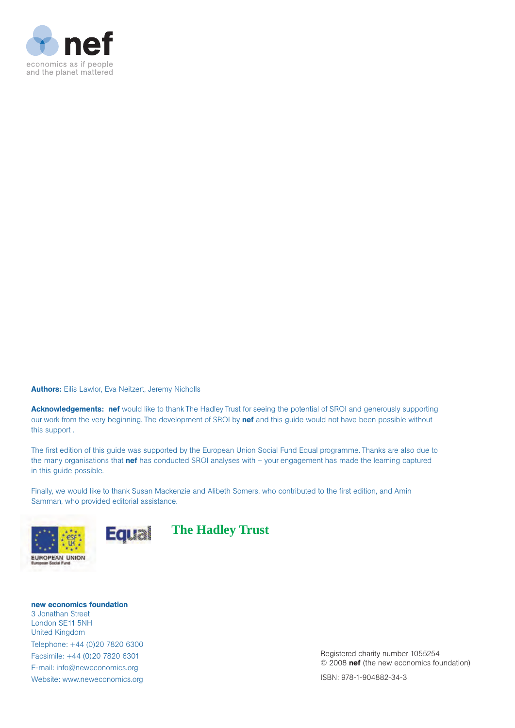**nef**

economics as if people
and the planet mattered

**Authors:** Eilís Lawlor, Eva Neitzert, Jeremy Nicholls

**Acknowledgements: nef** would like to thank The Hadley Trust for seeing the potential of SROI and generously supporting our work from the very beginning. The development of SROI by **nef** and this guide would not have been possible without this support .

The first edition of this guide was supported by the European Union Social Fund Equal programme. Thanks are also due to the many organisations that **nef** has conducted SROI analyses with – your engagement has made the learning captured in this guide possible.

Finally, we would like to thank Susan Mackenzie and Alibeth Somers, who contributed to the first edition, and Amin Samman, who provided editorial assistance.

EUROPEAN UNION
European Social Fund

Equal

**The Hadley Trust**

**new economics foundation**
3 Jonathan Street
London SE11 5NH
United Kingdom

Telephone: +44 (0)20 7820 6300
Facsimile: +44 (0)20 7820 6301
E-mail: info@neweconomics.org
Website: www.neweconomics.org

Registered charity number 1055254
© 2008 **nef** (the new economics foundation)

ISBN: 978-1-904882-34-3